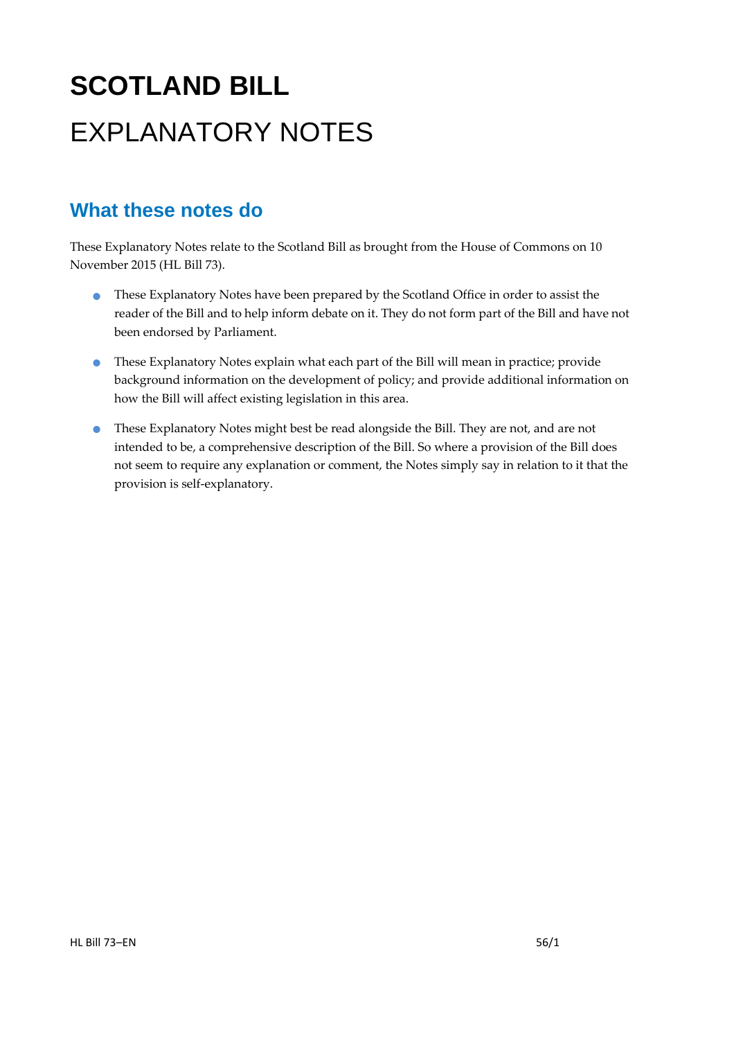# SCOTLAND BILL

# EXPLANATORY NOTES

## What these notes do

These Explanatory Notes relate to the Scotland Bill as brought from the House of Commons on 10 November 2015 (HL Bill 73).

- These Explanatory Notes have been prepared by the Scotland Office in order to assist the reader of the Bill and to help inform debate on it. They do not form part of the Bill and have not been endorsed by Parliament.
- These Explanatory Notes explain what each part of the Bill will mean in practice; provide background information on the development of policy; and provide additional information on how the Bill will affect existing legislation in this area.
- These Explanatory Notes might best be read alongside the Bill. They are not, and are not intended to be, a comprehensive description of the Bill. So where a provision of the Bill does not seem to require any explanation or comment, the Notes simply say in relation to it that the provision is self-explanatory.

HL Bill 73–EN 56/1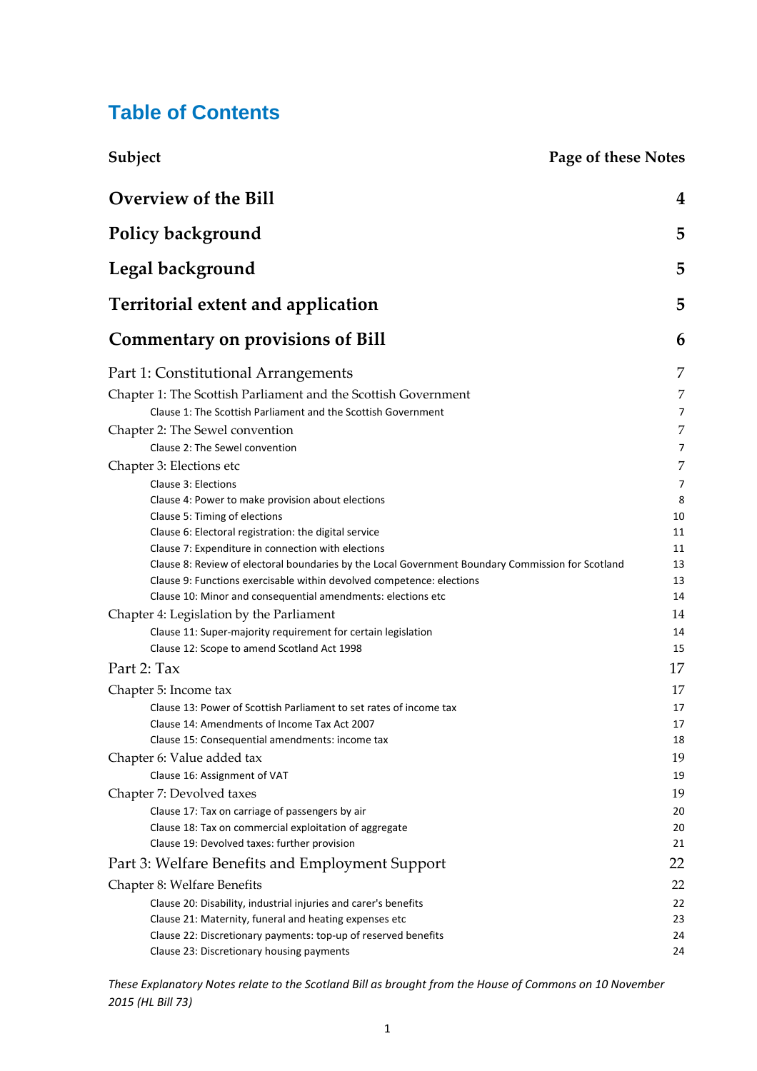# Table of Contents

| Subject | Page of these Notes |
|---|---|
| **Overview of the Bill** | **4** |
| **Policy background** | **5** |
| **Legal background** | **5** |
| **Territorial extent and application** | **5** |
| **Commentary on provisions of Bill** | **6** |
| Part 1: Constitutional Arrangements | 7 |
| Chapter 1: The Scottish Parliament and the Scottish Government | 7 |
| Clause 1: The Scottish Parliament and the Scottish Government | 7 |
| Chapter 2: The Sewel convention | 7 |
| Clause 2: The Sewel convention | 7 |
| Chapter 3: Elections etc | 7 |
| Clause 3: Elections | 7 |
| Clause 4: Power to make provision about elections | 8 |
| Clause 5: Timing of elections | 10 |
| Clause 6: Electoral registration: the digital service | 11 |
| Clause 7: Expenditure in connection with elections | 11 |
| Clause 8: Review of electoral boundaries by the Local Government Boundary Commission for Scotland | 13 |
| Clause 9: Functions exercisable within devolved competence: elections | 13 |
| Clause 10: Minor and consequential amendments: elections etc | 14 |
| Chapter 4: Legislation by the Parliament | 14 |
| Clause 11: Super-majority requirement for certain legislation | 14 |
| Clause 12: Scope to amend Scotland Act 1998 | 15 |
| Part 2: Tax | 17 |
| Chapter 5: Income tax | 17 |
| Clause 13: Power of Scottish Parliament to set rates of income tax | 17 |
| Clause 14: Amendments of Income Tax Act 2007 | 17 |
| Clause 15: Consequential amendments: income tax | 18 |
| Chapter 6: Value added tax | 19 |
| Clause 16: Assignment of VAT | 19 |
| Chapter 7: Devolved taxes | 19 |
| Clause 17: Tax on carriage of passengers by air | 20 |
| Clause 18: Tax on commercial exploitation of aggregate | 20 |
| Clause 19: Devolved taxes: further provision | 21 |
| Part 3: Welfare Benefits and Employment Support | 22 |
| Chapter 8: Welfare Benefits | 22 |
| Clause 20: Disability, industrial injuries and carer's benefits | 22 |
| Clause 21: Maternity, funeral and heating expenses etc | 23 |
| Clause 22: Discretionary payments: top-up of reserved benefits | 24 |
| Clause 23: Discretionary housing payments | 24 |

*These Explanatory Notes relate to the Scotland Bill as brought from the House of Commons on 10 November 2015 (HL Bill 73)*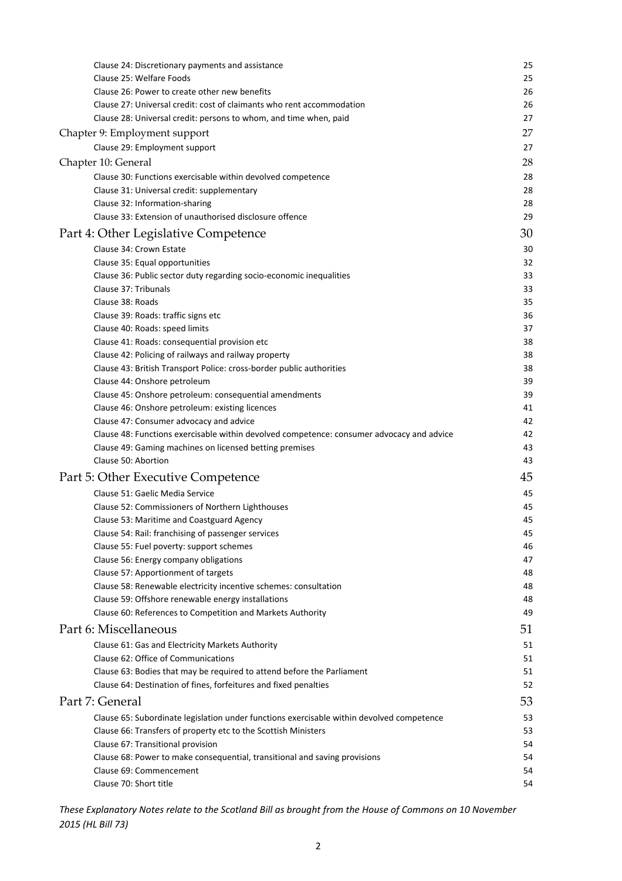Clause 24: Discretionary payments and assistance 25
Clause 25: Welfare Foods 25
Clause 26: Power to create other new benefits 26
Clause 27: Universal credit: cost of claimants who rent accommodation 26
Clause 28: Universal credit: persons to whom, and time when, paid 27

Chapter 9: Employment support 27

Clause 29: Employment support 27

Chapter 10: General 28

Clause 30: Functions exercisable within devolved competence 28
Clause 31: Universal credit: supplementary 28
Clause 32: Information-sharing 28
Clause 33: Extension of unauthorised disclosure offence 29

Part 4: Other Legislative Competence 30

Clause 34: Crown Estate 30
Clause 35: Equal opportunities 32
Clause 36: Public sector duty regarding socio-economic inequalities 33
Clause 37: Tribunals 33
Clause 38: Roads 35
Clause 39: Roads: traffic signs etc 36
Clause 40: Roads: speed limits 37
Clause 41: Roads: consequential provision etc 38
Clause 42: Policing of railways and railway property 38
Clause 43: British Transport Police: cross-border public authorities 38
Clause 44: Onshore petroleum 39
Clause 45: Onshore petroleum: consequential amendments 39
Clause 46: Onshore petroleum: existing licences 41
Clause 47: Consumer advocacy and advice 42
Clause 48: Functions exercisable within devolved competence: consumer advocacy and advice 42
Clause 49: Gaming machines on licensed betting premises 43
Clause 50: Abortion 43

Part 5: Other Executive Competence 45

Clause 51: Gaelic Media Service 45
Clause 52: Commissioners of Northern Lighthouses 45
Clause 53: Maritime and Coastguard Agency 45
Clause 54: Rail: franchising of passenger services 45
Clause 55: Fuel poverty: support schemes 46
Clause 56: Energy company obligations 47
Clause 57: Apportionment of targets 48
Clause 58: Renewable electricity incentive schemes: consultation 48
Clause 59: Offshore renewable energy installations 48
Clause 60: References to Competition and Markets Authority 49

Part 6: Miscellaneous 51

Clause 61: Gas and Electricity Markets Authority 51
Clause 62: Office of Communications 51
Clause 63: Bodies that may be required to attend before the Parliament 51
Clause 64: Destination of fines, forfeitures and fixed penalties 52

Part 7: General 53

Clause 65: Subordinate legislation under functions exercisable within devolved competence 53
Clause 66: Transfers of property etc to the Scottish Ministers 53
Clause 67: Transitional provision 54
Clause 68: Power to make consequential, transitional and saving provisions 54
Clause 69: Commencement 54
Clause 70: Short title 54

*These Explanatory Notes relate to the Scotland Bill as brought from the House of Commons on 10 November 2015 (HL Bill 73)*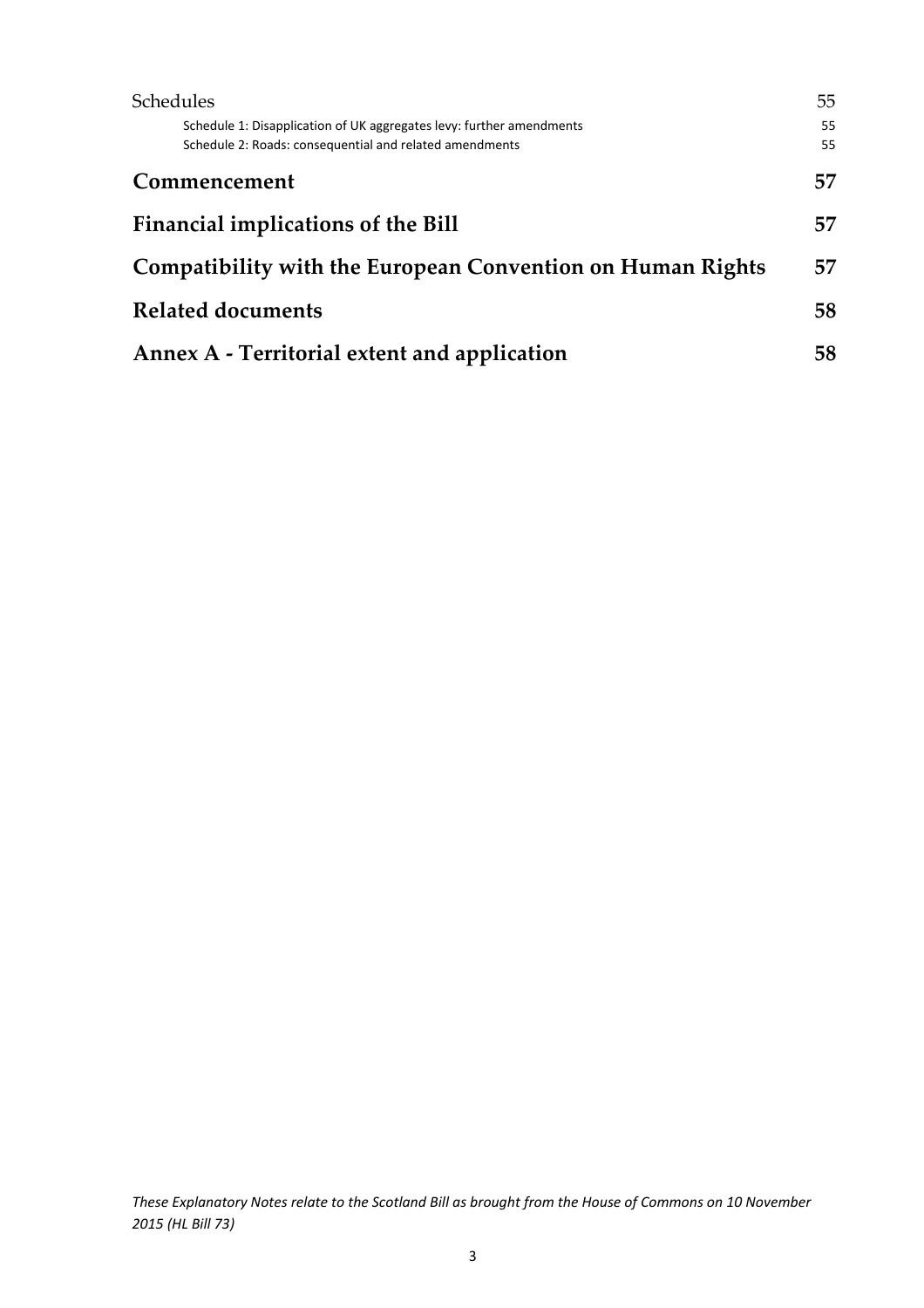Schedules 55

Schedule 1: Disapplication of UK aggregates levy: further amendments 55

Schedule 2: Roads: consequential and related amendments 55

**Commencement** 57

**Financial implications of the Bill** 57

**Compatibility with the European Convention on Human Rights** 57

**Related documents** 58

**Annex A - Territorial extent and application** 58

*These Explanatory Notes relate to the Scotland Bill as brought from the House of Commons on 10 November 2015 (HL Bill 73)*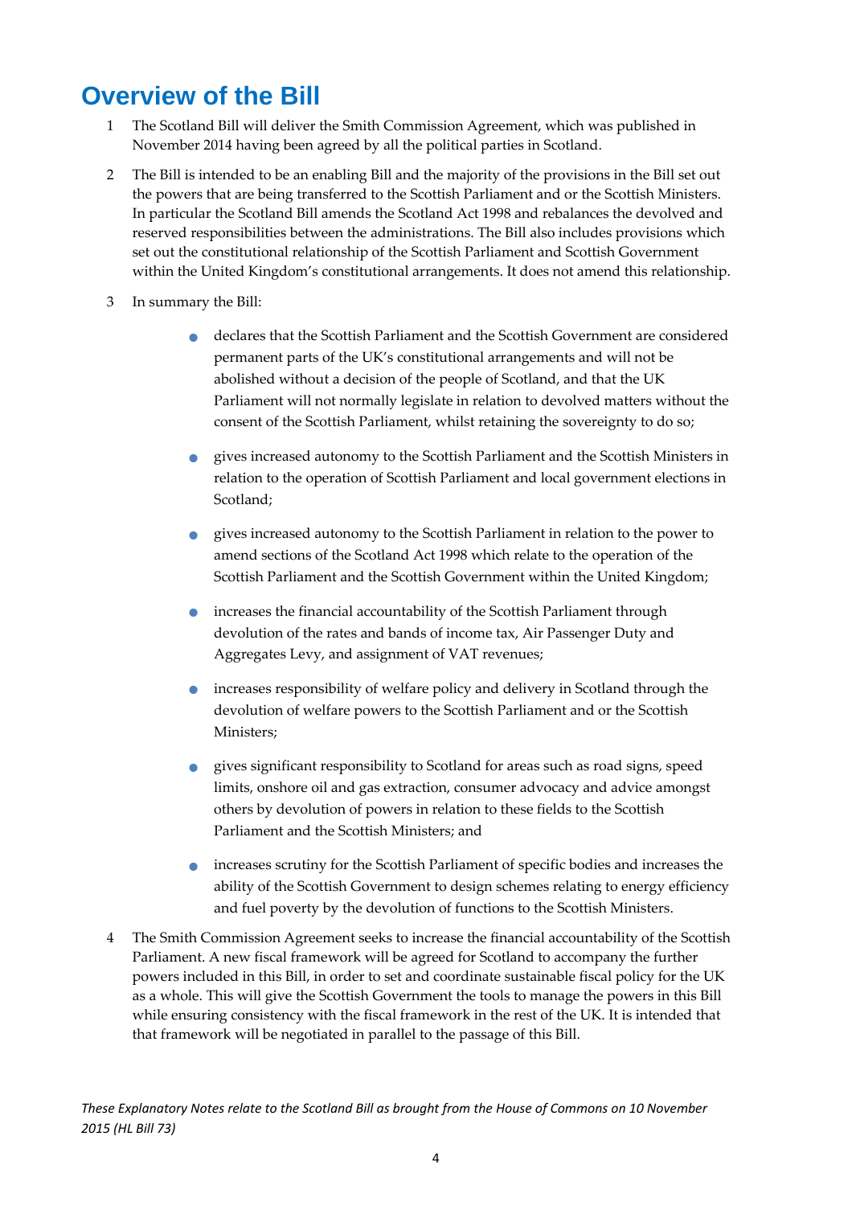# Overview of the Bill

1 The Scotland Bill will deliver the Smith Commission Agreement, which was published in November 2014 having been agreed by all the political parties in Scotland.

2 The Bill is intended to be an enabling Bill and the majority of the provisions in the Bill set out the powers that are being transferred to the Scottish Parliament and or the Scottish Ministers. In particular the Scotland Bill amends the Scotland Act 1998 and rebalances the devolved and reserved responsibilities between the administrations. The Bill also includes provisions which set out the constitutional relationship of the Scottish Parliament and Scottish Government within the United Kingdom's constitutional arrangements. It does not amend this relationship.

3 In summary the Bill:

- declares that the Scottish Parliament and the Scottish Government are considered permanent parts of the UK's constitutional arrangements and will not be abolished without a decision of the people of Scotland, and that the UK Parliament will not normally legislate in relation to devolved matters without the consent of the Scottish Parliament, whilst retaining the sovereignty to do so;
- gives increased autonomy to the Scottish Parliament and the Scottish Ministers in relation to the operation of Scottish Parliament and local government elections in Scotland;
- gives increased autonomy to the Scottish Parliament in relation to the power to amend sections of the Scotland Act 1998 which relate to the operation of the Scottish Parliament and the Scottish Government within the United Kingdom;
- increases the financial accountability of the Scottish Parliament through devolution of the rates and bands of income tax, Air Passenger Duty and Aggregates Levy, and assignment of VAT revenues;
- increases responsibility of welfare policy and delivery in Scotland through the devolution of welfare powers to the Scottish Parliament and or the Scottish Ministers;
- gives significant responsibility to Scotland for areas such as road signs, speed limits, onshore oil and gas extraction, consumer advocacy and advice amongst others by devolution of powers in relation to these fields to the Scottish Parliament and the Scottish Ministers; and
- increases scrutiny for the Scottish Parliament of specific bodies and increases the ability of the Scottish Government to design schemes relating to energy efficiency and fuel poverty by the devolution of functions to the Scottish Ministers.

4 The Smith Commission Agreement seeks to increase the financial accountability of the Scottish Parliament. A new fiscal framework will be agreed for Scotland to accompany the further powers included in this Bill, in order to set and coordinate sustainable fiscal policy for the UK as a whole. This will give the Scottish Government the tools to manage the powers in this Bill while ensuring consistency with the fiscal framework in the rest of the UK. It is intended that that framework will be negotiated in parallel to the passage of this Bill.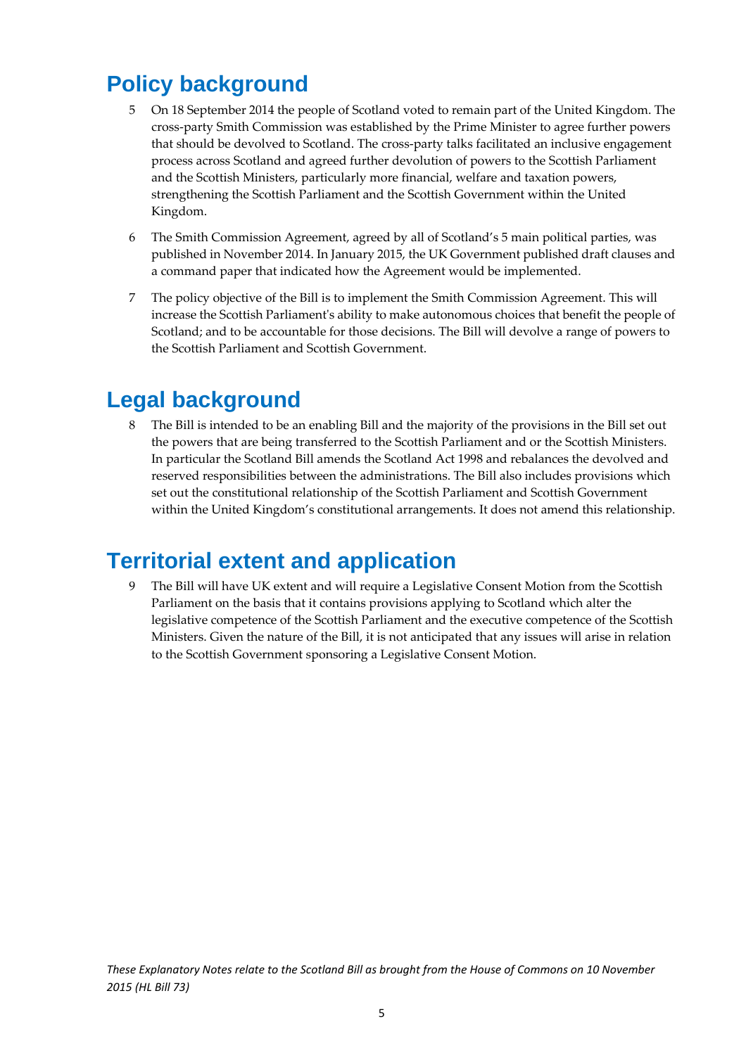## Policy background

5 On 18 September 2014 the people of Scotland voted to remain part of the United Kingdom. The cross-party Smith Commission was established by the Prime Minister to agree further powers that should be devolved to Scotland. The cross-party talks facilitated an inclusive engagement process across Scotland and agreed further devolution of powers to the Scottish Parliament and the Scottish Ministers, particularly more financial, welfare and taxation powers, strengthening the Scottish Parliament and the Scottish Government within the United Kingdom.

6 The Smith Commission Agreement, agreed by all of Scotland's 5 main political parties, was published in November 2014. In January 2015, the UK Government published draft clauses and a command paper that indicated how the Agreement would be implemented.

7 The policy objective of the Bill is to implement the Smith Commission Agreement. This will increase the Scottish Parliament's ability to make autonomous choices that benefit the people of Scotland; and to be accountable for those decisions. The Bill will devolve a range of powers to the Scottish Parliament and Scottish Government.

## Legal background

8 The Bill is intended to be an enabling Bill and the majority of the provisions in the Bill set out the powers that are being transferred to the Scottish Parliament and or the Scottish Ministers. In particular the Scotland Bill amends the Scotland Act 1998 and rebalances the devolved and reserved responsibilities between the administrations. The Bill also includes provisions which set out the constitutional relationship of the Scottish Parliament and Scottish Government within the United Kingdom's constitutional arrangements. It does not amend this relationship.

## Territorial extent and application

9 The Bill will have UK extent and will require a Legislative Consent Motion from the Scottish Parliament on the basis that it contains provisions applying to Scotland which alter the legislative competence of the Scottish Parliament and the executive competence of the Scottish Ministers. Given the nature of the Bill, it is not anticipated that any issues will arise in relation to the Scottish Government sponsoring a Legislative Consent Motion.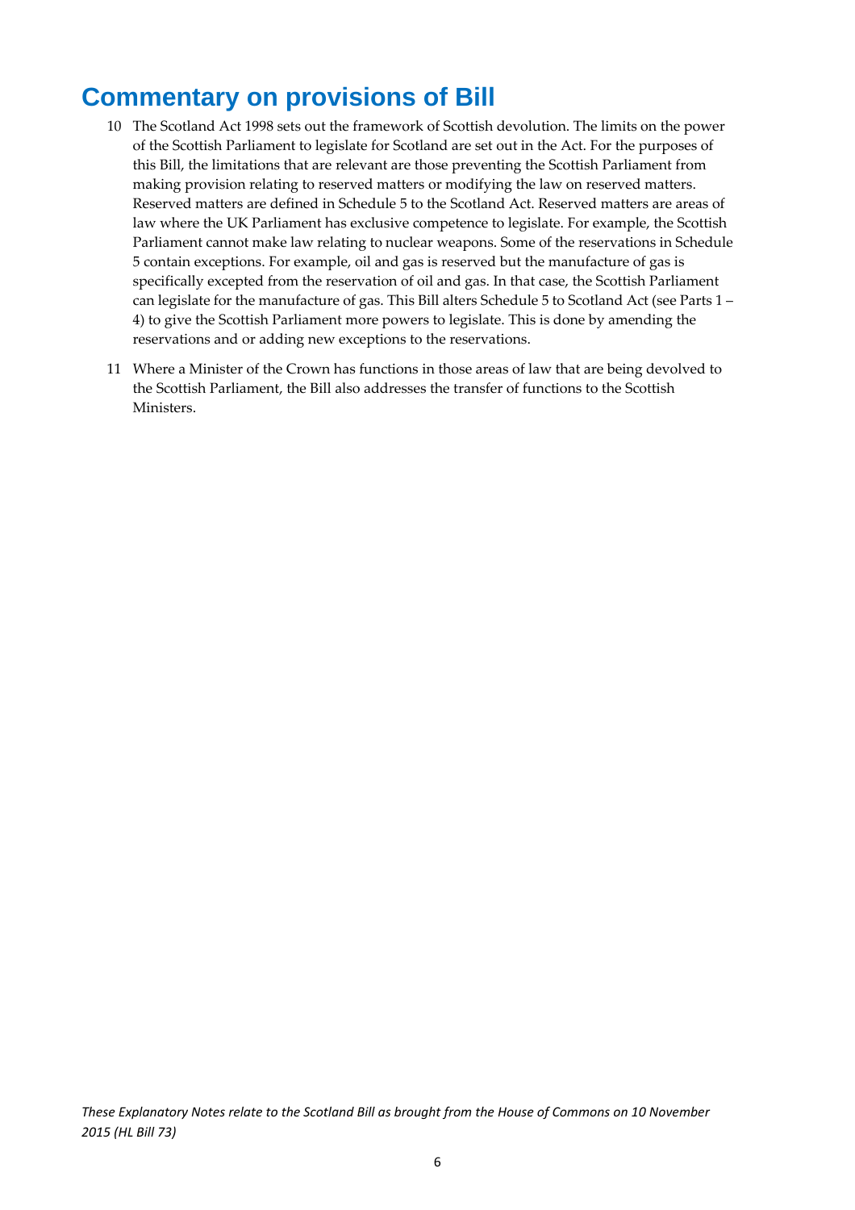## Commentary on provisions of Bill

10 The Scotland Act 1998 sets out the framework of Scottish devolution. The limits on the power of the Scottish Parliament to legislate for Scotland are set out in the Act. For the purposes of this Bill, the limitations that are relevant are those preventing the Scottish Parliament from making provision relating to reserved matters or modifying the law on reserved matters. Reserved matters are defined in Schedule 5 to the Scotland Act. Reserved matters are areas of law where the UK Parliament has exclusive competence to legislate. For example, the Scottish Parliament cannot make law relating to nuclear weapons. Some of the reservations in Schedule 5 contain exceptions. For example, oil and gas is reserved but the manufacture of gas is specifically excepted from the reservation of oil and gas. In that case, the Scottish Parliament can legislate for the manufacture of gas. This Bill alters Schedule 5 to Scotland Act (see Parts 1 – 4) to give the Scottish Parliament more powers to legislate. This is done by amending the reservations and or adding new exceptions to the reservations.

11 Where a Minister of the Crown has functions in those areas of law that are being devolved to the Scottish Parliament, the Bill also addresses the transfer of functions to the Scottish Ministers.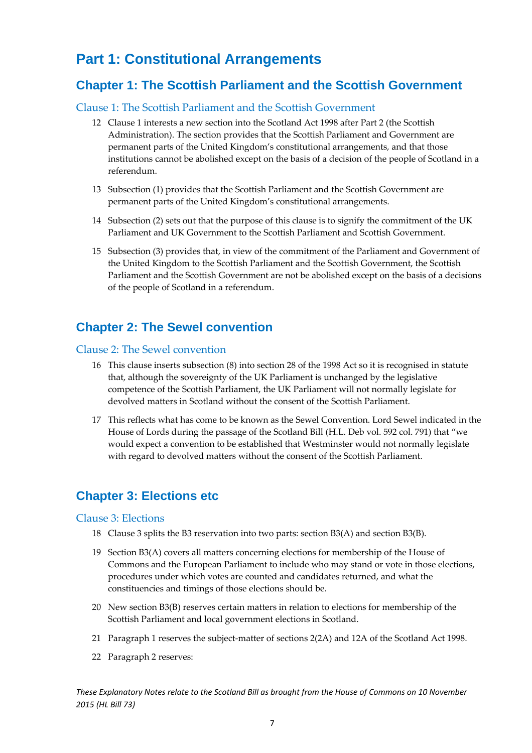# Part 1: Constitutional Arrangements

## Chapter 1: The Scottish Parliament and the Scottish Government

### Clause 1: The Scottish Parliament and the Scottish Government

12 Clause 1 interests a new section into the Scotland Act 1998 after Part 2 (the Scottish Administration). The section provides that the Scottish Parliament and Government are permanent parts of the United Kingdom's constitutional arrangements, and that those institutions cannot be abolished except on the basis of a decision of the people of Scotland in a referendum.

13 Subsection (1) provides that the Scottish Parliament and the Scottish Government are permanent parts of the United Kingdom's constitutional arrangements.

14 Subsection (2) sets out that the purpose of this clause is to signify the commitment of the UK Parliament and UK Government to the Scottish Parliament and Scottish Government.

15 Subsection (3) provides that, in view of the commitment of the Parliament and Government of the United Kingdom to the Scottish Parliament and the Scottish Government, the Scottish Parliament and the Scottish Government are not be abolished except on the basis of a decisions of the people of Scotland in a referendum.

## Chapter 2: The Sewel convention

### Clause 2: The Sewel convention

16 This clause inserts subsection (8) into section 28 of the 1998 Act so it is recognised in statute that, although the sovereignty of the UK Parliament is unchanged by the legislative competence of the Scottish Parliament, the UK Parliament will not normally legislate for devolved matters in Scotland without the consent of the Scottish Parliament.

17 This reflects what has come to be known as the Sewel Convention. Lord Sewel indicated in the House of Lords during the passage of the Scotland Bill (H.L. Deb vol. 592 col. 791) that "we would expect a convention to be established that Westminster would not normally legislate with regard to devolved matters without the consent of the Scottish Parliament.

## Chapter 3: Elections etc

### Clause 3: Elections

18 Clause 3 splits the B3 reservation into two parts: section B3(A) and section B3(B).

19 Section B3(A) covers all matters concerning elections for membership of the House of Commons and the European Parliament to include who may stand or vote in those elections, procedures under which votes are counted and candidates returned, and what the constituencies and timings of those elections should be.

20 New section B3(B) reserves certain matters in relation to elections for membership of the Scottish Parliament and local government elections in Scotland.

21 Paragraph 1 reserves the subject-matter of sections 2(2A) and 12A of the Scotland Act 1998.

22 Paragraph 2 reserves:

*These Explanatory Notes relate to the Scotland Bill as brought from the House of Commons on 10 November 2015 (HL Bill 73)*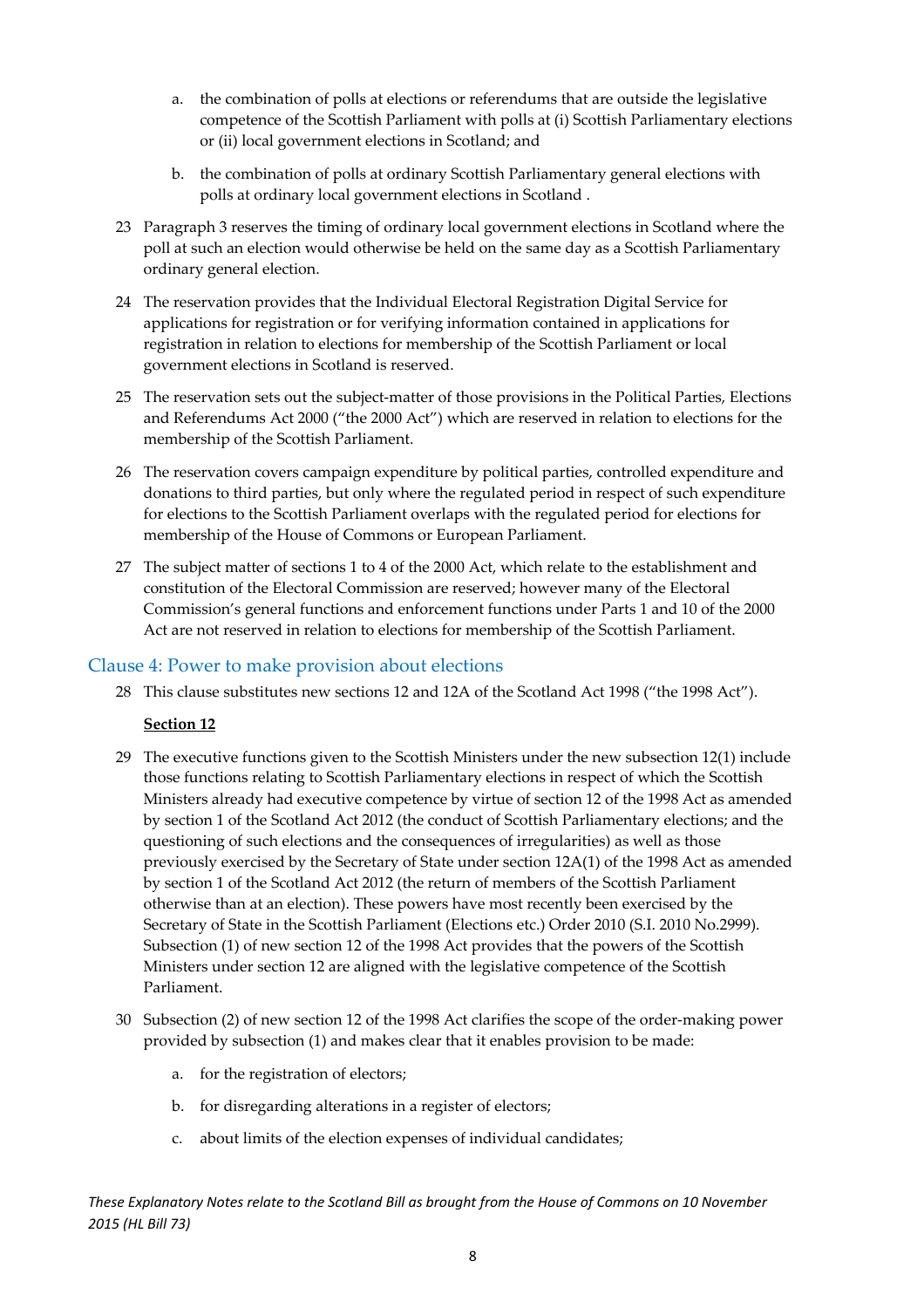a. the combination of polls at elections or referendums that are outside the legislative competence of the Scottish Parliament with polls at (i) Scottish Parliamentary elections or (ii) local government elections in Scotland; and

b. the combination of polls at ordinary Scottish Parliamentary general elections with polls at ordinary local government elections in Scotland .

23 Paragraph 3 reserves the timing of ordinary local government elections in Scotland where the poll at such an election would otherwise be held on the same day as a Scottish Parliamentary ordinary general election.

24 The reservation provides that the Individual Electoral Registration Digital Service for applications for registration or for verifying information contained in applications for registration in relation to elections for membership of the Scottish Parliament or local government elections in Scotland is reserved.

25 The reservation sets out the subject-matter of those provisions in the Political Parties, Elections and Referendums Act 2000 ("the 2000 Act") which are reserved in relation to elections for the membership of the Scottish Parliament.

26 The reservation covers campaign expenditure by political parties, controlled expenditure and donations to third parties, but only where the regulated period in respect of such expenditure for elections to the Scottish Parliament overlaps with the regulated period for elections for membership of the House of Commons or European Parliament.

27 The subject matter of sections 1 to 4 of the 2000 Act, which relate to the establishment and constitution of the Electoral Commission are reserved; however many of the Electoral Commission's general functions and enforcement functions under Parts 1 and 10 of the 2000 Act are not reserved in relation to elections for membership of the Scottish Parliament.

## Clause 4: Power to make provision about elections

28 This clause substitutes new sections 12 and 12A of the Scotland Act 1998 ("the 1998 Act").

**Section 12**

29 The executive functions given to the Scottish Ministers under the new subsection 12(1) include those functions relating to Scottish Parliamentary elections in respect of which the Scottish Ministers already had executive competence by virtue of section 12 of the 1998 Act as amended by section 1 of the Scotland Act 2012 (the conduct of Scottish Parliamentary elections; and the questioning of such elections and the consequences of irregularities) as well as those previously exercised by the Secretary of State under section 12A(1) of the 1998 Act as amended by section 1 of the Scotland Act 2012 (the return of members of the Scottish Parliament otherwise than at an election). These powers have most recently been exercised by the Secretary of State in the Scottish Parliament (Elections etc.) Order 2010 (S.I. 2010 No.2999). Subsection (1) of new section 12 of the 1998 Act provides that the powers of the Scottish Ministers under section 12 are aligned with the legislative competence of the Scottish Parliament.

30 Subsection (2) of new section 12 of the 1998 Act clarifies the scope of the order-making power provided by subsection (1) and makes clear that it enables provision to be made:

a. for the registration of electors;

b. for disregarding alterations in a register of electors;

c. about limits of the election expenses of individual candidates;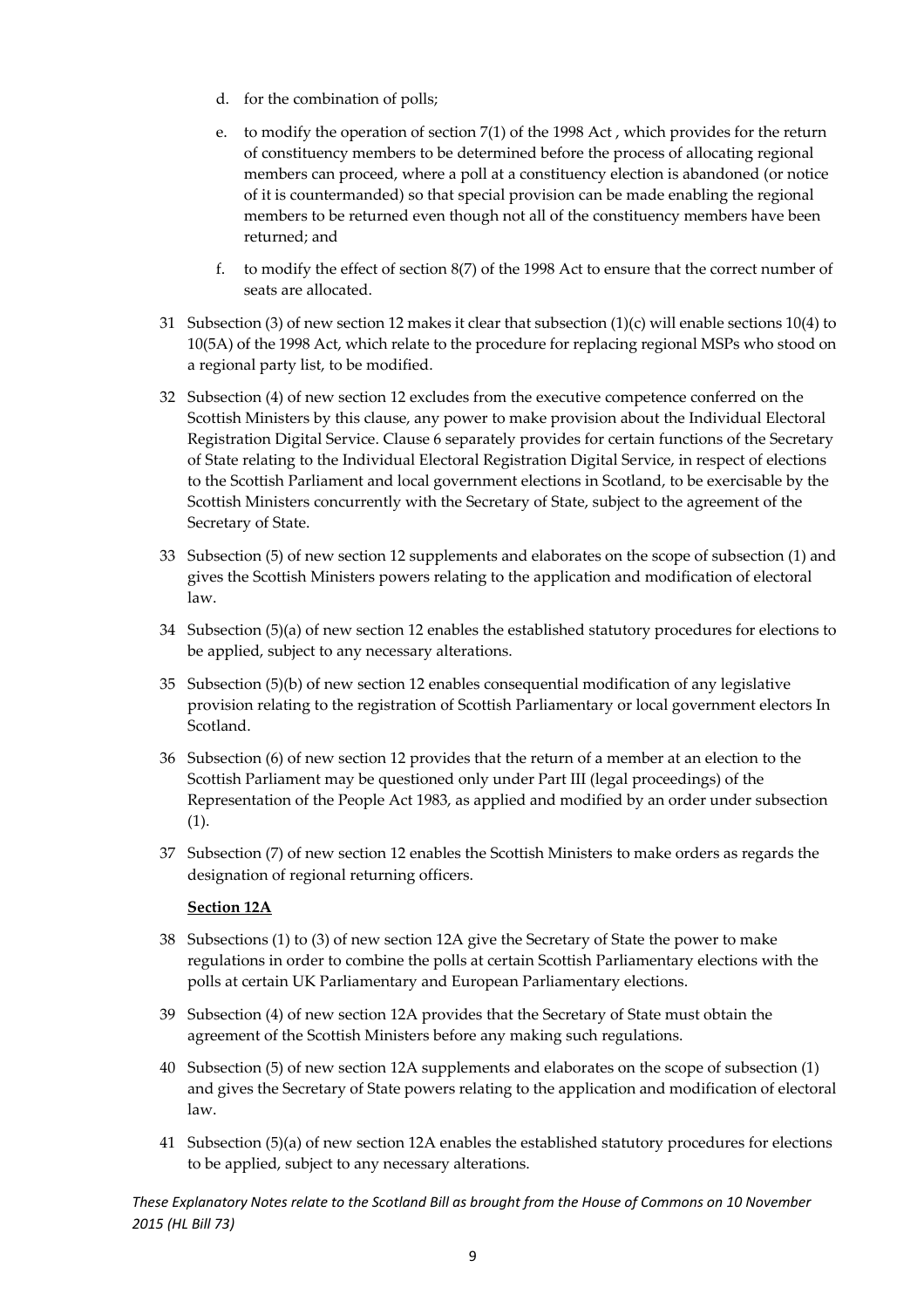d. for the combination of polls;

e. to modify the operation of section 7(1) of the 1998 Act , which provides for the return of constituency members to be determined before the process of allocating regional members can proceed, where a poll at a constituency election is abandoned (or notice of it is countermanded) so that special provision can be made enabling the regional members to be returned even though not all of the constituency members have been returned; and

f. to modify the effect of section 8(7) of the 1998 Act to ensure that the correct number of seats are allocated.

31 Subsection (3) of new section 12 makes it clear that subsection (1)(c) will enable sections 10(4) to 10(5A) of the 1998 Act, which relate to the procedure for replacing regional MSPs who stood on a regional party list, to be modified.

32 Subsection (4) of new section 12 excludes from the executive competence conferred on the Scottish Ministers by this clause, any power to make provision about the Individual Electoral Registration Digital Service. Clause 6 separately provides for certain functions of the Secretary of State relating to the Individual Electoral Registration Digital Service, in respect of elections to the Scottish Parliament and local government elections in Scotland, to be exercisable by the Scottish Ministers concurrently with the Secretary of State, subject to the agreement of the Secretary of State.

33 Subsection (5) of new section 12 supplements and elaborates on the scope of subsection (1) and gives the Scottish Ministers powers relating to the application and modification of electoral law.

34 Subsection (5)(a) of new section 12 enables the established statutory procedures for elections to be applied, subject to any necessary alterations.

35 Subsection (5)(b) of new section 12 enables consequential modification of any legislative provision relating to the registration of Scottish Parliamentary or local government electors In Scotland.

36 Subsection (6) of new section 12 provides that the return of a member at an election to the Scottish Parliament may be questioned only under Part III (legal proceedings) of the Representation of the People Act 1983, as applied and modified by an order under subsection (1).

37 Subsection (7) of new section 12 enables the Scottish Ministers to make orders as regards the designation of regional returning officers.

**Section 12A**

38 Subsections (1) to (3) of new section 12A give the Secretary of State the power to make regulations in order to combine the polls at certain Scottish Parliamentary elections with the polls at certain UK Parliamentary and European Parliamentary elections.

39 Subsection (4) of new section 12A provides that the Secretary of State must obtain the agreement of the Scottish Ministers before any making such regulations.

40 Subsection (5) of new section 12A supplements and elaborates on the scope of subsection (1) and gives the Secretary of State powers relating to the application and modification of electoral law.

41 Subsection (5)(a) of new section 12A enables the established statutory procedures for elections to be applied, subject to any necessary alterations.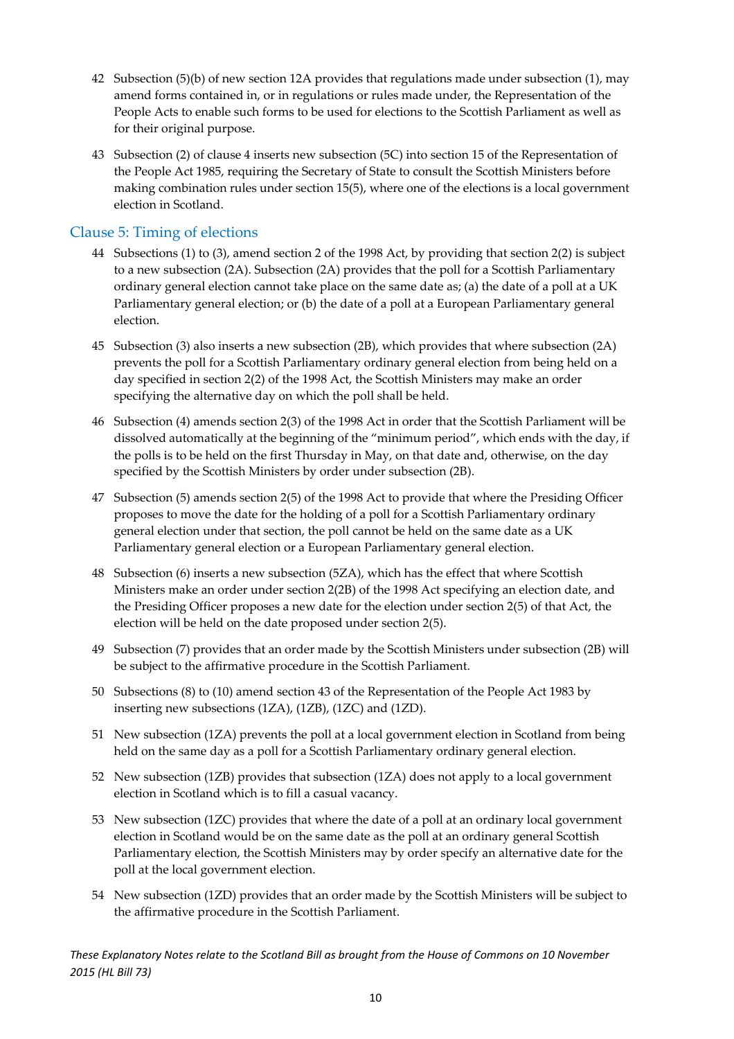42 Subsection (5)(b) of new section 12A provides that regulations made under subsection (1), may amend forms contained in, or in regulations or rules made under, the Representation of the People Acts to enable such forms to be used for elections to the Scottish Parliament as well as for their original purpose.

43 Subsection (2) of clause 4 inserts new subsection (5C) into section 15 of the Representation of the People Act 1985, requiring the Secretary of State to consult the Scottish Ministers before making combination rules under section 15(5), where one of the elections is a local government election in Scotland.

## Clause 5: Timing of elections

44 Subsections (1) to (3), amend section 2 of the 1998 Act, by providing that section 2(2) is subject to a new subsection (2A). Subsection (2A) provides that the poll for a Scottish Parliamentary ordinary general election cannot take place on the same date as; (a) the date of a poll at a UK Parliamentary general election; or (b) the date of a poll at a European Parliamentary general election.

45 Subsection (3) also inserts a new subsection (2B), which provides that where subsection (2A) prevents the poll for a Scottish Parliamentary ordinary general election from being held on a day specified in section 2(2) of the 1998 Act, the Scottish Ministers may make an order specifying the alternative day on which the poll shall be held.

46 Subsection (4) amends section 2(3) of the 1998 Act in order that the Scottish Parliament will be dissolved automatically at the beginning of the "minimum period", which ends with the day, if the polls is to be held on the first Thursday in May, on that date and, otherwise, on the day specified by the Scottish Ministers by order under subsection (2B).

47 Subsection (5) amends section 2(5) of the 1998 Act to provide that where the Presiding Officer proposes to move the date for the holding of a poll for a Scottish Parliamentary ordinary general election under that section, the poll cannot be held on the same date as a UK Parliamentary general election or a European Parliamentary general election.

48 Subsection (6) inserts a new subsection (5ZA), which has the effect that where Scottish Ministers make an order under section 2(2B) of the 1998 Act specifying an election date, and the Presiding Officer proposes a new date for the election under section 2(5) of that Act, the election will be held on the date proposed under section 2(5).

49 Subsection (7) provides that an order made by the Scottish Ministers under subsection (2B) will be subject to the affirmative procedure in the Scottish Parliament.

50 Subsections (8) to (10) amend section 43 of the Representation of the People Act 1983 by inserting new subsections (1ZA), (1ZB), (1ZC) and (1ZD).

51 New subsection (1ZA) prevents the poll at a local government election in Scotland from being held on the same day as a poll for a Scottish Parliamentary ordinary general election.

52 New subsection (1ZB) provides that subsection (1ZA) does not apply to a local government election in Scotland which is to fill a casual vacancy.

53 New subsection (1ZC) provides that where the date of a poll at an ordinary local government election in Scotland would be on the same date as the poll at an ordinary general Scottish Parliamentary election, the Scottish Ministers may by order specify an alternative date for the poll at the local government election.

54 New subsection (1ZD) provides that an order made by the Scottish Ministers will be subject to the affirmative procedure in the Scottish Parliament.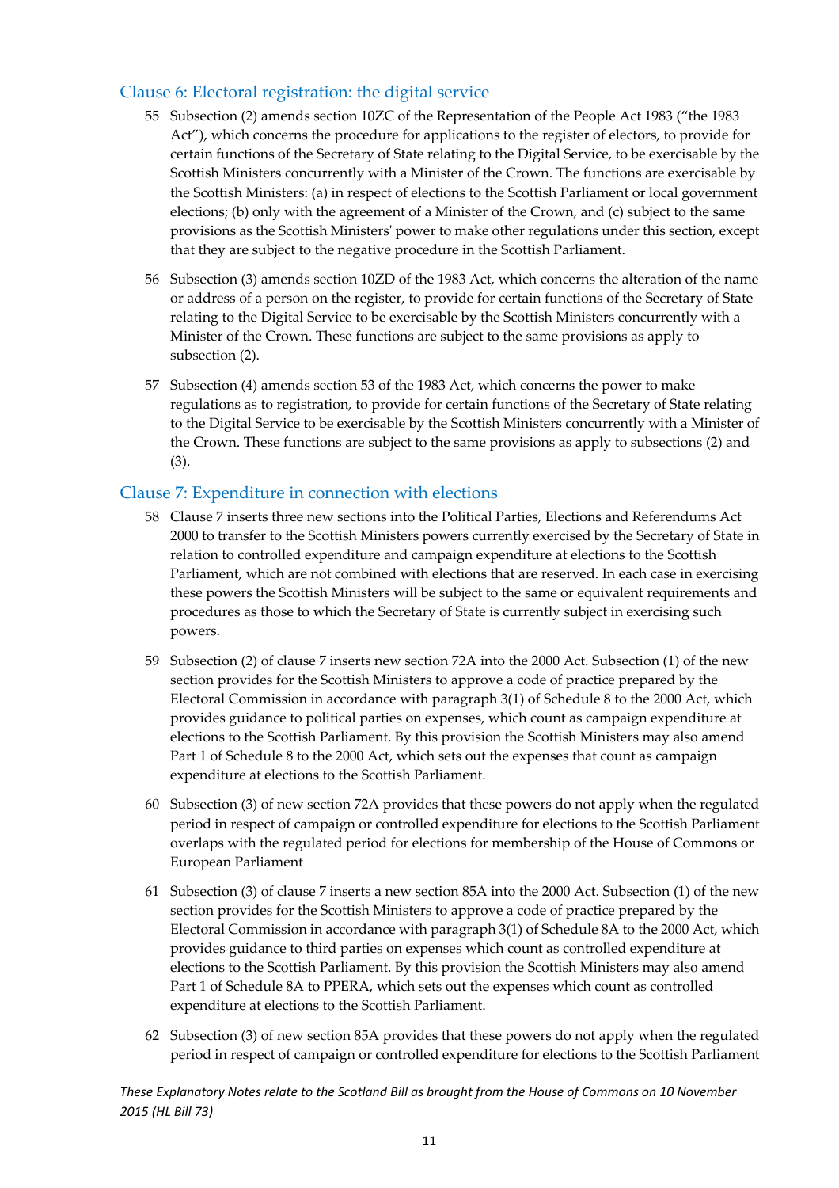### Clause 6: Electoral registration: the digital service

55 Subsection (2) amends section 10ZC of the Representation of the People Act 1983 ("the 1983 Act"), which concerns the procedure for applications to the register of electors, to provide for certain functions of the Secretary of State relating to the Digital Service, to be exercisable by the Scottish Ministers concurrently with a Minister of the Crown. The functions are exercisable by the Scottish Ministers: (a) in respect of elections to the Scottish Parliament or local government elections; (b) only with the agreement of a Minister of the Crown, and (c) subject to the same provisions as the Scottish Ministers' power to make other regulations under this section, except that they are subject to the negative procedure in the Scottish Parliament.

56 Subsection (3) amends section 10ZD of the 1983 Act, which concerns the alteration of the name or address of a person on the register, to provide for certain functions of the Secretary of State relating to the Digital Service to be exercisable by the Scottish Ministers concurrently with a Minister of the Crown. These functions are subject to the same provisions as apply to subsection (2).

57 Subsection (4) amends section 53 of the 1983 Act, which concerns the power to make regulations as to registration, to provide for certain functions of the Secretary of State relating to the Digital Service to be exercisable by the Scottish Ministers concurrently with a Minister of the Crown. These functions are subject to the same provisions as apply to subsections (2) and (3).

### Clause 7: Expenditure in connection with elections

58 Clause 7 inserts three new sections into the Political Parties, Elections and Referendums Act 2000 to transfer to the Scottish Ministers powers currently exercised by the Secretary of State in relation to controlled expenditure and campaign expenditure at elections to the Scottish Parliament, which are not combined with elections that are reserved. In each case in exercising these powers the Scottish Ministers will be subject to the same or equivalent requirements and procedures as those to which the Secretary of State is currently subject in exercising such powers.

59 Subsection (2) of clause 7 inserts new section 72A into the 2000 Act. Subsection (1) of the new section provides for the Scottish Ministers to approve a code of practice prepared by the Electoral Commission in accordance with paragraph 3(1) of Schedule 8 to the 2000 Act, which provides guidance to political parties on expenses, which count as campaign expenditure at elections to the Scottish Parliament. By this provision the Scottish Ministers may also amend Part 1 of Schedule 8 to the 2000 Act, which sets out the expenses that count as campaign expenditure at elections to the Scottish Parliament.

60 Subsection (3) of new section 72A provides that these powers do not apply when the regulated period in respect of campaign or controlled expenditure for elections to the Scottish Parliament overlaps with the regulated period for elections for membership of the House of Commons or European Parliament

61 Subsection (3) of clause 7 inserts a new section 85A into the 2000 Act. Subsection (1) of the new section provides for the Scottish Ministers to approve a code of practice prepared by the Electoral Commission in accordance with paragraph 3(1) of Schedule 8A to the 2000 Act, which provides guidance to third parties on expenses which count as controlled expenditure at elections to the Scottish Parliament. By this provision the Scottish Ministers may also amend Part 1 of Schedule 8A to PPERA, which sets out the expenses which count as controlled expenditure at elections to the Scottish Parliament.

62 Subsection (3) of new section 85A provides that these powers do not apply when the regulated period in respect of campaign or controlled expenditure for elections to the Scottish Parliament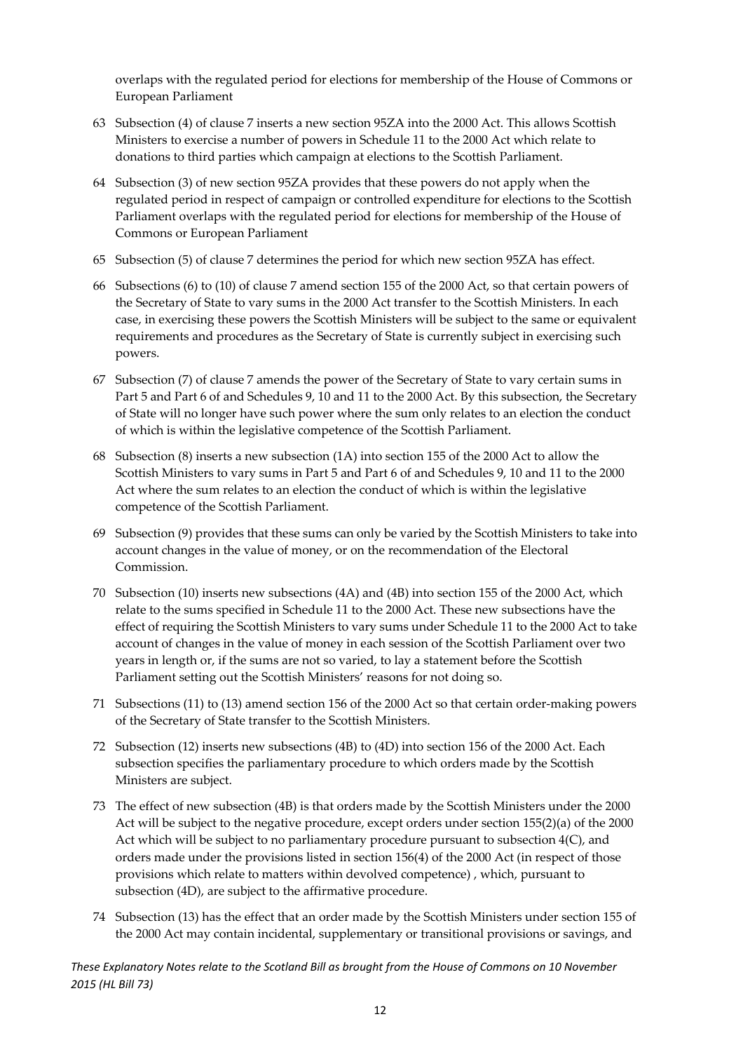overlaps with the regulated period for elections for membership of the House of Commons or European Parliament

63 Subsection (4) of clause 7 inserts a new section 95ZA into the 2000 Act. This allows Scottish Ministers to exercise a number of powers in Schedule 11 to the 2000 Act which relate to donations to third parties which campaign at elections to the Scottish Parliament.

64 Subsection (3) of new section 95ZA provides that these powers do not apply when the regulated period in respect of campaign or controlled expenditure for elections to the Scottish Parliament overlaps with the regulated period for elections for membership of the House of Commons or European Parliament

65 Subsection (5) of clause 7 determines the period for which new section 95ZA has effect.

66 Subsections (6) to (10) of clause 7 amend section 155 of the 2000 Act, so that certain powers of the Secretary of State to vary sums in the 2000 Act transfer to the Scottish Ministers. In each case, in exercising these powers the Scottish Ministers will be subject to the same or equivalent requirements and procedures as the Secretary of State is currently subject in exercising such powers.

67 Subsection (7) of clause 7 amends the power of the Secretary of State to vary certain sums in Part 5 and Part 6 of and Schedules 9, 10 and 11 to the 2000 Act. By this subsection, the Secretary of State will no longer have such power where the sum only relates to an election the conduct of which is within the legislative competence of the Scottish Parliament.

68 Subsection (8) inserts a new subsection (1A) into section 155 of the 2000 Act to allow the Scottish Ministers to vary sums in Part 5 and Part 6 of and Schedules 9, 10 and 11 to the 2000 Act where the sum relates to an election the conduct of which is within the legislative competence of the Scottish Parliament.

69 Subsection (9) provides that these sums can only be varied by the Scottish Ministers to take into account changes in the value of money, or on the recommendation of the Electoral Commission.

70 Subsection (10) inserts new subsections (4A) and (4B) into section 155 of the 2000 Act, which relate to the sums specified in Schedule 11 to the 2000 Act. These new subsections have the effect of requiring the Scottish Ministers to vary sums under Schedule 11 to the 2000 Act to take account of changes in the value of money in each session of the Scottish Parliament over two years in length or, if the sums are not so varied, to lay a statement before the Scottish Parliament setting out the Scottish Ministers' reasons for not doing so.

71 Subsections (11) to (13) amend section 156 of the 2000 Act so that certain order-making powers of the Secretary of State transfer to the Scottish Ministers.

72 Subsection (12) inserts new subsections (4B) to (4D) into section 156 of the 2000 Act. Each subsection specifies the parliamentary procedure to which orders made by the Scottish Ministers are subject.

73 The effect of new subsection (4B) is that orders made by the Scottish Ministers under the 2000 Act will be subject to the negative procedure, except orders under section 155(2)(a) of the 2000 Act which will be subject to no parliamentary procedure pursuant to subsection 4(C), and orders made under the provisions listed in section 156(4) of the 2000 Act (in respect of those provisions which relate to matters within devolved competence) , which, pursuant to subsection (4D), are subject to the affirmative procedure.

74 Subsection (13) has the effect that an order made by the Scottish Ministers under section 155 of the 2000 Act may contain incidental, supplementary or transitional provisions or savings, and

*These Explanatory Notes relate to the Scotland Bill as brought from the House of Commons on 10 November 2015 (HL Bill 73)*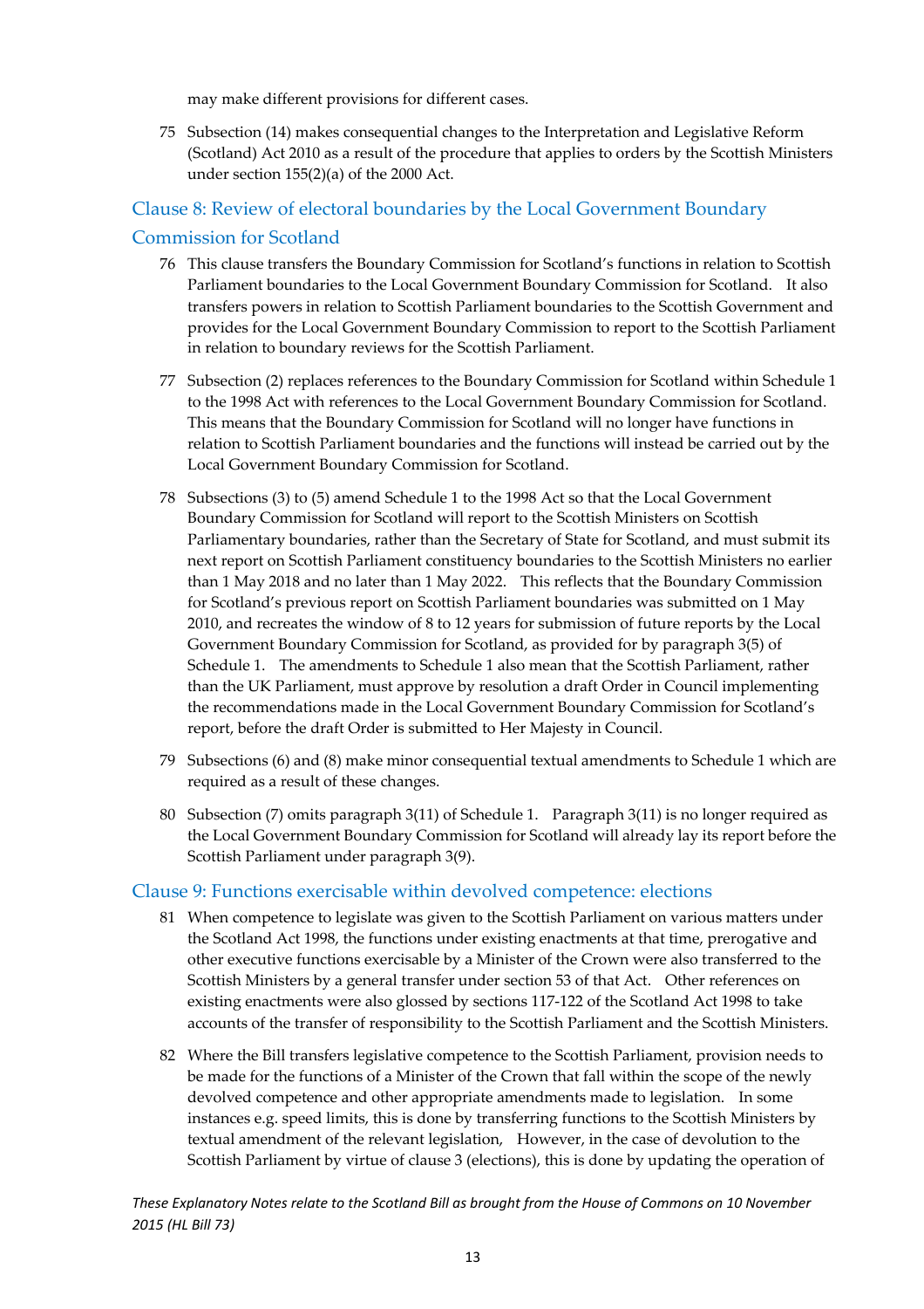may make different provisions for different cases.

75 Subsection (14) makes consequential changes to the Interpretation and Legislative Reform (Scotland) Act 2010 as a result of the procedure that applies to orders by the Scottish Ministers under section 155(2)(a) of the 2000 Act.

## Clause 8: Review of electoral boundaries by the Local Government Boundary Commission for Scotland

76 This clause transfers the Boundary Commission for Scotland's functions in relation to Scottish Parliament boundaries to the Local Government Boundary Commission for Scotland. It also transfers powers in relation to Scottish Parliament boundaries to the Scottish Government and provides for the Local Government Boundary Commission to report to the Scottish Parliament in relation to boundary reviews for the Scottish Parliament.

77 Subsection (2) replaces references to the Boundary Commission for Scotland within Schedule 1 to the 1998 Act with references to the Local Government Boundary Commission for Scotland. This means that the Boundary Commission for Scotland will no longer have functions in relation to Scottish Parliament boundaries and the functions will instead be carried out by the Local Government Boundary Commission for Scotland.

78 Subsections (3) to (5) amend Schedule 1 to the 1998 Act so that the Local Government Boundary Commission for Scotland will report to the Scottish Ministers on Scottish Parliamentary boundaries, rather than the Secretary of State for Scotland, and must submit its next report on Scottish Parliament constituency boundaries to the Scottish Ministers no earlier than 1 May 2018 and no later than 1 May 2022. This reflects that the Boundary Commission for Scotland's previous report on Scottish Parliament boundaries was submitted on 1 May 2010, and recreates the window of 8 to 12 years for submission of future reports by the Local Government Boundary Commission for Scotland, as provided for by paragraph 3(5) of Schedule 1. The amendments to Schedule 1 also mean that the Scottish Parliament, rather than the UK Parliament, must approve by resolution a draft Order in Council implementing the recommendations made in the Local Government Boundary Commission for Scotland's report, before the draft Order is submitted to Her Majesty in Council.

79 Subsections (6) and (8) make minor consequential textual amendments to Schedule 1 which are required as a result of these changes.

80 Subsection (7) omits paragraph 3(11) of Schedule 1. Paragraph 3(11) is no longer required as the Local Government Boundary Commission for Scotland will already lay its report before the Scottish Parliament under paragraph 3(9).

## Clause 9: Functions exercisable within devolved competence: elections

81 When competence to legislate was given to the Scottish Parliament on various matters under the Scotland Act 1998, the functions under existing enactments at that time, prerogative and other executive functions exercisable by a Minister of the Crown were also transferred to the Scottish Ministers by a general transfer under section 53 of that Act. Other references on existing enactments were also glossed by sections 117-122 of the Scotland Act 1998 to take accounts of the transfer of responsibility to the Scottish Parliament and the Scottish Ministers.

82 Where the Bill transfers legislative competence to the Scottish Parliament, provision needs to be made for the functions of a Minister of the Crown that fall within the scope of the newly devolved competence and other appropriate amendments made to legislation. In some instances e.g. speed limits, this is done by transferring functions to the Scottish Ministers by textual amendment of the relevant legislation, However, in the case of devolution to the Scottish Parliament by virtue of clause 3 (elections), this is done by updating the operation of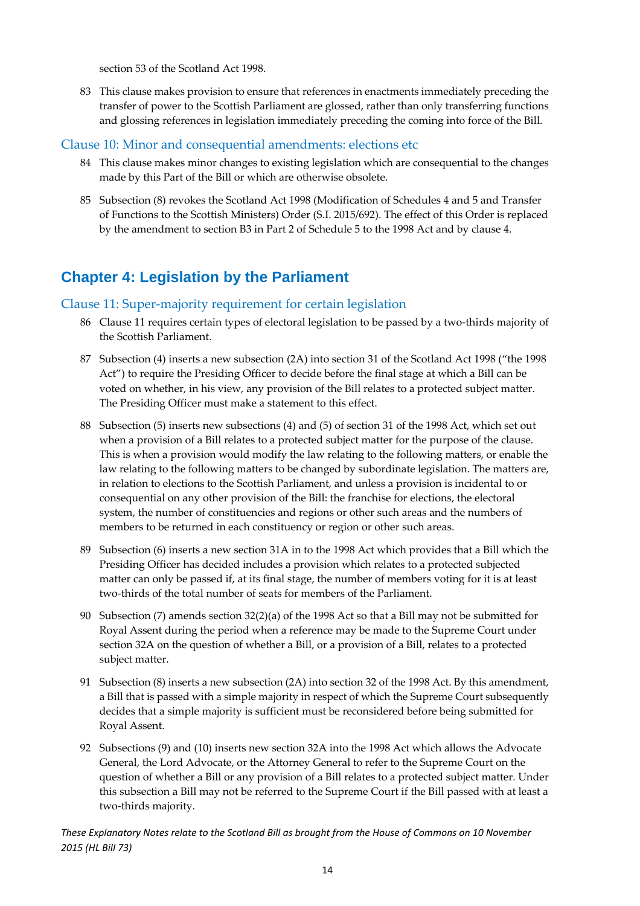section 53 of the Scotland Act 1998.

83 This clause makes provision to ensure that references in enactments immediately preceding the transfer of power to the Scottish Parliament are glossed, rather than only transferring functions and glossing references in legislation immediately preceding the coming into force of the Bill.

### Clause 10: Minor and consequential amendments: elections etc

84 This clause makes minor changes to existing legislation which are consequential to the changes made by this Part of the Bill or which are otherwise obsolete.

85 Subsection (8) revokes the Scotland Act 1998 (Modification of Schedules 4 and 5 and Transfer of Functions to the Scottish Ministers) Order (S.I. 2015/692). The effect of this Order is replaced by the amendment to section B3 in Part 2 of Schedule 5 to the 1998 Act and by clause 4.

## Chapter 4: Legislation by the Parliament

### Clause 11: Super-majority requirement for certain legislation

86 Clause 11 requires certain types of electoral legislation to be passed by a two-thirds majority of the Scottish Parliament.

87 Subsection (4) inserts a new subsection (2A) into section 31 of the Scotland Act 1998 ("the 1998 Act") to require the Presiding Officer to decide before the final stage at which a Bill can be voted on whether, in his view, any provision of the Bill relates to a protected subject matter. The Presiding Officer must make a statement to this effect.

88 Subsection (5) inserts new subsections (4) and (5) of section 31 of the 1998 Act, which set out when a provision of a Bill relates to a protected subject matter for the purpose of the clause. This is when a provision would modify the law relating to the following matters, or enable the law relating to the following matters to be changed by subordinate legislation. The matters are, in relation to elections to the Scottish Parliament, and unless a provision is incidental to or consequential on any other provision of the Bill: the franchise for elections, the electoral system, the number of constituencies and regions or other such areas and the numbers of members to be returned in each constituency or region or other such areas.

89 Subsection (6) inserts a new section 31A in to the 1998 Act which provides that a Bill which the Presiding Officer has decided includes a provision which relates to a protected subjected matter can only be passed if, at its final stage, the number of members voting for it is at least two-thirds of the total number of seats for members of the Parliament.

90 Subsection (7) amends section 32(2)(a) of the 1998 Act so that a Bill may not be submitted for Royal Assent during the period when a reference may be made to the Supreme Court under section 32A on the question of whether a Bill, or a provision of a Bill, relates to a protected subject matter.

91 Subsection (8) inserts a new subsection (2A) into section 32 of the 1998 Act. By this amendment, a Bill that is passed with a simple majority in respect of which the Supreme Court subsequently decides that a simple majority is sufficient must be reconsidered before being submitted for Royal Assent.

92 Subsections (9) and (10) inserts new section 32A into the 1998 Act which allows the Advocate General, the Lord Advocate, or the Attorney General to refer to the Supreme Court on the question of whether a Bill or any provision of a Bill relates to a protected subject matter. Under this subsection a Bill may not be referred to the Supreme Court if the Bill passed with at least a two-thirds majority.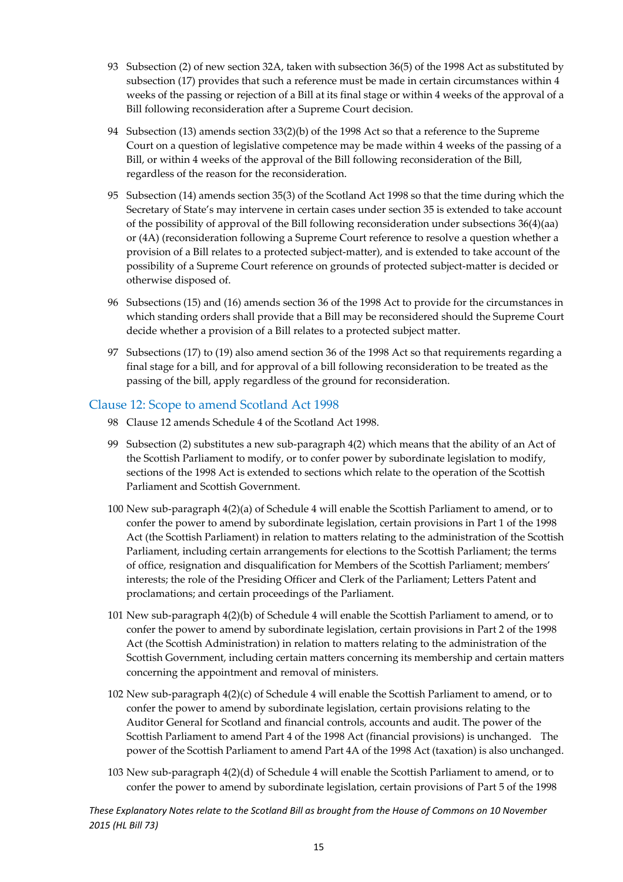93 Subsection (2) of new section 32A, taken with subsection 36(5) of the 1998 Act as substituted by subsection (17) provides that such a reference must be made in certain circumstances within 4 weeks of the passing or rejection of a Bill at its final stage or within 4 weeks of the approval of a Bill following reconsideration after a Supreme Court decision.

94 Subsection (13) amends section 33(2)(b) of the 1998 Act so that a reference to the Supreme Court on a question of legislative competence may be made within 4 weeks of the passing of a Bill, or within 4 weeks of the approval of the Bill following reconsideration of the Bill, regardless of the reason for the reconsideration.

95 Subsection (14) amends section 35(3) of the Scotland Act 1998 so that the time during which the Secretary of State's may intervene in certain cases under section 35 is extended to take account of the possibility of approval of the Bill following reconsideration under subsections 36(4)(aa) or (4A) (reconsideration following a Supreme Court reference to resolve a question whether a provision of a Bill relates to a protected subject-matter), and is extended to take account of the possibility of a Supreme Court reference on grounds of protected subject-matter is decided or otherwise disposed of.

96 Subsections (15) and (16) amends section 36 of the 1998 Act to provide for the circumstances in which standing orders shall provide that a Bill may be reconsidered should the Supreme Court decide whether a provision of a Bill relates to a protected subject matter.

97 Subsections (17) to (19) also amend section 36 of the 1998 Act so that requirements regarding a final stage for a bill, and for approval of a bill following reconsideration to be treated as the passing of the bill, apply regardless of the ground for reconsideration.

## Clause 12: Scope to amend Scotland Act 1998

98 Clause 12 amends Schedule 4 of the Scotland Act 1998.

99 Subsection (2) substitutes a new sub-paragraph 4(2) which means that the ability of an Act of the Scottish Parliament to modify, or to confer power by subordinate legislation to modify, sections of the 1998 Act is extended to sections which relate to the operation of the Scottish Parliament and Scottish Government.

100 New sub-paragraph 4(2)(a) of Schedule 4 will enable the Scottish Parliament to amend, or to confer the power to amend by subordinate legislation, certain provisions in Part 1 of the 1998 Act (the Scottish Parliament) in relation to matters relating to the administration of the Scottish Parliament, including certain arrangements for elections to the Scottish Parliament; the terms of office, resignation and disqualification for Members of the Scottish Parliament; members' interests; the role of the Presiding Officer and Clerk of the Parliament; Letters Patent and proclamations; and certain proceedings of the Parliament.

101 New sub-paragraph 4(2)(b) of Schedule 4 will enable the Scottish Parliament to amend, or to confer the power to amend by subordinate legislation, certain provisions in Part 2 of the 1998 Act (the Scottish Administration) in relation to matters relating to the administration of the Scottish Government, including certain matters concerning its membership and certain matters concerning the appointment and removal of ministers.

102 New sub-paragraph 4(2)(c) of Schedule 4 will enable the Scottish Parliament to amend, or to confer the power to amend by subordinate legislation, certain provisions relating to the Auditor General for Scotland and financial controls, accounts and audit. The power of the Scottish Parliament to amend Part 4 of the 1998 Act (financial provisions) is unchanged. The power of the Scottish Parliament to amend Part 4A of the 1998 Act (taxation) is also unchanged.

103 New sub-paragraph 4(2)(d) of Schedule 4 will enable the Scottish Parliament to amend, or to confer the power to amend by subordinate legislation, certain provisions of Part 5 of the 1998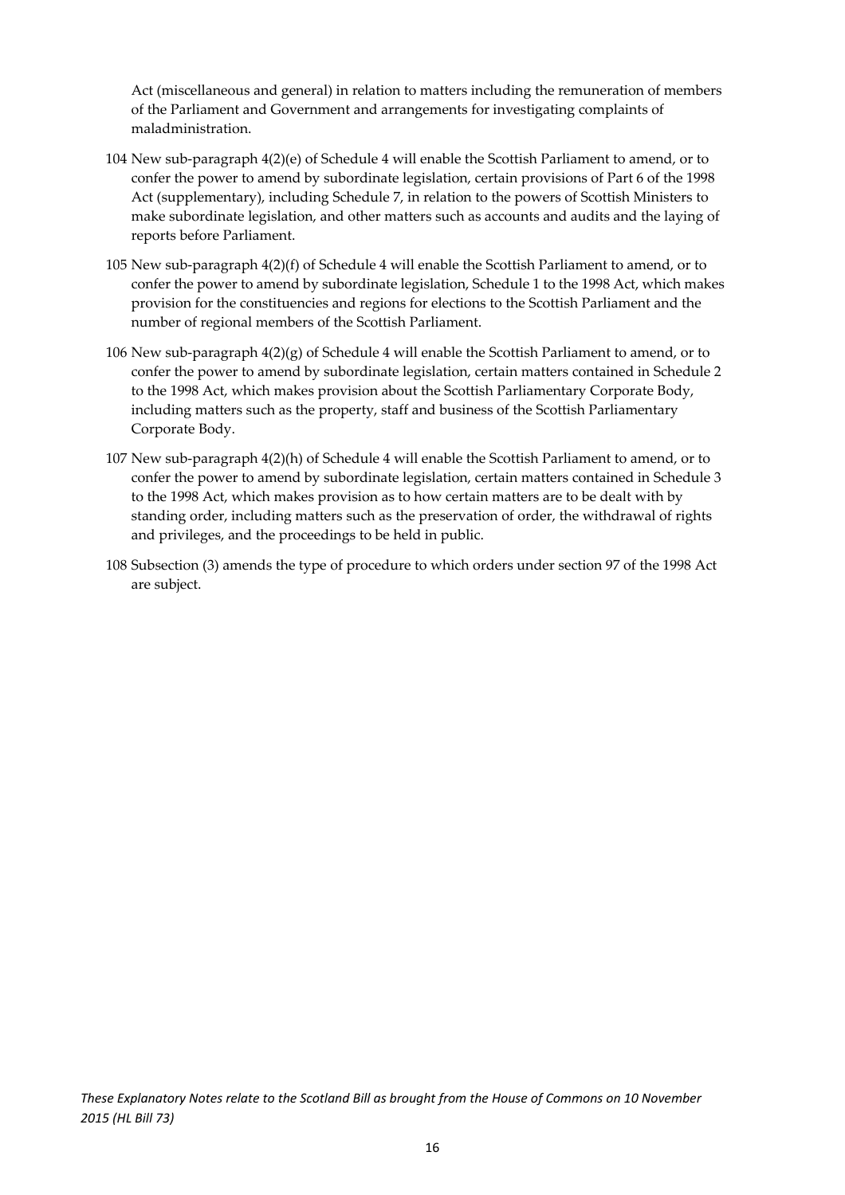Act (miscellaneous and general) in relation to matters including the remuneration of members of the Parliament and Government and arrangements for investigating complaints of maladministration.

104 New sub-paragraph 4(2)(e) of Schedule 4 will enable the Scottish Parliament to amend, or to confer the power to amend by subordinate legislation, certain provisions of Part 6 of the 1998 Act (supplementary), including Schedule 7, in relation to the powers of Scottish Ministers to make subordinate legislation, and other matters such as accounts and audits and the laying of reports before Parliament.

105 New sub-paragraph 4(2)(f) of Schedule 4 will enable the Scottish Parliament to amend, or to confer the power to amend by subordinate legislation, Schedule 1 to the 1998 Act, which makes provision for the constituencies and regions for elections to the Scottish Parliament and the number of regional members of the Scottish Parliament.

106 New sub-paragraph 4(2)(g) of Schedule 4 will enable the Scottish Parliament to amend, or to confer the power to amend by subordinate legislation, certain matters contained in Schedule 2 to the 1998 Act, which makes provision about the Scottish Parliamentary Corporate Body, including matters such as the property, staff and business of the Scottish Parliamentary Corporate Body.

107 New sub-paragraph 4(2)(h) of Schedule 4 will enable the Scottish Parliament to amend, or to confer the power to amend by subordinate legislation, certain matters contained in Schedule 3 to the 1998 Act, which makes provision as to how certain matters are to be dealt with by standing order, including matters such as the preservation of order, the withdrawal of rights and privileges, and the proceedings to be held in public.

108 Subsection (3) amends the type of procedure to which orders under section 97 of the 1998 Act are subject.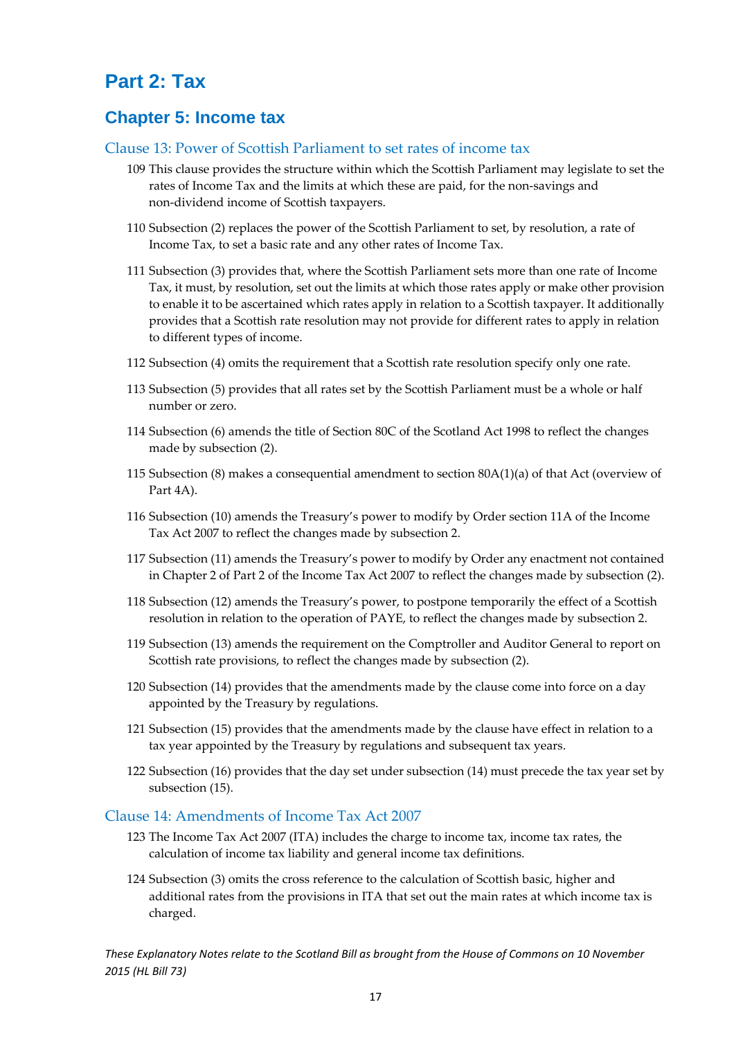# Part 2: Tax

## Chapter 5: Income tax

### Clause 13: Power of Scottish Parliament to set rates of income tax

109 This clause provides the structure within which the Scottish Parliament may legislate to set the rates of Income Tax and the limits at which these are paid, for the non-savings and non-dividend income of Scottish taxpayers.

110 Subsection (2) replaces the power of the Scottish Parliament to set, by resolution, a rate of Income Tax, to set a basic rate and any other rates of Income Tax.

111 Subsection (3) provides that, where the Scottish Parliament sets more than one rate of Income Tax, it must, by resolution, set out the limits at which those rates apply or make other provision to enable it to be ascertained which rates apply in relation to a Scottish taxpayer. It additionally provides that a Scottish rate resolution may not provide for different rates to apply in relation to different types of income.

112 Subsection (4) omits the requirement that a Scottish rate resolution specify only one rate.

113 Subsection (5) provides that all rates set by the Scottish Parliament must be a whole or half number or zero.

114 Subsection (6) amends the title of Section 80C of the Scotland Act 1998 to reflect the changes made by subsection (2).

115 Subsection (8) makes a consequential amendment to section 80A(1)(a) of that Act (overview of Part 4A).

116 Subsection (10) amends the Treasury's power to modify by Order section 11A of the Income Tax Act 2007 to reflect the changes made by subsection 2.

117 Subsection (11) amends the Treasury's power to modify by Order any enactment not contained in Chapter 2 of Part 2 of the Income Tax Act 2007 to reflect the changes made by subsection (2).

118 Subsection (12) amends the Treasury's power, to postpone temporarily the effect of a Scottish resolution in relation to the operation of PAYE, to reflect the changes made by subsection 2.

119 Subsection (13) amends the requirement on the Comptroller and Auditor General to report on Scottish rate provisions, to reflect the changes made by subsection (2).

120 Subsection (14) provides that the amendments made by the clause come into force on a day appointed by the Treasury by regulations.

121 Subsection (15) provides that the amendments made by the clause have effect in relation to a tax year appointed by the Treasury by regulations and subsequent tax years.

122 Subsection (16) provides that the day set under subsection (14) must precede the tax year set by subsection (15).

### Clause 14: Amendments of Income Tax Act 2007

123 The Income Tax Act 2007 (ITA) includes the charge to income tax, income tax rates, the calculation of income tax liability and general income tax definitions.

124 Subsection (3) omits the cross reference to the calculation of Scottish basic, higher and additional rates from the provisions in ITA that set out the main rates at which income tax is charged.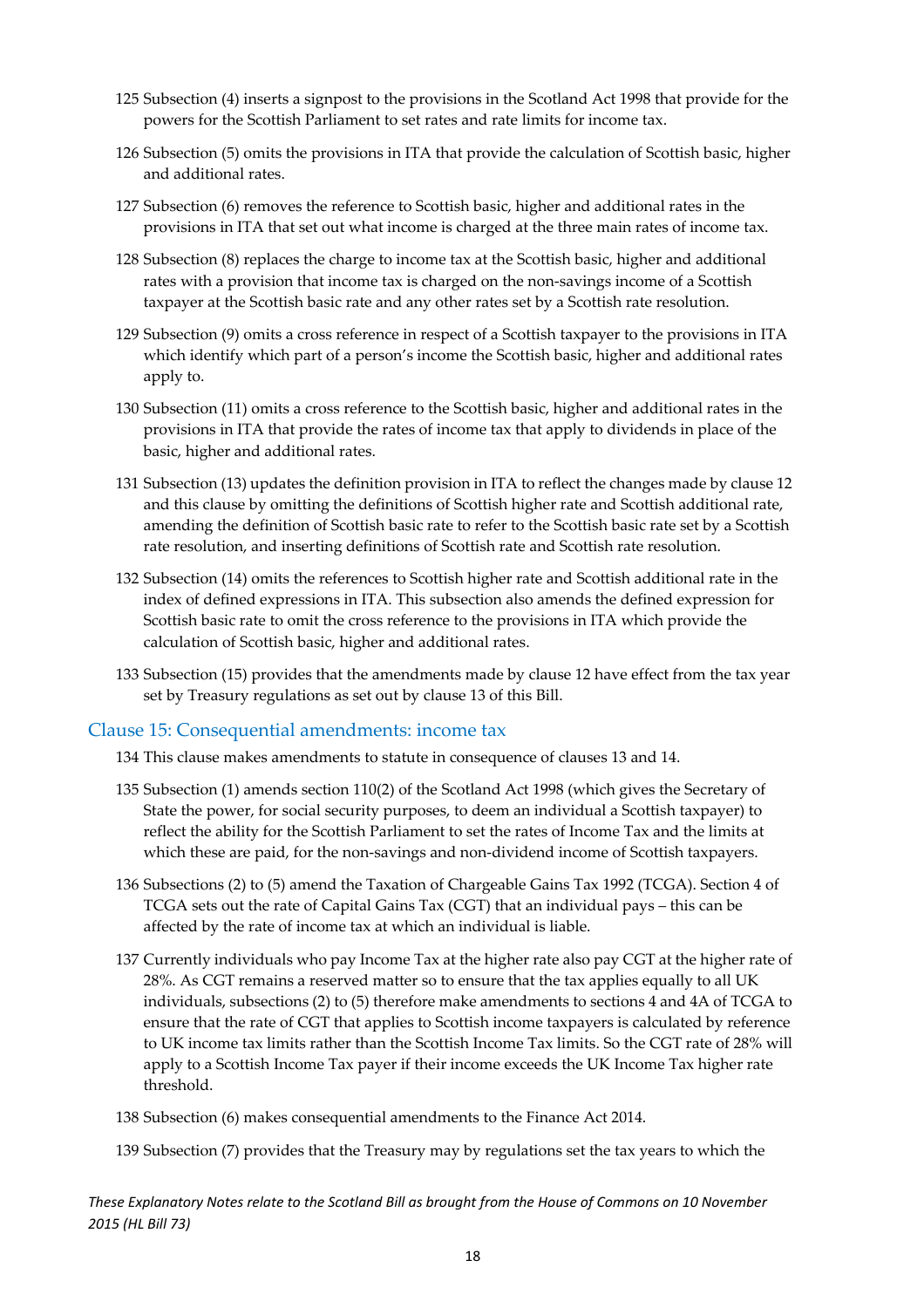125 Subsection (4) inserts a signpost to the provisions in the Scotland Act 1998 that provide for the powers for the Scottish Parliament to set rates and rate limits for income tax.

126 Subsection (5) omits the provisions in ITA that provide the calculation of Scottish basic, higher and additional rates.

127 Subsection (6) removes the reference to Scottish basic, higher and additional rates in the provisions in ITA that set out what income is charged at the three main rates of income tax.

128 Subsection (8) replaces the charge to income tax at the Scottish basic, higher and additional rates with a provision that income tax is charged on the non-savings income of a Scottish taxpayer at the Scottish basic rate and any other rates set by a Scottish rate resolution.

129 Subsection (9) omits a cross reference in respect of a Scottish taxpayer to the provisions in ITA which identify which part of a person's income the Scottish basic, higher and additional rates apply to.

130 Subsection (11) omits a cross reference to the Scottish basic, higher and additional rates in the provisions in ITA that provide the rates of income tax that apply to dividends in place of the basic, higher and additional rates.

131 Subsection (13) updates the definition provision in ITA to reflect the changes made by clause 12 and this clause by omitting the definitions of Scottish higher rate and Scottish additional rate, amending the definition of Scottish basic rate to refer to the Scottish basic rate set by a Scottish rate resolution, and inserting definitions of Scottish rate and Scottish rate resolution.

132 Subsection (14) omits the references to Scottish higher rate and Scottish additional rate in the index of defined expressions in ITA. This subsection also amends the defined expression for Scottish basic rate to omit the cross reference to the provisions in ITA which provide the calculation of Scottish basic, higher and additional rates.

133 Subsection (15) provides that the amendments made by clause 12 have effect from the tax year set by Treasury regulations as set out by clause 13 of this Bill.

## Clause 15: Consequential amendments: income tax

134 This clause makes amendments to statute in consequence of clauses 13 and 14.

135 Subsection (1) amends section 110(2) of the Scotland Act 1998 (which gives the Secretary of State the power, for social security purposes, to deem an individual a Scottish taxpayer) to reflect the ability for the Scottish Parliament to set the rates of Income Tax and the limits at which these are paid, for the non-savings and non-dividend income of Scottish taxpayers.

136 Subsections (2) to (5) amend the Taxation of Chargeable Gains Tax 1992 (TCGA). Section 4 of TCGA sets out the rate of Capital Gains Tax (CGT) that an individual pays – this can be affected by the rate of income tax at which an individual is liable.

137 Currently individuals who pay Income Tax at the higher rate also pay CGT at the higher rate of 28%. As CGT remains a reserved matter so to ensure that the tax applies equally to all UK individuals, subsections (2) to (5) therefore make amendments to sections 4 and 4A of TCGA to ensure that the rate of CGT that applies to Scottish income taxpayers is calculated by reference to UK income tax limits rather than the Scottish Income Tax limits. So the CGT rate of 28% will apply to a Scottish Income Tax payer if their income exceeds the UK Income Tax higher rate threshold.

138 Subsection (6) makes consequential amendments to the Finance Act 2014.

139 Subsection (7) provides that the Treasury may by regulations set the tax years to which the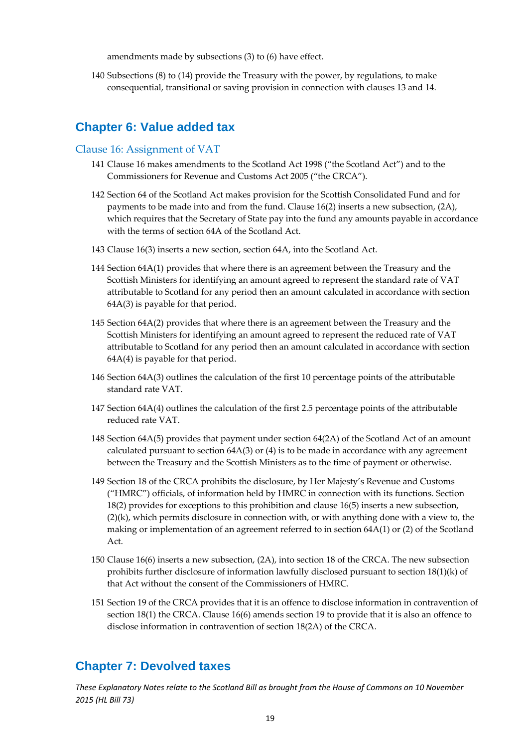amendments made by subsections (3) to (6) have effect.

140 Subsections (8) to (14) provide the Treasury with the power, by regulations, to make consequential, transitional or saving provision in connection with clauses 13 and 14.

## Chapter 6: Value added tax

### Clause 16: Assignment of VAT

141 Clause 16 makes amendments to the Scotland Act 1998 ("the Scotland Act") and to the Commissioners for Revenue and Customs Act 2005 ("the CRCA").

142 Section 64 of the Scotland Act makes provision for the Scottish Consolidated Fund and for payments to be made into and from the fund. Clause 16(2) inserts a new subsection, (2A), which requires that the Secretary of State pay into the fund any amounts payable in accordance with the terms of section 64A of the Scotland Act.

143 Clause 16(3) inserts a new section, section 64A, into the Scotland Act.

144 Section 64A(1) provides that where there is an agreement between the Treasury and the Scottish Ministers for identifying an amount agreed to represent the standard rate of VAT attributable to Scotland for any period then an amount calculated in accordance with section 64A(3) is payable for that period.

145 Section 64A(2) provides that where there is an agreement between the Treasury and the Scottish Ministers for identifying an amount agreed to represent the reduced rate of VAT attributable to Scotland for any period then an amount calculated in accordance with section 64A(4) is payable for that period.

146 Section 64A(3) outlines the calculation of the first 10 percentage points of the attributable standard rate VAT.

147 Section 64A(4) outlines the calculation of the first 2.5 percentage points of the attributable reduced rate VAT.

148 Section 64A(5) provides that payment under section 64(2A) of the Scotland Act of an amount calculated pursuant to section 64A(3) or (4) is to be made in accordance with any agreement between the Treasury and the Scottish Ministers as to the time of payment or otherwise.

149 Section 18 of the CRCA prohibits the disclosure, by Her Majesty's Revenue and Customs ("HMRC") officials, of information held by HMRC in connection with its functions. Section 18(2) provides for exceptions to this prohibition and clause 16(5) inserts a new subsection, (2)(k), which permits disclosure in connection with, or with anything done with a view to, the making or implementation of an agreement referred to in section 64A(1) or (2) of the Scotland Act.

150 Clause 16(6) inserts a new subsection, (2A), into section 18 of the CRCA. The new subsection prohibits further disclosure of information lawfully disclosed pursuant to section 18(1)(k) of that Act without the consent of the Commissioners of HMRC.

151 Section 19 of the CRCA provides that it is an offence to disclose information in contravention of section 18(1) the CRCA. Clause 16(6) amends section 19 to provide that it is also an offence to disclose information in contravention of section 18(2A) of the CRCA.

## Chapter 7: Devolved taxes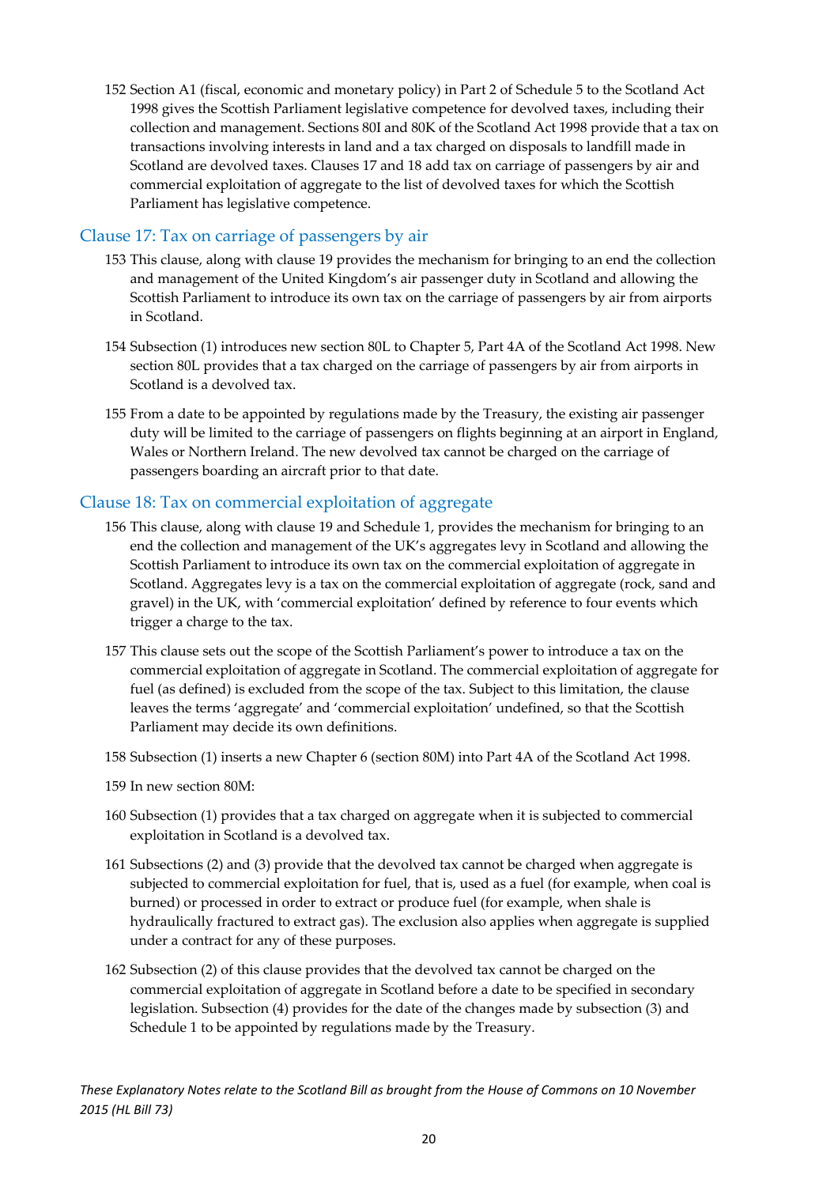152 Section A1 (fiscal, economic and monetary policy) in Part 2 of Schedule 5 to the Scotland Act 1998 gives the Scottish Parliament legislative competence for devolved taxes, including their collection and management. Sections 80I and 80K of the Scotland Act 1998 provide that a tax on transactions involving interests in land and a tax charged on disposals to landfill made in Scotland are devolved taxes. Clauses 17 and 18 add tax on carriage of passengers by air and commercial exploitation of aggregate to the list of devolved taxes for which the Scottish Parliament has legislative competence.

## Clause 17: Tax on carriage of passengers by air

153 This clause, along with clause 19 provides the mechanism for bringing to an end the collection and management of the United Kingdom's air passenger duty in Scotland and allowing the Scottish Parliament to introduce its own tax on the carriage of passengers by air from airports in Scotland.

154 Subsection (1) introduces new section 80L to Chapter 5, Part 4A of the Scotland Act 1998. New section 80L provides that a tax charged on the carriage of passengers by air from airports in Scotland is a devolved tax.

155 From a date to be appointed by regulations made by the Treasury, the existing air passenger duty will be limited to the carriage of passengers on flights beginning at an airport in England, Wales or Northern Ireland. The new devolved tax cannot be charged on the carriage of passengers boarding an aircraft prior to that date.

## Clause 18: Tax on commercial exploitation of aggregate

156 This clause, along with clause 19 and Schedule 1, provides the mechanism for bringing to an end the collection and management of the UK's aggregates levy in Scotland and allowing the Scottish Parliament to introduce its own tax on the commercial exploitation of aggregate in Scotland. Aggregates levy is a tax on the commercial exploitation of aggregate (rock, sand and gravel) in the UK, with 'commercial exploitation' defined by reference to four events which trigger a charge to the tax.

157 This clause sets out the scope of the Scottish Parliament's power to introduce a tax on the commercial exploitation of aggregate in Scotland. The commercial exploitation of aggregate for fuel (as defined) is excluded from the scope of the tax. Subject to this limitation, the clause leaves the terms 'aggregate' and 'commercial exploitation' undefined, so that the Scottish Parliament may decide its own definitions.

158 Subsection (1) inserts a new Chapter 6 (section 80M) into Part 4A of the Scotland Act 1998.

159 In new section 80M:

160 Subsection (1) provides that a tax charged on aggregate when it is subjected to commercial exploitation in Scotland is a devolved tax.

161 Subsections (2) and (3) provide that the devolved tax cannot be charged when aggregate is subjected to commercial exploitation for fuel, that is, used as a fuel (for example, when coal is burned) or processed in order to extract or produce fuel (for example, when shale is hydraulically fractured to extract gas). The exclusion also applies when aggregate is supplied under a contract for any of these purposes.

162 Subsection (2) of this clause provides that the devolved tax cannot be charged on the commercial exploitation of aggregate in Scotland before a date to be specified in secondary legislation. Subsection (4) provides for the date of the changes made by subsection (3) and Schedule 1 to be appointed by regulations made by the Treasury.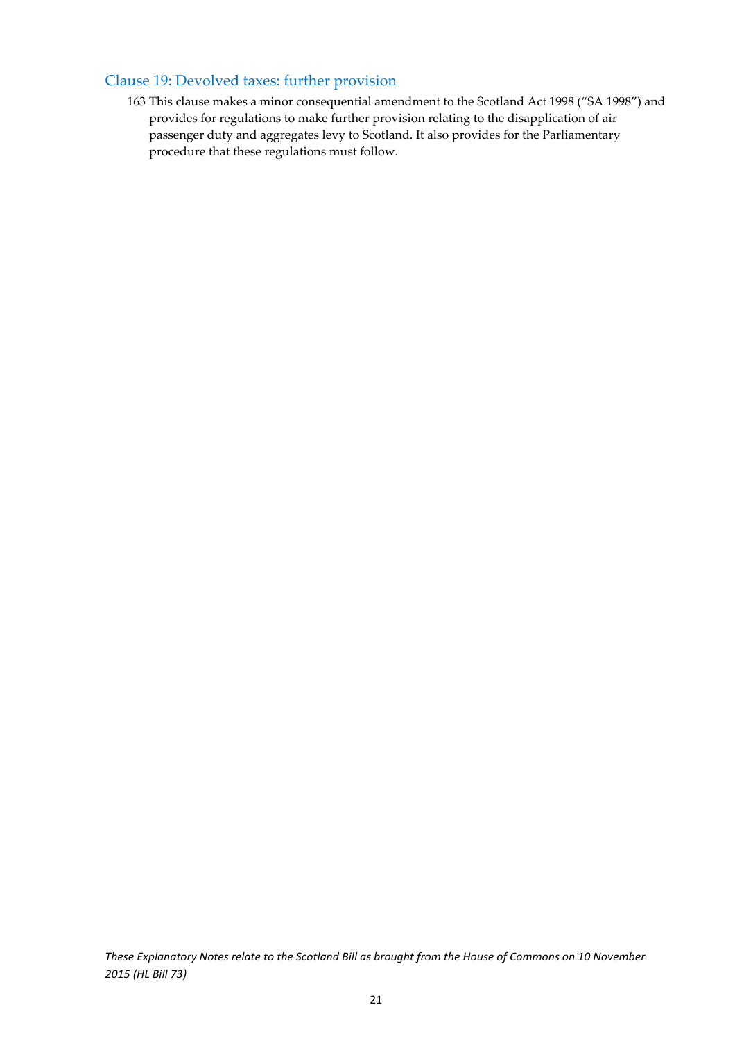## Clause 19: Devolved taxes: further provision

163 This clause makes a minor consequential amendment to the Scotland Act 1998 ("SA 1998") and provides for regulations to make further provision relating to the disapplication of air passenger duty and aggregates levy to Scotland. It also provides for the Parliamentary procedure that these regulations must follow.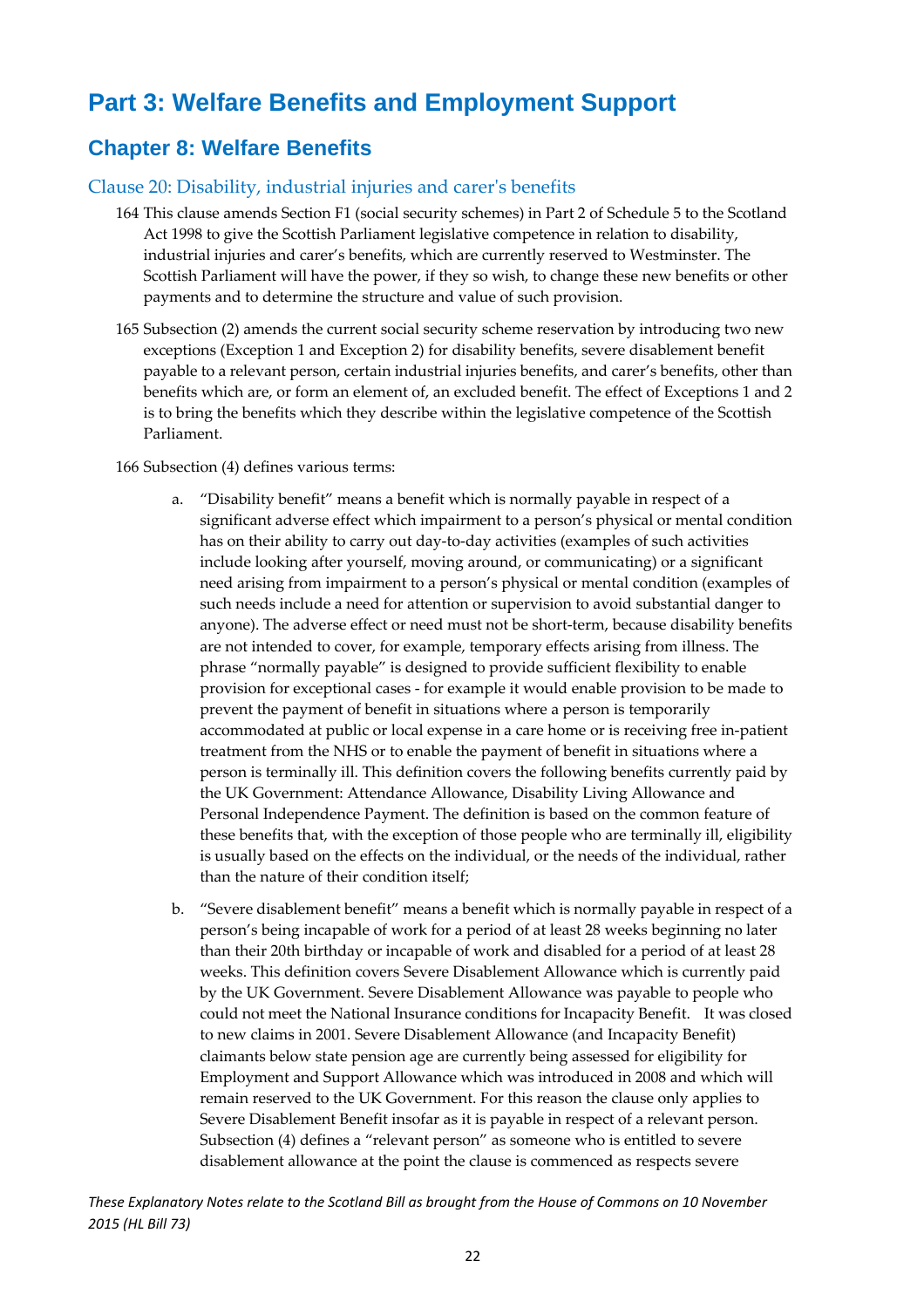# Part 3: Welfare Benefits and Employment Support

## Chapter 8: Welfare Benefits

### Clause 20: Disability, industrial injuries and carer's benefits

164 This clause amends Section F1 (social security schemes) in Part 2 of Schedule 5 to the Scotland Act 1998 to give the Scottish Parliament legislative competence in relation to disability, industrial injuries and carer's benefits, which are currently reserved to Westminster. The Scottish Parliament will have the power, if they so wish, to change these new benefits or other payments and to determine the structure and value of such provision.

165 Subsection (2) amends the current social security scheme reservation by introducing two new exceptions (Exception 1 and Exception 2) for disability benefits, severe disablement benefit payable to a relevant person, certain industrial injuries benefits, and carer's benefits, other than benefits which are, or form an element of, an excluded benefit. The effect of Exceptions 1 and 2 is to bring the benefits which they describe within the legislative competence of the Scottish Parliament.

166 Subsection (4) defines various terms:

a. "Disability benefit" means a benefit which is normally payable in respect of a significant adverse effect which impairment to a person's physical or mental condition has on their ability to carry out day-to-day activities (examples of such activities include looking after yourself, moving around, or communicating) or a significant need arising from impairment to a person's physical or mental condition (examples of such needs include a need for attention or supervision to avoid substantial danger to anyone). The adverse effect or need must not be short-term, because disability benefits are not intended to cover, for example, temporary effects arising from illness. The phrase "normally payable" is designed to provide sufficient flexibility to enable provision for exceptional cases - for example it would enable provision to be made to prevent the payment of benefit in situations where a person is temporarily accommodated at public or local expense in a care home or is receiving free in-patient treatment from the NHS or to enable the payment of benefit in situations where a person is terminally ill. This definition covers the following benefits currently paid by the UK Government: Attendance Allowance, Disability Living Allowance and Personal Independence Payment. The definition is based on the common feature of these benefits that, with the exception of those people who are terminally ill, eligibility is usually based on the effects on the individual, or the needs of the individual, rather than the nature of their condition itself;

b. "Severe disablement benefit" means a benefit which is normally payable in respect of a person's being incapable of work for a period of at least 28 weeks beginning no later than their 20th birthday or incapable of work and disabled for a period of at least 28 weeks. This definition covers Severe Disablement Allowance which is currently paid by the UK Government. Severe Disablement Allowance was payable to people who could not meet the National Insurance conditions for Incapacity Benefit. It was closed to new claims in 2001. Severe Disablement Allowance (and Incapacity Benefit) claimants below state pension age are currently being assessed for eligibility for Employment and Support Allowance which was introduced in 2008 and which will remain reserved to the UK Government. For this reason the clause only applies to Severe Disablement Benefit insofar as it is payable in respect of a relevant person. Subsection (4) defines a "relevant person" as someone who is entitled to severe disablement allowance at the point the clause is commenced as respects severe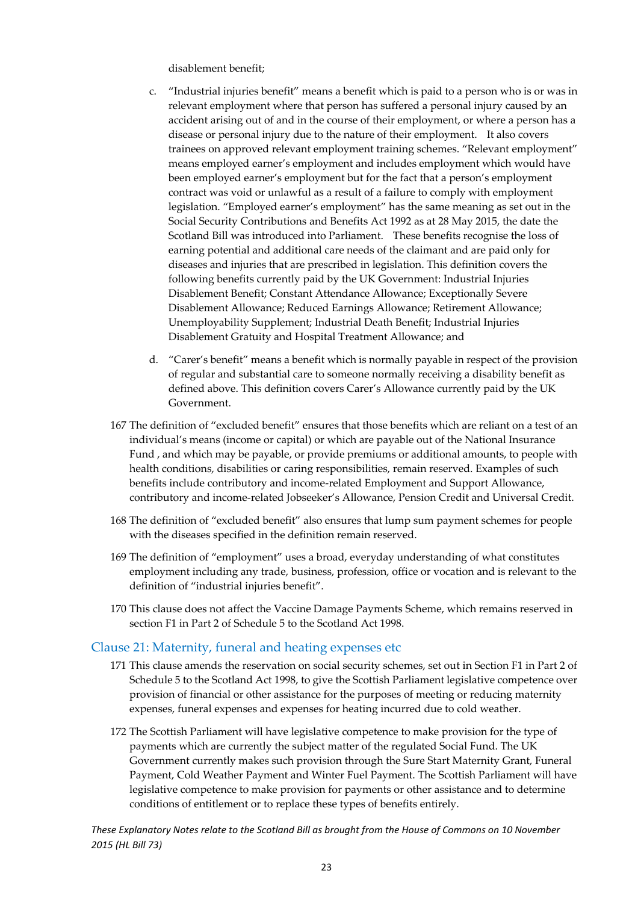disablement benefit;

c. "Industrial injuries benefit" means a benefit which is paid to a person who is or was in relevant employment where that person has suffered a personal injury caused by an accident arising out of and in the course of their employment, or where a person has a disease or personal injury due to the nature of their employment. It also covers trainees on approved relevant employment training schemes. "Relevant employment" means employed earner's employment and includes employment which would have been employed earner's employment but for the fact that a person's employment contract was void or unlawful as a result of a failure to comply with employment legislation. "Employed earner's employment" has the same meaning as set out in the Social Security Contributions and Benefits Act 1992 as at 28 May 2015, the date the Scotland Bill was introduced into Parliament. These benefits recognise the loss of earning potential and additional care needs of the claimant and are paid only for diseases and injuries that are prescribed in legislation. This definition covers the following benefits currently paid by the UK Government: Industrial Injuries Disablement Benefit; Constant Attendance Allowance; Exceptionally Severe Disablement Allowance; Reduced Earnings Allowance; Retirement Allowance; Unemployability Supplement; Industrial Death Benefit; Industrial Injuries Disablement Gratuity and Hospital Treatment Allowance; and

d. "Carer's benefit" means a benefit which is normally payable in respect of the provision of regular and substantial care to someone normally receiving a disability benefit as defined above. This definition covers Carer's Allowance currently paid by the UK Government.

167 The definition of "excluded benefit" ensures that those benefits which are reliant on a test of an individual's means (income or capital) or which are payable out of the National Insurance Fund , and which may be payable, or provide premiums or additional amounts, to people with health conditions, disabilities or caring responsibilities, remain reserved. Examples of such benefits include contributory and income-related Employment and Support Allowance, contributory and income-related Jobseeker's Allowance, Pension Credit and Universal Credit.

168 The definition of "excluded benefit" also ensures that lump sum payment schemes for people with the diseases specified in the definition remain reserved.

169 The definition of "employment" uses a broad, everyday understanding of what constitutes employment including any trade, business, profession, office or vocation and is relevant to the definition of "industrial injuries benefit".

170 This clause does not affect the Vaccine Damage Payments Scheme, which remains reserved in section F1 in Part 2 of Schedule 5 to the Scotland Act 1998.

## Clause 21: Maternity, funeral and heating expenses etc

171 This clause amends the reservation on social security schemes, set out in Section F1 in Part 2 of Schedule 5 to the Scotland Act 1998, to give the Scottish Parliament legislative competence over provision of financial or other assistance for the purposes of meeting or reducing maternity expenses, funeral expenses and expenses for heating incurred due to cold weather.

172 The Scottish Parliament will have legislative competence to make provision for the type of payments which are currently the subject matter of the regulated Social Fund. The UK Government currently makes such provision through the Sure Start Maternity Grant, Funeral Payment, Cold Weather Payment and Winter Fuel Payment. The Scottish Parliament will have legislative competence to make provision for payments or other assistance and to determine conditions of entitlement or to replace these types of benefits entirely.

*These Explanatory Notes relate to the Scotland Bill as brought from the House of Commons on 10 November 2015 (HL Bill 73)*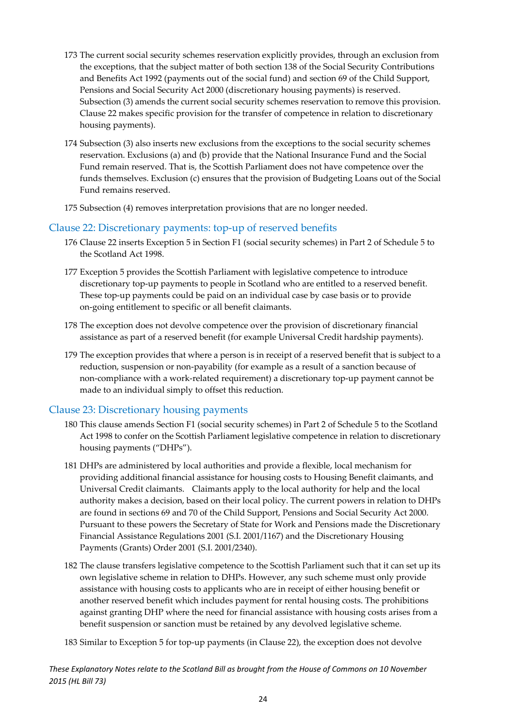173 The current social security schemes reservation explicitly provides, through an exclusion from the exceptions, that the subject matter of both section 138 of the Social Security Contributions and Benefits Act 1992 (payments out of the social fund) and section 69 of the Child Support, Pensions and Social Security Act 2000 (discretionary housing payments) is reserved. Subsection (3) amends the current social security schemes reservation to remove this provision. Clause 22 makes specific provision for the transfer of competence in relation to discretionary housing payments).

174 Subsection (3) also inserts new exclusions from the exceptions to the social security schemes reservation. Exclusions (a) and (b) provide that the National Insurance Fund and the Social Fund remain reserved. That is, the Scottish Parliament does not have competence over the funds themselves. Exclusion (c) ensures that the provision of Budgeting Loans out of the Social Fund remains reserved.

175 Subsection (4) removes interpretation provisions that are no longer needed.

## Clause 22: Discretionary payments: top-up of reserved benefits

176 Clause 22 inserts Exception 5 in Section F1 (social security schemes) in Part 2 of Schedule 5 to the Scotland Act 1998.

177 Exception 5 provides the Scottish Parliament with legislative competence to introduce discretionary top-up payments to people in Scotland who are entitled to a reserved benefit. These top-up payments could be paid on an individual case by case basis or to provide on-going entitlement to specific or all benefit claimants.

178 The exception does not devolve competence over the provision of discretionary financial assistance as part of a reserved benefit (for example Universal Credit hardship payments).

179 The exception provides that where a person is in receipt of a reserved benefit that is subject to a reduction, suspension or non-payability (for example as a result of a sanction because of non-compliance with a work-related requirement) a discretionary top-up payment cannot be made to an individual simply to offset this reduction.

## Clause 23: Discretionary housing payments

180 This clause amends Section F1 (social security schemes) in Part 2 of Schedule 5 to the Scotland Act 1998 to confer on the Scottish Parliament legislative competence in relation to discretionary housing payments ("DHPs").

181 DHPs are administered by local authorities and provide a flexible, local mechanism for providing additional financial assistance for housing costs to Housing Benefit claimants, and Universal Credit claimants. Claimants apply to the local authority for help and the local authority makes a decision, based on their local policy. The current powers in relation to DHPs are found in sections 69 and 70 of the Child Support, Pensions and Social Security Act 2000. Pursuant to these powers the Secretary of State for Work and Pensions made the Discretionary Financial Assistance Regulations 2001 (S.I. 2001/1167) and the Discretionary Housing Payments (Grants) Order 2001 (S.I. 2001/2340).

182 The clause transfers legislative competence to the Scottish Parliament such that it can set up its own legislative scheme in relation to DHPs. However, any such scheme must only provide assistance with housing costs to applicants who are in receipt of either housing benefit or another reserved benefit which includes payment for rental housing costs. The prohibitions against granting DHP where the need for financial assistance with housing costs arises from a benefit suspension or sanction must be retained by any devolved legislative scheme.

183 Similar to Exception 5 for top-up payments (in Clause 22), the exception does not devolve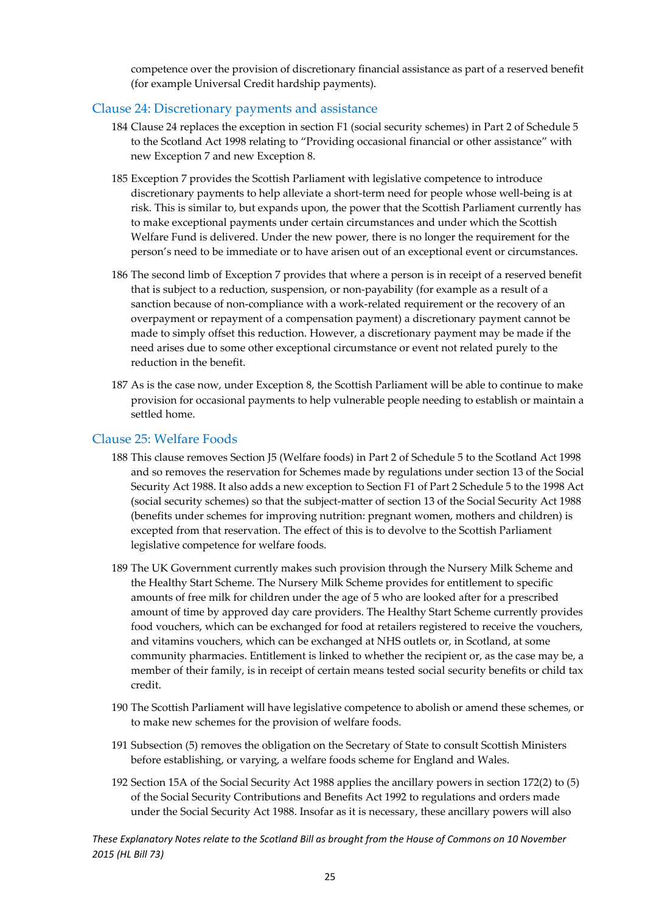competence over the provision of discretionary financial assistance as part of a reserved benefit (for example Universal Credit hardship payments).

## Clause 24: Discretionary payments and assistance

184 Clause 24 replaces the exception in section F1 (social security schemes) in Part 2 of Schedule 5 to the Scotland Act 1998 relating to "Providing occasional financial or other assistance" with new Exception 7 and new Exception 8.

185 Exception 7 provides the Scottish Parliament with legislative competence to introduce discretionary payments to help alleviate a short-term need for people whose well-being is at risk. This is similar to, but expands upon, the power that the Scottish Parliament currently has to make exceptional payments under certain circumstances and under which the Scottish Welfare Fund is delivered. Under the new power, there is no longer the requirement for the person's need to be immediate or to have arisen out of an exceptional event or circumstances.

186 The second limb of Exception 7 provides that where a person is in receipt of a reserved benefit that is subject to a reduction, suspension, or non-payability (for example as a result of a sanction because of non-compliance with a work-related requirement or the recovery of an overpayment or repayment of a compensation payment) a discretionary payment cannot be made to simply offset this reduction. However, a discretionary payment may be made if the need arises due to some other exceptional circumstance or event not related purely to the reduction in the benefit.

187 As is the case now, under Exception 8, the Scottish Parliament will be able to continue to make provision for occasional payments to help vulnerable people needing to establish or maintain a settled home.

## Clause 25: Welfare Foods

188 This clause removes Section J5 (Welfare foods) in Part 2 of Schedule 5 to the Scotland Act 1998 and so removes the reservation for Schemes made by regulations under section 13 of the Social Security Act 1988. It also adds a new exception to Section F1 of Part 2 Schedule 5 to the 1998 Act (social security schemes) so that the subject-matter of section 13 of the Social Security Act 1988 (benefits under schemes for improving nutrition: pregnant women, mothers and children) is excepted from that reservation. The effect of this is to devolve to the Scottish Parliament legislative competence for welfare foods.

189 The UK Government currently makes such provision through the Nursery Milk Scheme and the Healthy Start Scheme. The Nursery Milk Scheme provides for entitlement to specific amounts of free milk for children under the age of 5 who are looked after for a prescribed amount of time by approved day care providers. The Healthy Start Scheme currently provides food vouchers, which can be exchanged for food at retailers registered to receive the vouchers, and vitamins vouchers, which can be exchanged at NHS outlets or, in Scotland, at some community pharmacies. Entitlement is linked to whether the recipient or, as the case may be, a member of their family, is in receipt of certain means tested social security benefits or child tax credit.

190 The Scottish Parliament will have legislative competence to abolish or amend these schemes, or to make new schemes for the provision of welfare foods.

191 Subsection (5) removes the obligation on the Secretary of State to consult Scottish Ministers before establishing, or varying, a welfare foods scheme for England and Wales.

192 Section 15A of the Social Security Act 1988 applies the ancillary powers in section 172(2) to (5) of the Social Security Contributions and Benefits Act 1992 to regulations and orders made under the Social Security Act 1988. Insofar as it is necessary, these ancillary powers will also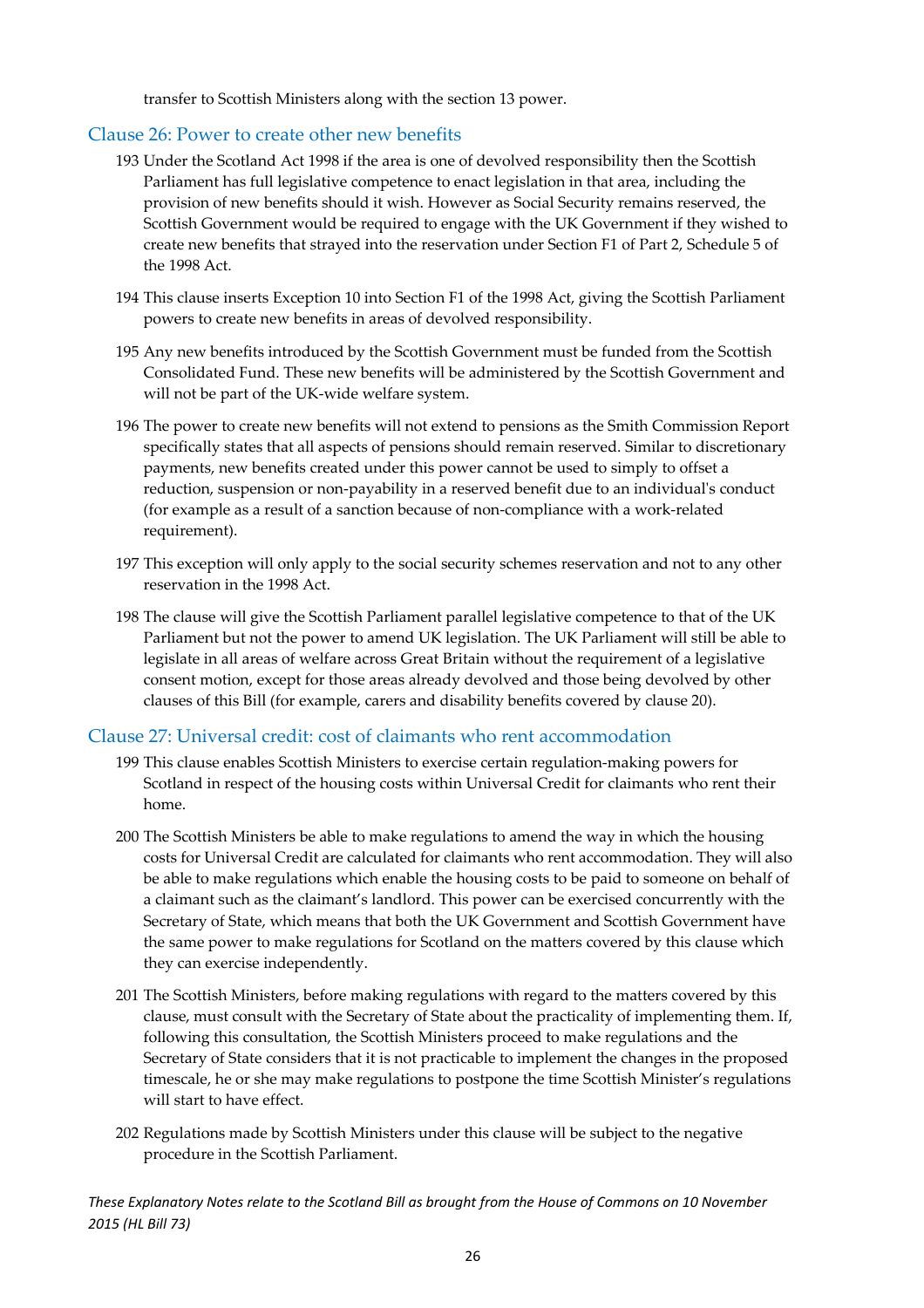transfer to Scottish Ministers along with the section 13 power.

## Clause 26: Power to create other new benefits

193 Under the Scotland Act 1998 if the area is one of devolved responsibility then the Scottish Parliament has full legislative competence to enact legislation in that area, including the provision of new benefits should it wish. However as Social Security remains reserved, the Scottish Government would be required to engage with the UK Government if they wished to create new benefits that strayed into the reservation under Section F1 of Part 2, Schedule 5 of the 1998 Act.

194 This clause inserts Exception 10 into Section F1 of the 1998 Act, giving the Scottish Parliament powers to create new benefits in areas of devolved responsibility.

195 Any new benefits introduced by the Scottish Government must be funded from the Scottish Consolidated Fund. These new benefits will be administered by the Scottish Government and will not be part of the UK-wide welfare system.

196 The power to create new benefits will not extend to pensions as the Smith Commission Report specifically states that all aspects of pensions should remain reserved. Similar to discretionary payments, new benefits created under this power cannot be used to simply to offset a reduction, suspension or non-payability in a reserved benefit due to an individual's conduct (for example as a result of a sanction because of non-compliance with a work-related requirement).

197 This exception will only apply to the social security schemes reservation and not to any other reservation in the 1998 Act.

198 The clause will give the Scottish Parliament parallel legislative competence to that of the UK Parliament but not the power to amend UK legislation. The UK Parliament will still be able to legislate in all areas of welfare across Great Britain without the requirement of a legislative consent motion, except for those areas already devolved and those being devolved by other clauses of this Bill (for example, carers and disability benefits covered by clause 20).

## Clause 27: Universal credit: cost of claimants who rent accommodation

199 This clause enables Scottish Ministers to exercise certain regulation-making powers for Scotland in respect of the housing costs within Universal Credit for claimants who rent their home.

200 The Scottish Ministers be able to make regulations to amend the way in which the housing costs for Universal Credit are calculated for claimants who rent accommodation. They will also be able to make regulations which enable the housing costs to be paid to someone on behalf of a claimant such as the claimant's landlord. This power can be exercised concurrently with the Secretary of State, which means that both the UK Government and Scottish Government have the same power to make regulations for Scotland on the matters covered by this clause which they can exercise independently.

201 The Scottish Ministers, before making regulations with regard to the matters covered by this clause, must consult with the Secretary of State about the practicality of implementing them. If, following this consultation, the Scottish Ministers proceed to make regulations and the Secretary of State considers that it is not practicable to implement the changes in the proposed timescale, he or she may make regulations to postpone the time Scottish Minister's regulations will start to have effect.

202 Regulations made by Scottish Ministers under this clause will be subject to the negative procedure in the Scottish Parliament.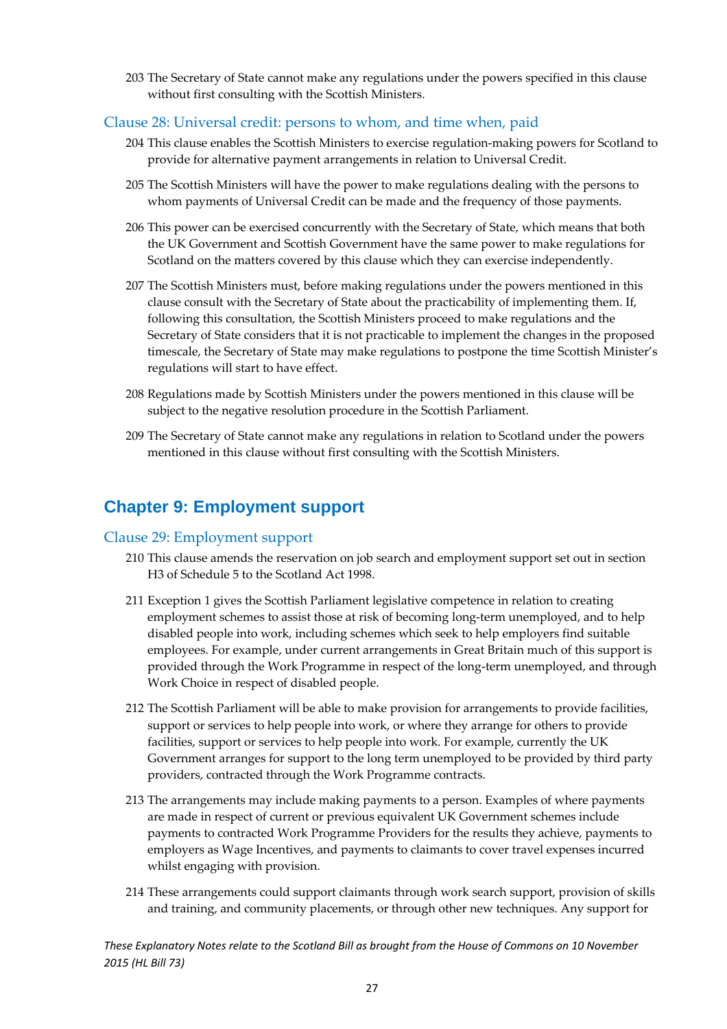203 The Secretary of State cannot make any regulations under the powers specified in this clause without first consulting with the Scottish Ministers.

### Clause 28: Universal credit: persons to whom, and time when, paid

204 This clause enables the Scottish Ministers to exercise regulation-making powers for Scotland to provide for alternative payment arrangements in relation to Universal Credit.

205 The Scottish Ministers will have the power to make regulations dealing with the persons to whom payments of Universal Credit can be made and the frequency of those payments.

206 This power can be exercised concurrently with the Secretary of State, which means that both the UK Government and Scottish Government have the same power to make regulations for Scotland on the matters covered by this clause which they can exercise independently.

207 The Scottish Ministers must, before making regulations under the powers mentioned in this clause consult with the Secretary of State about the practicability of implementing them. If, following this consultation, the Scottish Ministers proceed to make regulations and the Secretary of State considers that it is not practicable to implement the changes in the proposed timescale, the Secretary of State may make regulations to postpone the time Scottish Minister's regulations will start to have effect.

208 Regulations made by Scottish Ministers under the powers mentioned in this clause will be subject to the negative resolution procedure in the Scottish Parliament.

209 The Secretary of State cannot make any regulations in relation to Scotland under the powers mentioned in this clause without first consulting with the Scottish Ministers.

## Chapter 9: Employment support

### Clause 29: Employment support

210 This clause amends the reservation on job search and employment support set out in section H3 of Schedule 5 to the Scotland Act 1998.

211 Exception 1 gives the Scottish Parliament legislative competence in relation to creating employment schemes to assist those at risk of becoming long-term unemployed, and to help disabled people into work, including schemes which seek to help employers find suitable employees. For example, under current arrangements in Great Britain much of this support is provided through the Work Programme in respect of the long-term unemployed, and through Work Choice in respect of disabled people.

212 The Scottish Parliament will be able to make provision for arrangements to provide facilities, support or services to help people into work, or where they arrange for others to provide facilities, support or services to help people into work. For example, currently the UK Government arranges for support to the long term unemployed to be provided by third party providers, contracted through the Work Programme contracts.

213 The arrangements may include making payments to a person. Examples of where payments are made in respect of current or previous equivalent UK Government schemes include payments to contracted Work Programme Providers for the results they achieve, payments to employers as Wage Incentives, and payments to claimants to cover travel expenses incurred whilst engaging with provision.

214 These arrangements could support claimants through work search support, provision of skills and training, and community placements, or through other new techniques. Any support for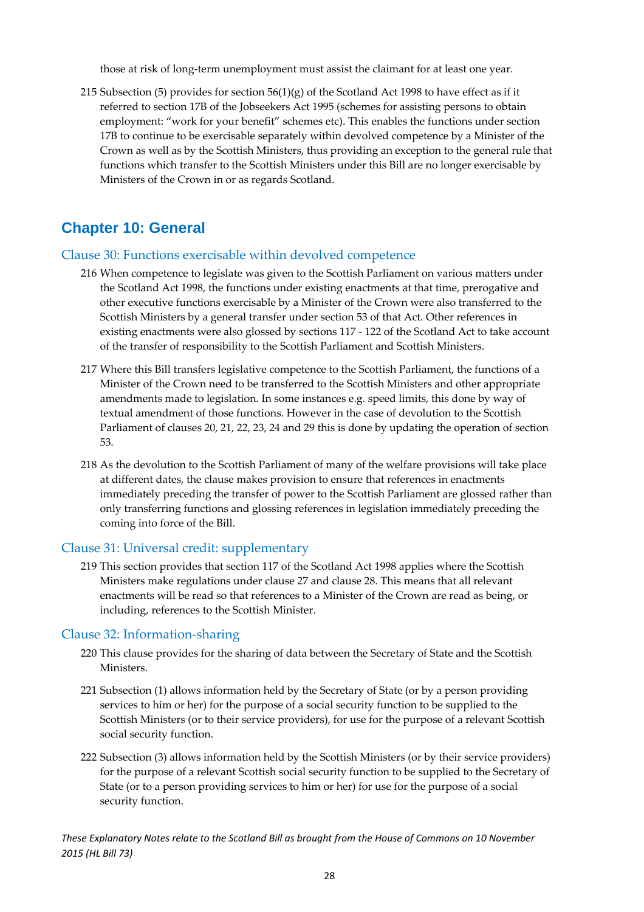those at risk of long-term unemployment must assist the claimant for at least one year.

215 Subsection (5) provides for section 56(1)(g) of the Scotland Act 1998 to have effect as if it referred to section 17B of the Jobseekers Act 1995 (schemes for assisting persons to obtain employment: "work for your benefit" schemes etc). This enables the functions under section 17B to continue to be exercisable separately within devolved competence by a Minister of the Crown as well as by the Scottish Ministers, thus providing an exception to the general rule that functions which transfer to the Scottish Ministers under this Bill are no longer exercisable by Ministers of the Crown in or as regards Scotland.

## Chapter 10: General

### Clause 30: Functions exercisable within devolved competence

216 When competence to legislate was given to the Scottish Parliament on various matters under the Scotland Act 1998, the functions under existing enactments at that time, prerogative and other executive functions exercisable by a Minister of the Crown were also transferred to the Scottish Ministers by a general transfer under section 53 of that Act. Other references in existing enactments were also glossed by sections 117 - 122 of the Scotland Act to take account of the transfer of responsibility to the Scottish Parliament and Scottish Ministers.

217 Where this Bill transfers legislative competence to the Scottish Parliament, the functions of a Minister of the Crown need to be transferred to the Scottish Ministers and other appropriate amendments made to legislation. In some instances e.g. speed limits, this done by way of textual amendment of those functions. However in the case of devolution to the Scottish Parliament of clauses 20, 21, 22, 23, 24 and 29 this is done by updating the operation of section 53.

218 As the devolution to the Scottish Parliament of many of the welfare provisions will take place at different dates, the clause makes provision to ensure that references in enactments immediately preceding the transfer of power to the Scottish Parliament are glossed rather than only transferring functions and glossing references in legislation immediately preceding the coming into force of the Bill.

### Clause 31: Universal credit: supplementary

219 This section provides that section 117 of the Scotland Act 1998 applies where the Scottish Ministers make regulations under clause 27 and clause 28. This means that all relevant enactments will be read so that references to a Minister of the Crown are read as being, or including, references to the Scottish Minister.

### Clause 32: Information-sharing

220 This clause provides for the sharing of data between the Secretary of State and the Scottish Ministers.

221 Subsection (1) allows information held by the Secretary of State (or by a person providing services to him or her) for the purpose of a social security function to be supplied to the Scottish Ministers (or to their service providers), for use for the purpose of a relevant Scottish social security function.

222 Subsection (3) allows information held by the Scottish Ministers (or by their service providers) for the purpose of a relevant Scottish social security function to be supplied to the Secretary of State (or to a person providing services to him or her) for use for the purpose of a social security function.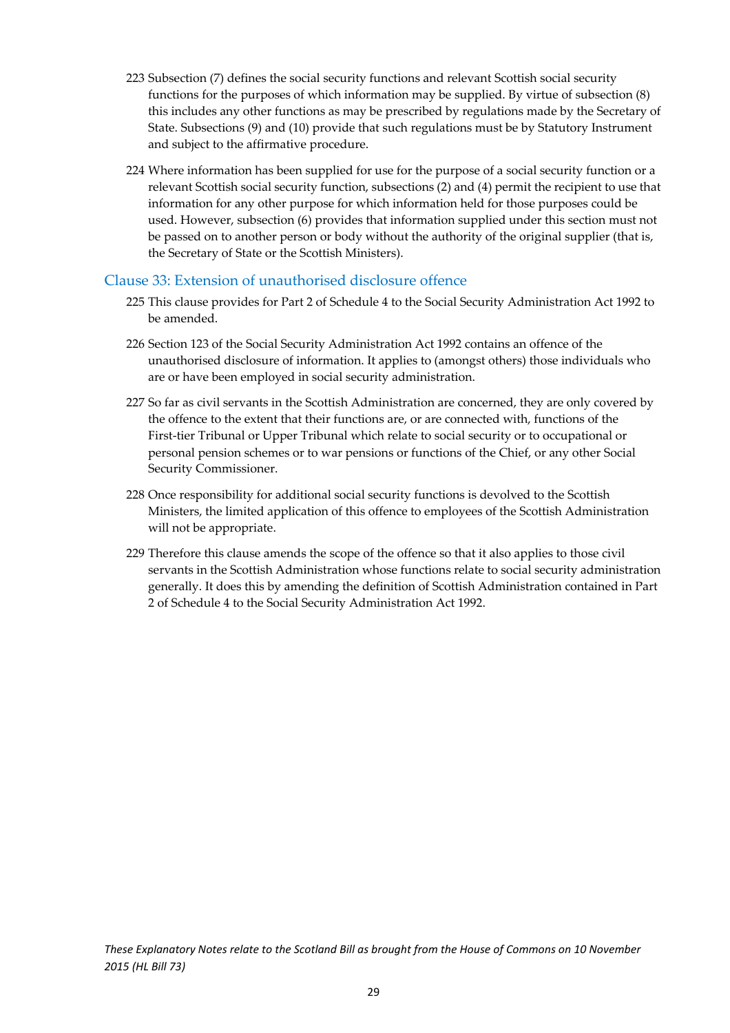223 Subsection (7) defines the social security functions and relevant Scottish social security functions for the purposes of which information may be supplied. By virtue of subsection (8) this includes any other functions as may be prescribed by regulations made by the Secretary of State. Subsections (9) and (10) provide that such regulations must be by Statutory Instrument and subject to the affirmative procedure.

224 Where information has been supplied for use for the purpose of a social security function or a relevant Scottish social security function, subsections (2) and (4) permit the recipient to use that information for any other purpose for which information held for those purposes could be used. However, subsection (6) provides that information supplied under this section must not be passed on to another person or body without the authority of the original supplier (that is, the Secretary of State or the Scottish Ministers).

## Clause 33: Extension of unauthorised disclosure offence

225 This clause provides for Part 2 of Schedule 4 to the Social Security Administration Act 1992 to be amended.

226 Section 123 of the Social Security Administration Act 1992 contains an offence of the unauthorised disclosure of information. It applies to (amongst others) those individuals who are or have been employed in social security administration.

227 So far as civil servants in the Scottish Administration are concerned, they are only covered by the offence to the extent that their functions are, or are connected with, functions of the First-tier Tribunal or Upper Tribunal which relate to social security or to occupational or personal pension schemes or to war pensions or functions of the Chief, or any other Social Security Commissioner.

228 Once responsibility for additional social security functions is devolved to the Scottish Ministers, the limited application of this offence to employees of the Scottish Administration will not be appropriate.

229 Therefore this clause amends the scope of the offence so that it also applies to those civil servants in the Scottish Administration whose functions relate to social security administration generally. It does this by amending the definition of Scottish Administration contained in Part 2 of Schedule 4 to the Social Security Administration Act 1992.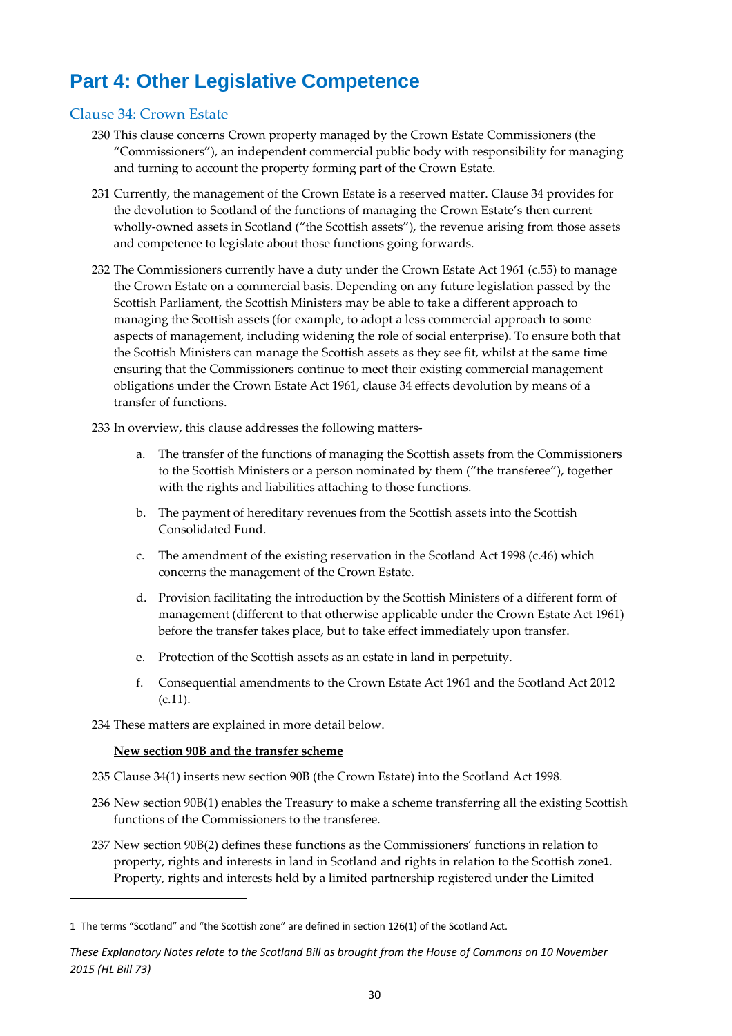# Part 4: Other Legislative Competence

## Clause 34: Crown Estate

230 This clause concerns Crown property managed by the Crown Estate Commissioners (the "Commissioners"), an independent commercial public body with responsibility for managing and turning to account the property forming part of the Crown Estate.

231 Currently, the management of the Crown Estate is a reserved matter. Clause 34 provides for the devolution to Scotland of the functions of managing the Crown Estate's then current wholly-owned assets in Scotland ("the Scottish assets"), the revenue arising from those assets and competence to legislate about those functions going forwards.

232 The Commissioners currently have a duty under the Crown Estate Act 1961 (c.55) to manage the Crown Estate on a commercial basis. Depending on any future legislation passed by the Scottish Parliament, the Scottish Ministers may be able to take a different approach to managing the Scottish assets (for example, to adopt a less commercial approach to some aspects of management, including widening the role of social enterprise). To ensure both that the Scottish Ministers can manage the Scottish assets as they see fit, whilst at the same time ensuring that the Commissioners continue to meet their existing commercial management obligations under the Crown Estate Act 1961, clause 34 effects devolution by means of a transfer of functions.

233 In overview, this clause addresses the following matters-

a. The transfer of the functions of managing the Scottish assets from the Commissioners to the Scottish Ministers or a person nominated by them ("the transferee"), together with the rights and liabilities attaching to those functions.

b. The payment of hereditary revenues from the Scottish assets into the Scottish Consolidated Fund.

c. The amendment of the existing reservation in the Scotland Act 1998 (c.46) which concerns the management of the Crown Estate.

d. Provision facilitating the introduction by the Scottish Ministers of a different form of management (different to that otherwise applicable under the Crown Estate Act 1961) before the transfer takes place, but to take effect immediately upon transfer.

e. Protection of the Scottish assets as an estate in land in perpetuity.

f. Consequential amendments to the Crown Estate Act 1961 and the Scotland Act 2012 (c.11).

234 These matters are explained in more detail below.

**New section 90B and the transfer scheme**

235 Clause 34(1) inserts new section 90B (the Crown Estate) into the Scotland Act 1998.

236 New section 90B(1) enables the Treasury to make a scheme transferring all the existing Scottish functions of the Commissioners to the transferee.

237 New section 90B(2) defines these functions as the Commissioners' functions in relation to property, rights and interests in land in Scotland and rights in relation to the Scottish zone[1]. Property, rights and interests held by a limited partnership registered under the Limited

---

[1] The terms "Scotland" and "the Scottish zone" are defined in section 126(1) of the Scotland Act.

*These Explanatory Notes relate to the Scotland Bill as brought from the House of Commons on 10 November 2015 (HL Bill 73)*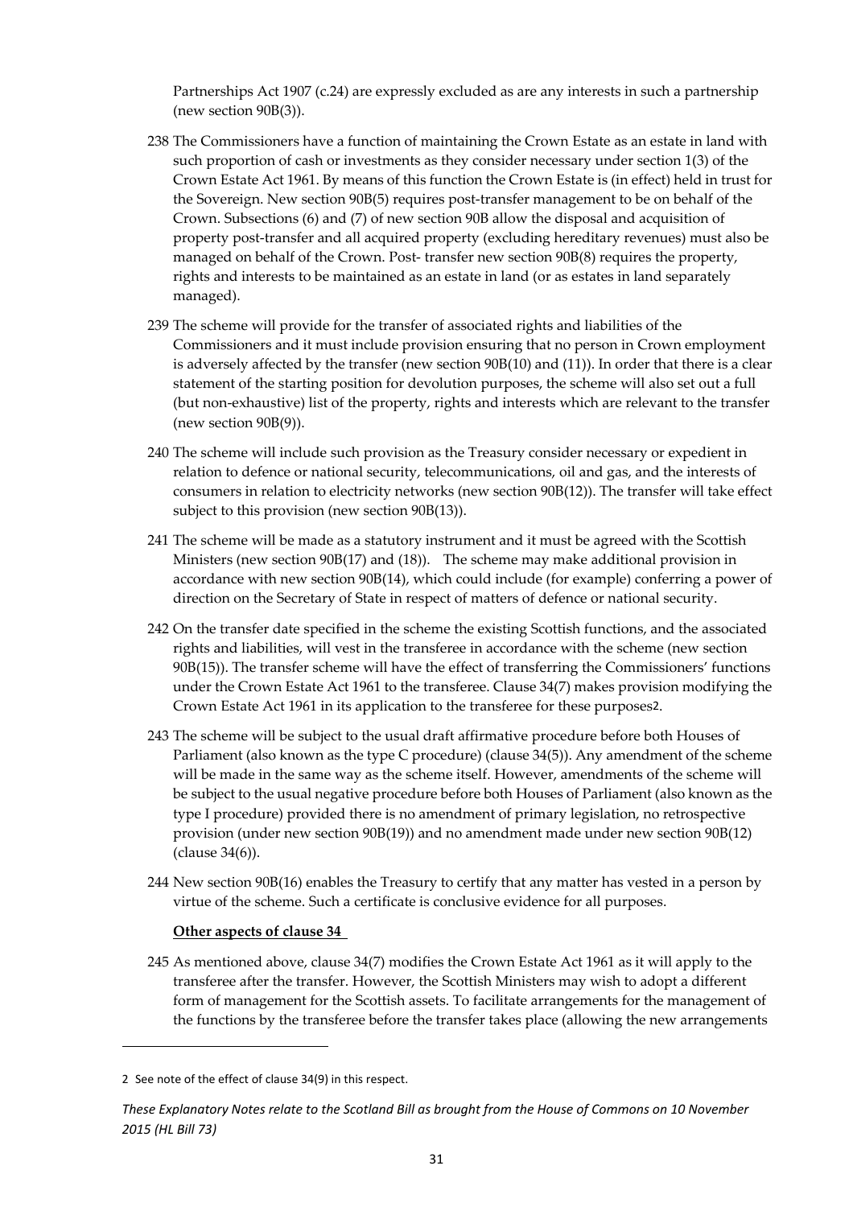Partnerships Act 1907 (c.24) are expressly excluded as are any interests in such a partnership (new section 90B(3)).

238 The Commissioners have a function of maintaining the Crown Estate as an estate in land with such proportion of cash or investments as they consider necessary under section 1(3) of the Crown Estate Act 1961. By means of this function the Crown Estate is (in effect) held in trust for the Sovereign. New section 90B(5) requires post-transfer management to be on behalf of the Crown. Subsections (6) and (7) of new section 90B allow the disposal and acquisition of property post-transfer and all acquired property (excluding hereditary revenues) must also be managed on behalf of the Crown. Post- transfer new section 90B(8) requires the property, rights and interests to be maintained as an estate in land (or as estates in land separately managed).

239 The scheme will provide for the transfer of associated rights and liabilities of the Commissioners and it must include provision ensuring that no person in Crown employment is adversely affected by the transfer (new section 90B(10) and (11)). In order that there is a clear statement of the starting position for devolution purposes, the scheme will also set out a full (but non-exhaustive) list of the property, rights and interests which are relevant to the transfer (new section 90B(9)).

240 The scheme will include such provision as the Treasury consider necessary or expedient in relation to defence or national security, telecommunications, oil and gas, and the interests of consumers in relation to electricity networks (new section 90B(12)). The transfer will take effect subject to this provision (new section 90B(13)).

241 The scheme will be made as a statutory instrument and it must be agreed with the Scottish Ministers (new section 90B(17) and (18)). The scheme may make additional provision in accordance with new section 90B(14), which could include (for example) conferring a power of direction on the Secretary of State in respect of matters of defence or national security.

242 On the transfer date specified in the scheme the existing Scottish functions, and the associated rights and liabilities, will vest in the transferee in accordance with the scheme (new section 90B(15)). The transfer scheme will have the effect of transferring the Commissioners' functions under the Crown Estate Act 1961 to the transferee. Clause 34(7) makes provision modifying the Crown Estate Act 1961 in its application to the transferee for these purposes[2].

243 The scheme will be subject to the usual draft affirmative procedure before both Houses of Parliament (also known as the type C procedure) (clause 34(5)). Any amendment of the scheme will be made in the same way as the scheme itself. However, amendments of the scheme will be subject to the usual negative procedure before both Houses of Parliament (also known as the type I procedure) provided there is no amendment of primary legislation, no retrospective provision (under new section 90B(19)) and no amendment made under new section 90B(12) (clause 34(6)).

244 New section 90B(16) enables the Treasury to certify that any matter has vested in a person by virtue of the scheme. Such a certificate is conclusive evidence for all purposes.

**Other aspects of clause 34**

245 As mentioned above, clause 34(7) modifies the Crown Estate Act 1961 as it will apply to the transferee after the transfer. However, the Scottish Ministers may wish to adopt a different form of management for the Scottish assets. To facilitate arrangements for the management of the functions by the transferee before the transfer takes place (allowing the new arrangements

---

2 See note of the effect of clause 34(9) in this respect.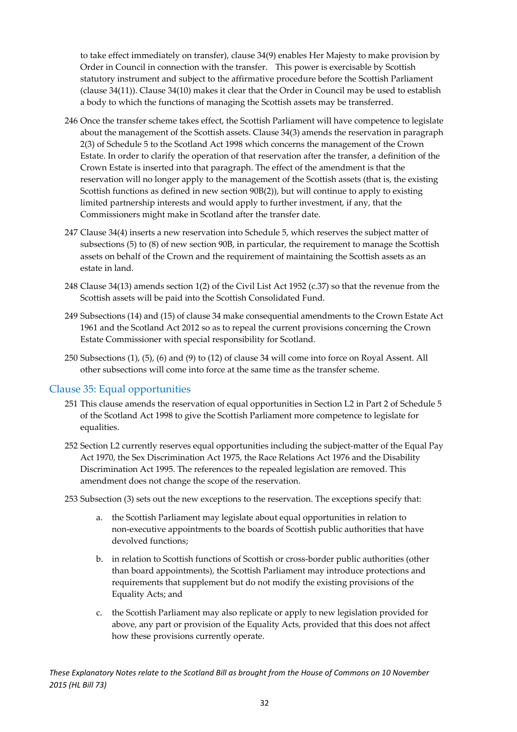to take effect immediately on transfer), clause 34(9) enables Her Majesty to make provision by Order in Council in connection with the transfer. This power is exercisable by Scottish statutory instrument and subject to the affirmative procedure before the Scottish Parliament (clause 34(11)). Clause 34(10) makes it clear that the Order in Council may be used to establish a body to which the functions of managing the Scottish assets may be transferred.

246 Once the transfer scheme takes effect, the Scottish Parliament will have competence to legislate about the management of the Scottish assets. Clause 34(3) amends the reservation in paragraph 2(3) of Schedule 5 to the Scotland Act 1998 which concerns the management of the Crown Estate. In order to clarify the operation of that reservation after the transfer, a definition of the Crown Estate is inserted into that paragraph. The effect of the amendment is that the reservation will no longer apply to the management of the Scottish assets (that is, the existing Scottish functions as defined in new section 90B(2)), but will continue to apply to existing limited partnership interests and would apply to further investment, if any, that the Commissioners might make in Scotland after the transfer date.

247 Clause 34(4) inserts a new reservation into Schedule 5, which reserves the subject matter of subsections (5) to (8) of new section 90B, in particular, the requirement to manage the Scottish assets on behalf of the Crown and the requirement of maintaining the Scottish assets as an estate in land.

248 Clause 34(13) amends section 1(2) of the Civil List Act 1952 (c.37) so that the revenue from the Scottish assets will be paid into the Scottish Consolidated Fund.

249 Subsections (14) and (15) of clause 34 make consequential amendments to the Crown Estate Act 1961 and the Scotland Act 2012 so as to repeal the current provisions concerning the Crown Estate Commissioner with special responsibility for Scotland.

250 Subsections (1), (5), (6) and (9) to (12) of clause 34 will come into force on Royal Assent. All other subsections will come into force at the same time as the transfer scheme.

## Clause 35: Equal opportunities

251 This clause amends the reservation of equal opportunities in Section L2 in Part 2 of Schedule 5 of the Scotland Act 1998 to give the Scottish Parliament more competence to legislate for equalities.

252 Section L2 currently reserves equal opportunities including the subject-matter of the Equal Pay Act 1970, the Sex Discrimination Act 1975, the Race Relations Act 1976 and the Disability Discrimination Act 1995. The references to the repealed legislation are removed. This amendment does not change the scope of the reservation.

253 Subsection (3) sets out the new exceptions to the reservation. The exceptions specify that:

a. the Scottish Parliament may legislate about equal opportunities in relation to non-executive appointments to the boards of Scottish public authorities that have devolved functions;

b. in relation to Scottish functions of Scottish or cross-border public authorities (other than board appointments), the Scottish Parliament may introduce protections and requirements that supplement but do not modify the existing provisions of the Equality Acts; and

c. the Scottish Parliament may also replicate or apply to new legislation provided for above, any part or provision of the Equality Acts, provided that this does not affect how these provisions currently operate.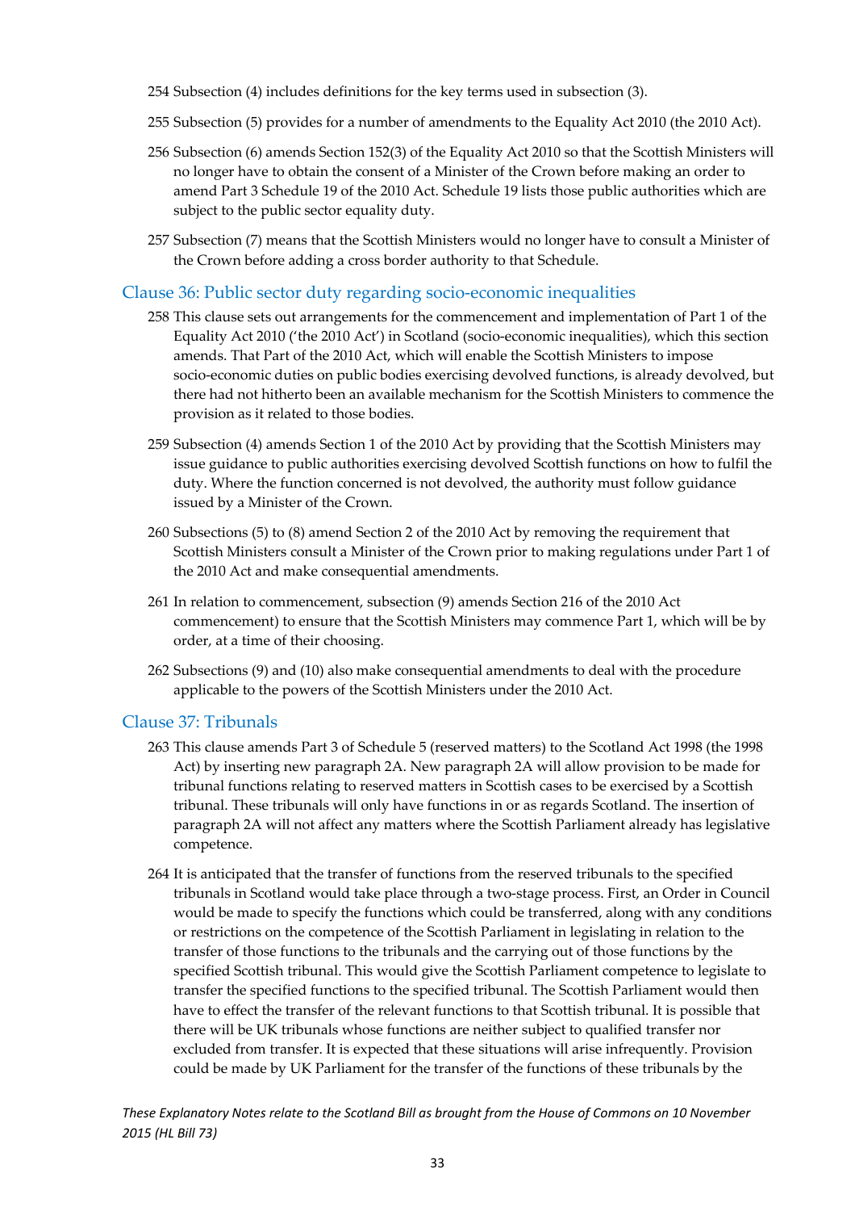254 Subsection (4) includes definitions for the key terms used in subsection (3).

255 Subsection (5) provides for a number of amendments to the Equality Act 2010 (the 2010 Act).

256 Subsection (6) amends Section 152(3) of the Equality Act 2010 so that the Scottish Ministers will no longer have to obtain the consent of a Minister of the Crown before making an order to amend Part 3 Schedule 19 of the 2010 Act. Schedule 19 lists those public authorities which are subject to the public sector equality duty.

257 Subsection (7) means that the Scottish Ministers would no longer have to consult a Minister of the Crown before adding a cross border authority to that Schedule.

## Clause 36: Public sector duty regarding socio-economic inequalities

258 This clause sets out arrangements for the commencement and implementation of Part 1 of the Equality Act 2010 ('the 2010 Act') in Scotland (socio-economic inequalities), which this section amends. That Part of the 2010 Act, which will enable the Scottish Ministers to impose socio-economic duties on public bodies exercising devolved functions, is already devolved, but there had not hitherto been an available mechanism for the Scottish Ministers to commence the provision as it related to those bodies.

259 Subsection (4) amends Section 1 of the 2010 Act by providing that the Scottish Ministers may issue guidance to public authorities exercising devolved Scottish functions on how to fulfil the duty. Where the function concerned is not devolved, the authority must follow guidance issued by a Minister of the Crown.

260 Subsections (5) to (8) amend Section 2 of the 2010 Act by removing the requirement that Scottish Ministers consult a Minister of the Crown prior to making regulations under Part 1 of the 2010 Act and make consequential amendments.

261 In relation to commencement, subsection (9) amends Section 216 of the 2010 Act commencement) to ensure that the Scottish Ministers may commence Part 1, which will be by order, at a time of their choosing.

262 Subsections (9) and (10) also make consequential amendments to deal with the procedure applicable to the powers of the Scottish Ministers under the 2010 Act.

## Clause 37: Tribunals

263 This clause amends Part 3 of Schedule 5 (reserved matters) to the Scotland Act 1998 (the 1998 Act) by inserting new paragraph 2A. New paragraph 2A will allow provision to be made for tribunal functions relating to reserved matters in Scottish cases to be exercised by a Scottish tribunal. These tribunals will only have functions in or as regards Scotland. The insertion of paragraph 2A will not affect any matters where the Scottish Parliament already has legislative competence.

264 It is anticipated that the transfer of functions from the reserved tribunals to the specified tribunals in Scotland would take place through a two-stage process. First, an Order in Council would be made to specify the functions which could be transferred, along with any conditions or restrictions on the competence of the Scottish Parliament in legislating in relation to the transfer of those functions to the tribunals and the carrying out of those functions by the specified Scottish tribunal. This would give the Scottish Parliament competence to legislate to transfer the specified functions to the specified tribunal. The Scottish Parliament would then have to effect the transfer of the relevant functions to that Scottish tribunal. It is possible that there will be UK tribunals whose functions are neither subject to qualified transfer nor excluded from transfer. It is expected that these situations will arise infrequently. Provision could be made by UK Parliament for the transfer of the functions of these tribunals by the

*These Explanatory Notes relate to the Scotland Bill as brought from the House of Commons on 10 November 2015 (HL Bill 73)*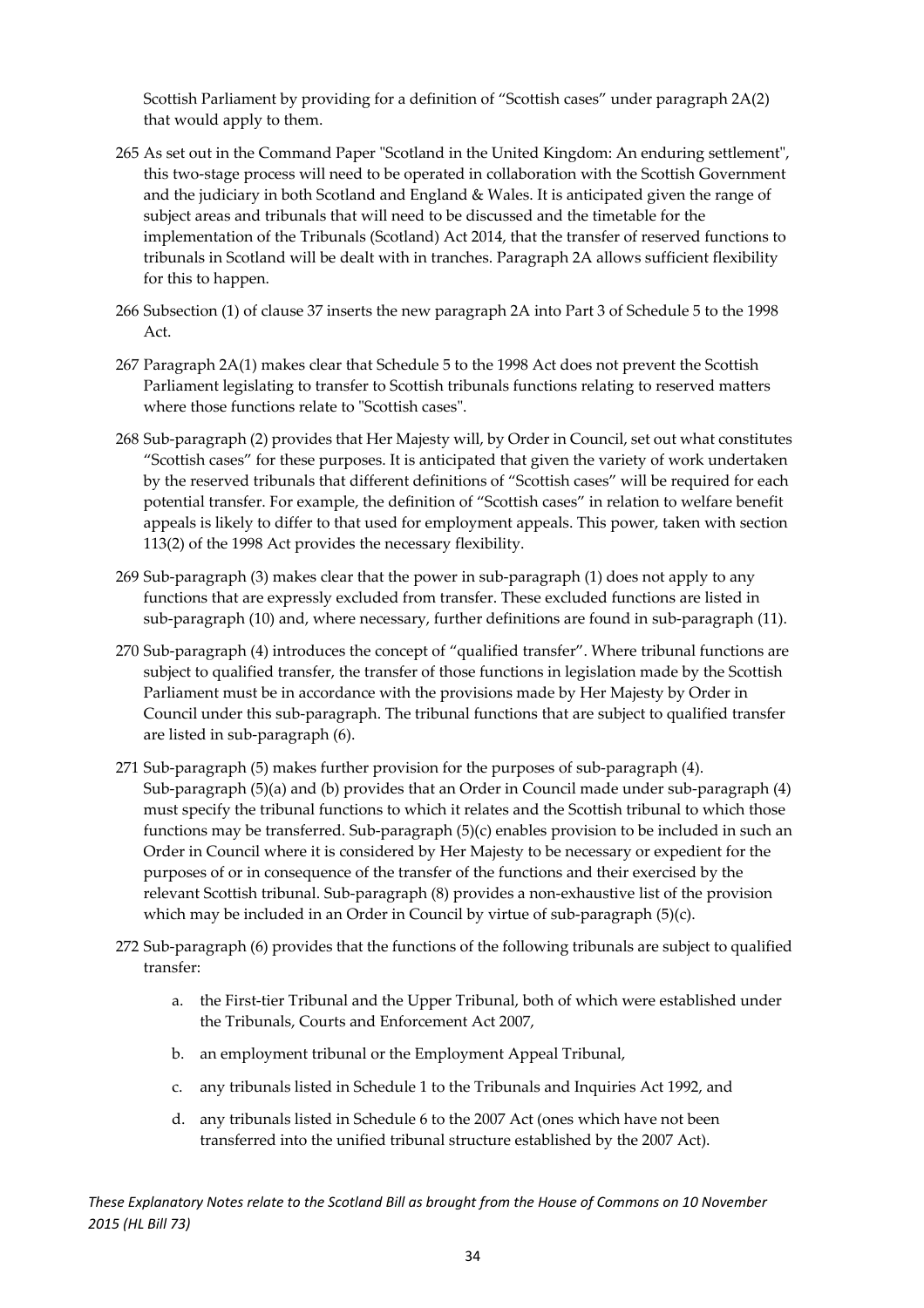Scottish Parliament by providing for a definition of "Scottish cases" under paragraph 2A(2) that would apply to them.

265 As set out in the Command Paper "Scotland in the United Kingdom: An enduring settlement", this two-stage process will need to be operated in collaboration with the Scottish Government and the judiciary in both Scotland and England & Wales. It is anticipated given the range of subject areas and tribunals that will need to be discussed and the timetable for the implementation of the Tribunals (Scotland) Act 2014, that the transfer of reserved functions to tribunals in Scotland will be dealt with in tranches. Paragraph 2A allows sufficient flexibility for this to happen.

266 Subsection (1) of clause 37 inserts the new paragraph 2A into Part 3 of Schedule 5 to the 1998 Act.

267 Paragraph 2A(1) makes clear that Schedule 5 to the 1998 Act does not prevent the Scottish Parliament legislating to transfer to Scottish tribunals functions relating to reserved matters where those functions relate to "Scottish cases".

268 Sub-paragraph (2) provides that Her Majesty will, by Order in Council, set out what constitutes "Scottish cases" for these purposes. It is anticipated that given the variety of work undertaken by the reserved tribunals that different definitions of "Scottish cases" will be required for each potential transfer. For example, the definition of "Scottish cases" in relation to welfare benefit appeals is likely to differ to that used for employment appeals. This power, taken with section 113(2) of the 1998 Act provides the necessary flexibility.

269 Sub-paragraph (3) makes clear that the power in sub-paragraph (1) does not apply to any functions that are expressly excluded from transfer. These excluded functions are listed in sub-paragraph (10) and, where necessary, further definitions are found in sub-paragraph (11).

270 Sub-paragraph (4) introduces the concept of "qualified transfer". Where tribunal functions are subject to qualified transfer, the transfer of those functions in legislation made by the Scottish Parliament must be in accordance with the provisions made by Her Majesty by Order in Council under this sub-paragraph. The tribunal functions that are subject to qualified transfer are listed in sub-paragraph (6).

271 Sub-paragraph (5) makes further provision for the purposes of sub-paragraph (4). Sub-paragraph (5)(a) and (b) provides that an Order in Council made under sub-paragraph (4) must specify the tribunal functions to which it relates and the Scottish tribunal to which those functions may be transferred. Sub-paragraph (5)(c) enables provision to be included in such an Order in Council where it is considered by Her Majesty to be necessary or expedient for the purposes of or in consequence of the transfer of the functions and their exercised by the relevant Scottish tribunal. Sub-paragraph (8) provides a non-exhaustive list of the provision which may be included in an Order in Council by virtue of sub-paragraph (5)(c).

272 Sub-paragraph (6) provides that the functions of the following tribunals are subject to qualified transfer:

a. the First-tier Tribunal and the Upper Tribunal, both of which were established under the Tribunals, Courts and Enforcement Act 2007,

b. an employment tribunal or the Employment Appeal Tribunal,

c. any tribunals listed in Schedule 1 to the Tribunals and Inquiries Act 1992, and

d. any tribunals listed in Schedule 6 to the 2007 Act (ones which have not been transferred into the unified tribunal structure established by the 2007 Act).

*These Explanatory Notes relate to the Scotland Bill as brought from the House of Commons on 10 November 2015 (HL Bill 73)*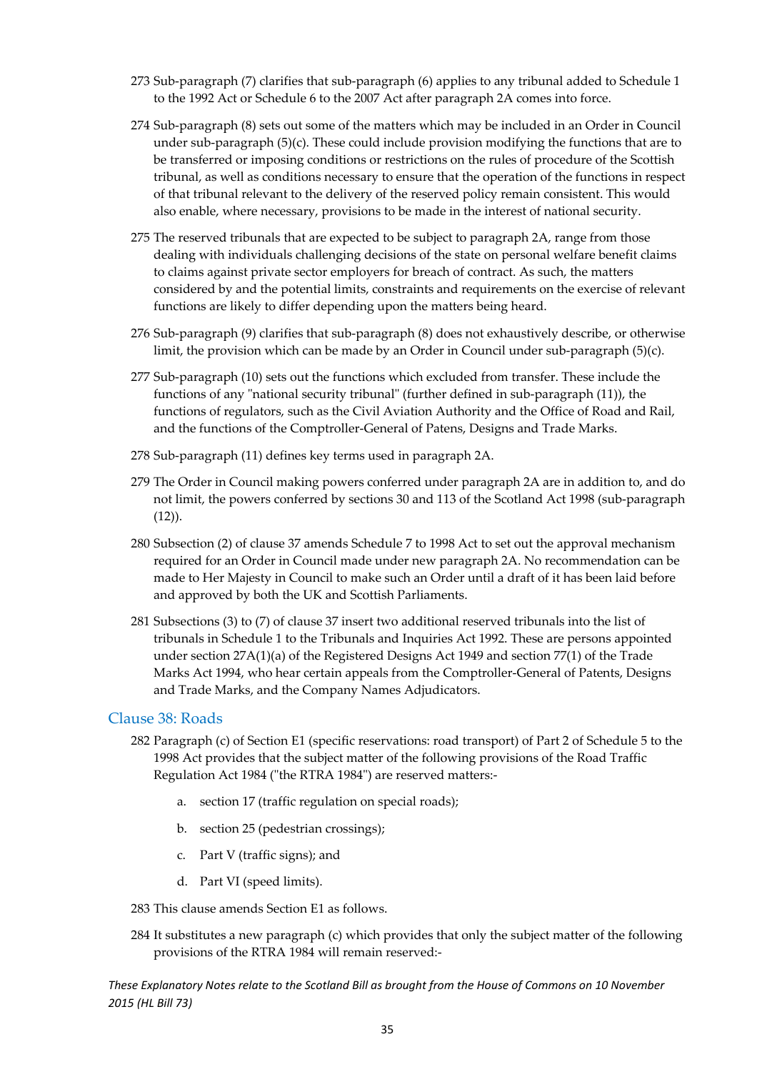273 Sub-paragraph (7) clarifies that sub-paragraph (6) applies to any tribunal added to Schedule 1 to the 1992 Act or Schedule 6 to the 2007 Act after paragraph 2A comes into force.

274 Sub-paragraph (8) sets out some of the matters which may be included in an Order in Council under sub-paragraph (5)(c). These could include provision modifying the functions that are to be transferred or imposing conditions or restrictions on the rules of procedure of the Scottish tribunal, as well as conditions necessary to ensure that the operation of the functions in respect of that tribunal relevant to the delivery of the reserved policy remain consistent. This would also enable, where necessary, provisions to be made in the interest of national security.

275 The reserved tribunals that are expected to be subject to paragraph 2A, range from those dealing with individuals challenging decisions of the state on personal welfare benefit claims to claims against private sector employers for breach of contract. As such, the matters considered by and the potential limits, constraints and requirements on the exercise of relevant functions are likely to differ depending upon the matters being heard.

276 Sub-paragraph (9) clarifies that sub-paragraph (8) does not exhaustively describe, or otherwise limit, the provision which can be made by an Order in Council under sub-paragraph (5)(c).

277 Sub-paragraph (10) sets out the functions which excluded from transfer. These include the functions of any "national security tribunal" (further defined in sub-paragraph (11)), the functions of regulators, such as the Civil Aviation Authority and the Office of Road and Rail, and the functions of the Comptroller-General of Patens, Designs and Trade Marks.

278 Sub-paragraph (11) defines key terms used in paragraph 2A.

279 The Order in Council making powers conferred under paragraph 2A are in addition to, and do not limit, the powers conferred by sections 30 and 113 of the Scotland Act 1998 (sub-paragraph (12)).

280 Subsection (2) of clause 37 amends Schedule 7 to 1998 Act to set out the approval mechanism required for an Order in Council made under new paragraph 2A. No recommendation can be made to Her Majesty in Council to make such an Order until a draft of it has been laid before and approved by both the UK and Scottish Parliaments.

281 Subsections (3) to (7) of clause 37 insert two additional reserved tribunals into the list of tribunals in Schedule 1 to the Tribunals and Inquiries Act 1992. These are persons appointed under section 27A(1)(a) of the Registered Designs Act 1949 and section 77(1) of the Trade Marks Act 1994, who hear certain appeals from the Comptroller-General of Patents, Designs and Trade Marks, and the Company Names Adjudicators.

## Clause 38: Roads

282 Paragraph (c) of Section E1 (specific reservations: road transport) of Part 2 of Schedule 5 to the 1998 Act provides that the subject matter of the following provisions of the Road Traffic Regulation Act 1984 ("the RTRA 1984") are reserved matters:-

a. section 17 (traffic regulation on special roads);

b. section 25 (pedestrian crossings);

c. Part V (traffic signs); and

d. Part VI (speed limits).

283 This clause amends Section E1 as follows.

284 It substitutes a new paragraph (c) which provides that only the subject matter of the following provisions of the RTRA 1984 will remain reserved:-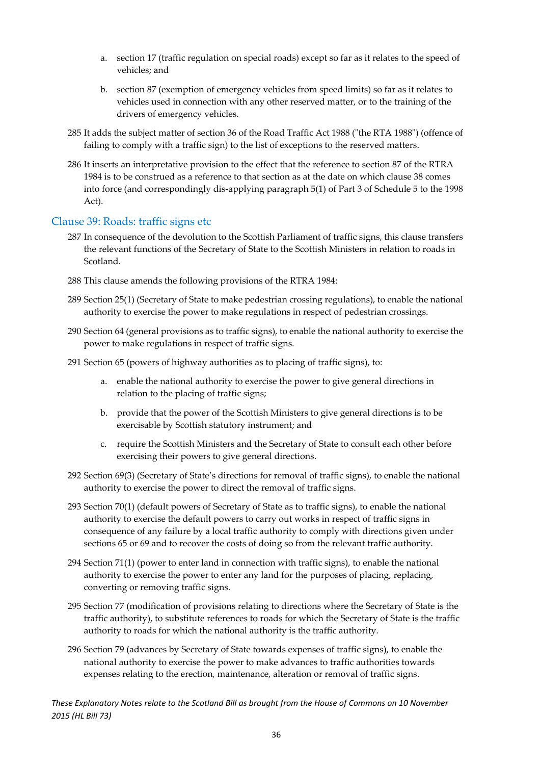a. section 17 (traffic regulation on special roads) except so far as it relates to the speed of vehicles; and

b. section 87 (exemption of emergency vehicles from speed limits) so far as it relates to vehicles used in connection with any other reserved matter, or to the training of the drivers of emergency vehicles.

285 It adds the subject matter of section 36 of the Road Traffic Act 1988 ("the RTA 1988") (offence of failing to comply with a traffic sign) to the list of exceptions to the reserved matters.

286 It inserts an interpretative provision to the effect that the reference to section 87 of the RTRA 1984 is to be construed as a reference to that section as at the date on which clause 38 comes into force (and correspondingly dis-applying paragraph 5(1) of Part 3 of Schedule 5 to the 1998 Act).

## Clause 39: Roads: traffic signs etc

287 In consequence of the devolution to the Scottish Parliament of traffic signs, this clause transfers the relevant functions of the Secretary of State to the Scottish Ministers in relation to roads in Scotland.

288 This clause amends the following provisions of the RTRA 1984:

289 Section 25(1) (Secretary of State to make pedestrian crossing regulations), to enable the national authority to exercise the power to make regulations in respect of pedestrian crossings.

290 Section 64 (general provisions as to traffic signs), to enable the national authority to exercise the power to make regulations in respect of traffic signs.

291 Section 65 (powers of highway authorities as to placing of traffic signs), to:

a. enable the national authority to exercise the power to give general directions in relation to the placing of traffic signs;

b. provide that the power of the Scottish Ministers to give general directions is to be exercisable by Scottish statutory instrument; and

c. require the Scottish Ministers and the Secretary of State to consult each other before exercising their powers to give general directions.

292 Section 69(3) (Secretary of State's directions for removal of traffic signs), to enable the national authority to exercise the power to direct the removal of traffic signs.

293 Section 70(1) (default powers of Secretary of State as to traffic signs), to enable the national authority to exercise the default powers to carry out works in respect of traffic signs in consequence of any failure by a local traffic authority to comply with directions given under sections 65 or 69 and to recover the costs of doing so from the relevant traffic authority.

294 Section 71(1) (power to enter land in connection with traffic signs), to enable the national authority to exercise the power to enter any land for the purposes of placing, replacing, converting or removing traffic signs.

295 Section 77 (modification of provisions relating to directions where the Secretary of State is the traffic authority), to substitute references to roads for which the Secretary of State is the traffic authority to roads for which the national authority is the traffic authority.

296 Section 79 (advances by Secretary of State towards expenses of traffic signs), to enable the national authority to exercise the power to make advances to traffic authorities towards expenses relating to the erection, maintenance, alteration or removal of traffic signs.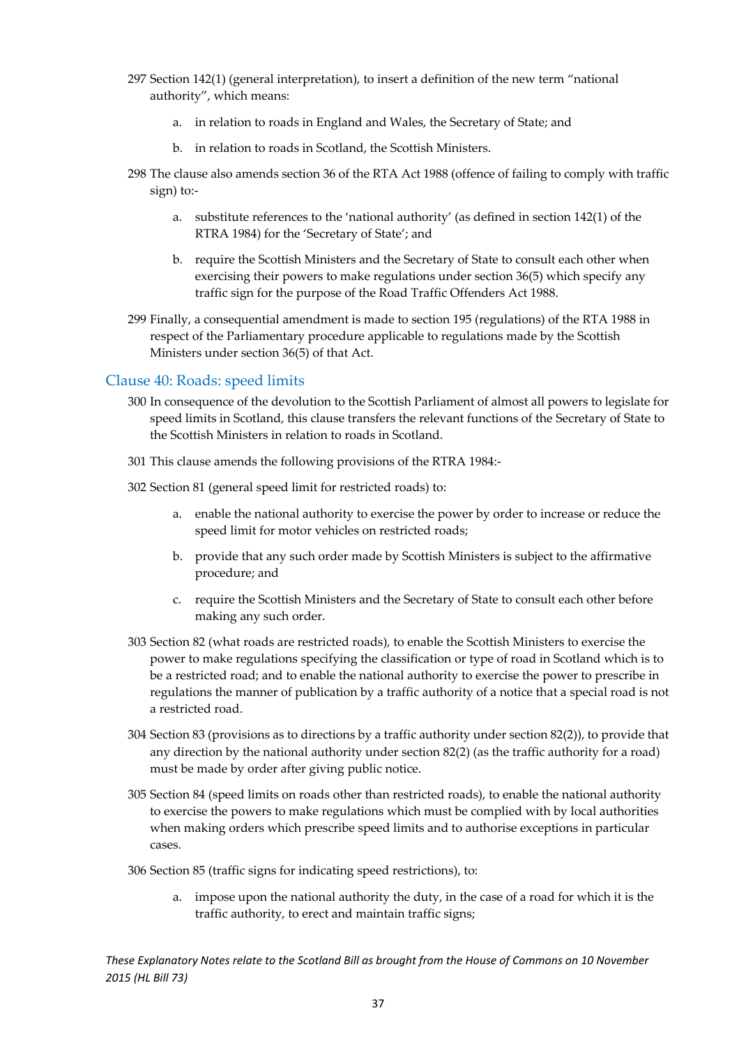297 Section 142(1) (general interpretation), to insert a definition of the new term "national authority", which means:

a. in relation to roads in England and Wales, the Secretary of State; and

b. in relation to roads in Scotland, the Scottish Ministers.

298 The clause also amends section 36 of the RTA Act 1988 (offence of failing to comply with traffic sign) to:-

a. substitute references to the 'national authority' (as defined in section 142(1) of the RTRA 1984) for the 'Secretary of State'; and

b. require the Scottish Ministers and the Secretary of State to consult each other when exercising their powers to make regulations under section 36(5) which specify any traffic sign for the purpose of the Road Traffic Offenders Act 1988.

299 Finally, a consequential amendment is made to section 195 (regulations) of the RTA 1988 in respect of the Parliamentary procedure applicable to regulations made by the Scottish Ministers under section 36(5) of that Act.

## Clause 40: Roads: speed limits

300 In consequence of the devolution to the Scottish Parliament of almost all powers to legislate for speed limits in Scotland, this clause transfers the relevant functions of the Secretary of State to the Scottish Ministers in relation to roads in Scotland.

301 This clause amends the following provisions of the RTRA 1984:-

302 Section 81 (general speed limit for restricted roads) to:

a. enable the national authority to exercise the power by order to increase or reduce the speed limit for motor vehicles on restricted roads;

b. provide that any such order made by Scottish Ministers is subject to the affirmative procedure; and

c. require the Scottish Ministers and the Secretary of State to consult each other before making any such order.

303 Section 82 (what roads are restricted roads), to enable the Scottish Ministers to exercise the power to make regulations specifying the classification or type of road in Scotland which is to be a restricted road; and to enable the national authority to exercise the power to prescribe in regulations the manner of publication by a traffic authority of a notice that a special road is not a restricted road.

304 Section 83 (provisions as to directions by a traffic authority under section 82(2)), to provide that any direction by the national authority under section 82(2) (as the traffic authority for a road) must be made by order after giving public notice.

305 Section 84 (speed limits on roads other than restricted roads), to enable the national authority to exercise the powers to make regulations which must be complied with by local authorities when making orders which prescribe speed limits and to authorise exceptions in particular cases.

306 Section 85 (traffic signs for indicating speed restrictions), to:

a. impose upon the national authority the duty, in the case of a road for which it is the traffic authority, to erect and maintain traffic signs;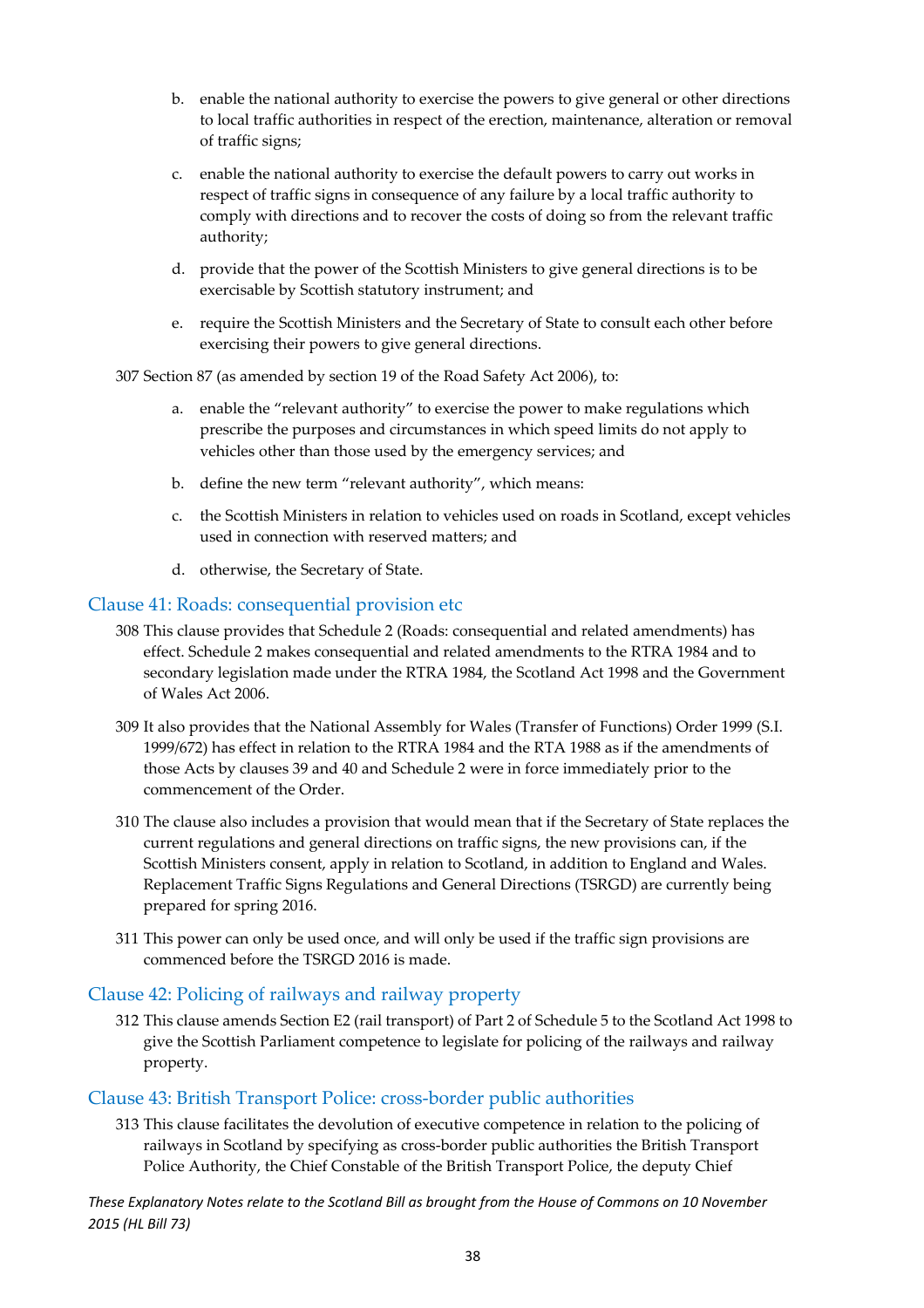b. enable the national authority to exercise the powers to give general or other directions to local traffic authorities in respect of the erection, maintenance, alteration or removal of traffic signs;

c. enable the national authority to exercise the default powers to carry out works in respect of traffic signs in consequence of any failure by a local traffic authority to comply with directions and to recover the costs of doing so from the relevant traffic authority;

d. provide that the power of the Scottish Ministers to give general directions is to be exercisable by Scottish statutory instrument; and

e. require the Scottish Ministers and the Secretary of State to consult each other before exercising their powers to give general directions.

307 Section 87 (as amended by section 19 of the Road Safety Act 2006), to:

a. enable the "relevant authority" to exercise the power to make regulations which prescribe the purposes and circumstances in which speed limits do not apply to vehicles other than those used by the emergency services; and

b. define the new term "relevant authority", which means:

c. the Scottish Ministers in relation to vehicles used on roads in Scotland, except vehicles used in connection with reserved matters; and

d. otherwise, the Secretary of State.

## Clause 41: Roads: consequential provision etc

308 This clause provides that Schedule 2 (Roads: consequential and related amendments) has effect. Schedule 2 makes consequential and related amendments to the RTRA 1984 and to secondary legislation made under the RTRA 1984, the Scotland Act 1998 and the Government of Wales Act 2006.

309 It also provides that the National Assembly for Wales (Transfer of Functions) Order 1999 (S.I. 1999/672) has effect in relation to the RTRA 1984 and the RTA 1988 as if the amendments of those Acts by clauses 39 and 40 and Schedule 2 were in force immediately prior to the commencement of the Order.

310 The clause also includes a provision that would mean that if the Secretary of State replaces the current regulations and general directions on traffic signs, the new provisions can, if the Scottish Ministers consent, apply in relation to Scotland, in addition to England and Wales. Replacement Traffic Signs Regulations and General Directions (TSRGD) are currently being prepared for spring 2016.

311 This power can only be used once, and will only be used if the traffic sign provisions are commenced before the TSRGD 2016 is made.

## Clause 42: Policing of railways and railway property

312 This clause amends Section E2 (rail transport) of Part 2 of Schedule 5 to the Scotland Act 1998 to give the Scottish Parliament competence to legislate for policing of the railways and railway property.

## Clause 43: British Transport Police: cross-border public authorities

313 This clause facilitates the devolution of executive competence in relation to the policing of railways in Scotland by specifying as cross-border public authorities the British Transport Police Authority, the Chief Constable of the British Transport Police, the deputy Chief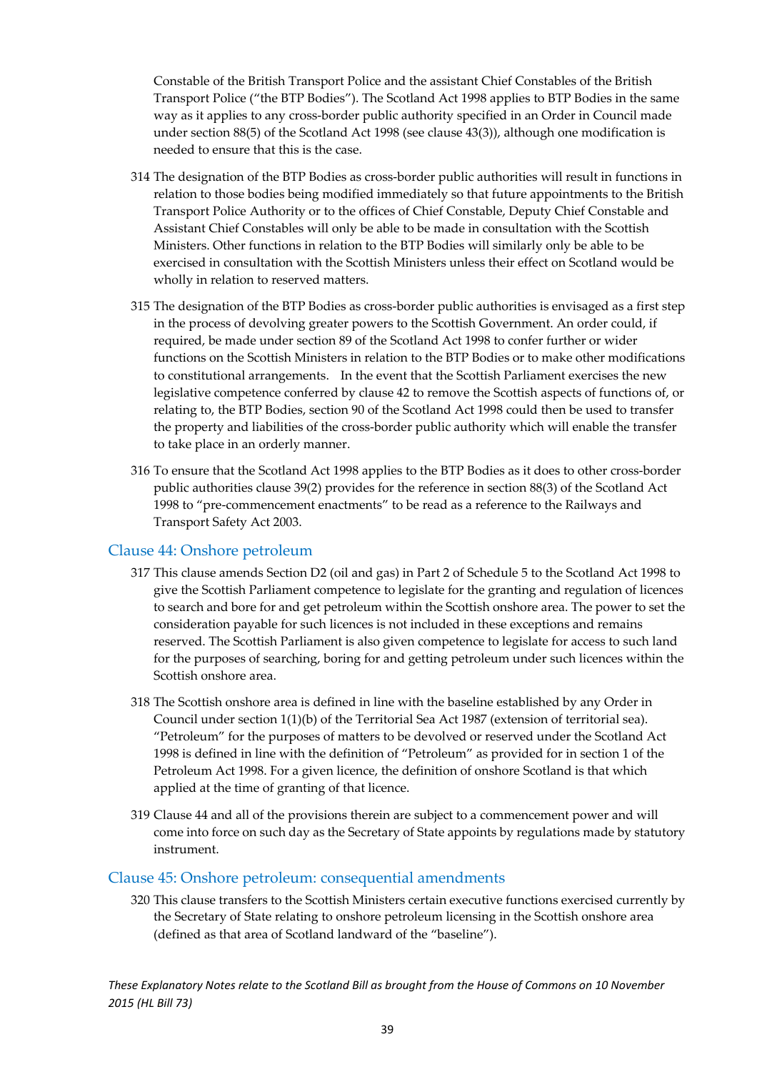Constable of the British Transport Police and the assistant Chief Constables of the British Transport Police ("the BTP Bodies"). The Scotland Act 1998 applies to BTP Bodies in the same way as it applies to any cross-border public authority specified in an Order in Council made under section 88(5) of the Scotland Act 1998 (see clause 43(3)), although one modification is needed to ensure that this is the case.

314 The designation of the BTP Bodies as cross-border public authorities will result in functions in relation to those bodies being modified immediately so that future appointments to the British Transport Police Authority or to the offices of Chief Constable, Deputy Chief Constable and Assistant Chief Constables will only be able to be made in consultation with the Scottish Ministers. Other functions in relation to the BTP Bodies will similarly only be able to be exercised in consultation with the Scottish Ministers unless their effect on Scotland would be wholly in relation to reserved matters.

315 The designation of the BTP Bodies as cross-border public authorities is envisaged as a first step in the process of devolving greater powers to the Scottish Government. An order could, if required, be made under section 89 of the Scotland Act 1998 to confer further or wider functions on the Scottish Ministers in relation to the BTP Bodies or to make other modifications to constitutional arrangements. In the event that the Scottish Parliament exercises the new legislative competence conferred by clause 42 to remove the Scottish aspects of functions of, or relating to, the BTP Bodies, section 90 of the Scotland Act 1998 could then be used to transfer the property and liabilities of the cross-border public authority which will enable the transfer to take place in an orderly manner.

316 To ensure that the Scotland Act 1998 applies to the BTP Bodies as it does to other cross-border public authorities clause 39(2) provides for the reference in section 88(3) of the Scotland Act 1998 to "pre-commencement enactments" to be read as a reference to the Railways and Transport Safety Act 2003.

## Clause 44: Onshore petroleum

317 This clause amends Section D2 (oil and gas) in Part 2 of Schedule 5 to the Scotland Act 1998 to give the Scottish Parliament competence to legislate for the granting and regulation of licences to search and bore for and get petroleum within the Scottish onshore area. The power to set the consideration payable for such licences is not included in these exceptions and remains reserved. The Scottish Parliament is also given competence to legislate for access to such land for the purposes of searching, boring for and getting petroleum under such licences within the Scottish onshore area.

318 The Scottish onshore area is defined in line with the baseline established by any Order in Council under section 1(1)(b) of the Territorial Sea Act 1987 (extension of territorial sea). "Petroleum" for the purposes of matters to be devolved or reserved under the Scotland Act 1998 is defined in line with the definition of "Petroleum" as provided for in section 1 of the Petroleum Act 1998. For a given licence, the definition of onshore Scotland is that which applied at the time of granting of that licence.

319 Clause 44 and all of the provisions therein are subject to a commencement power and will come into force on such day as the Secretary of State appoints by regulations made by statutory instrument.

## Clause 45: Onshore petroleum: consequential amendments

320 This clause transfers to the Scottish Ministers certain executive functions exercised currently by the Secretary of State relating to onshore petroleum licensing in the Scottish onshore area (defined as that area of Scotland landward of the "baseline").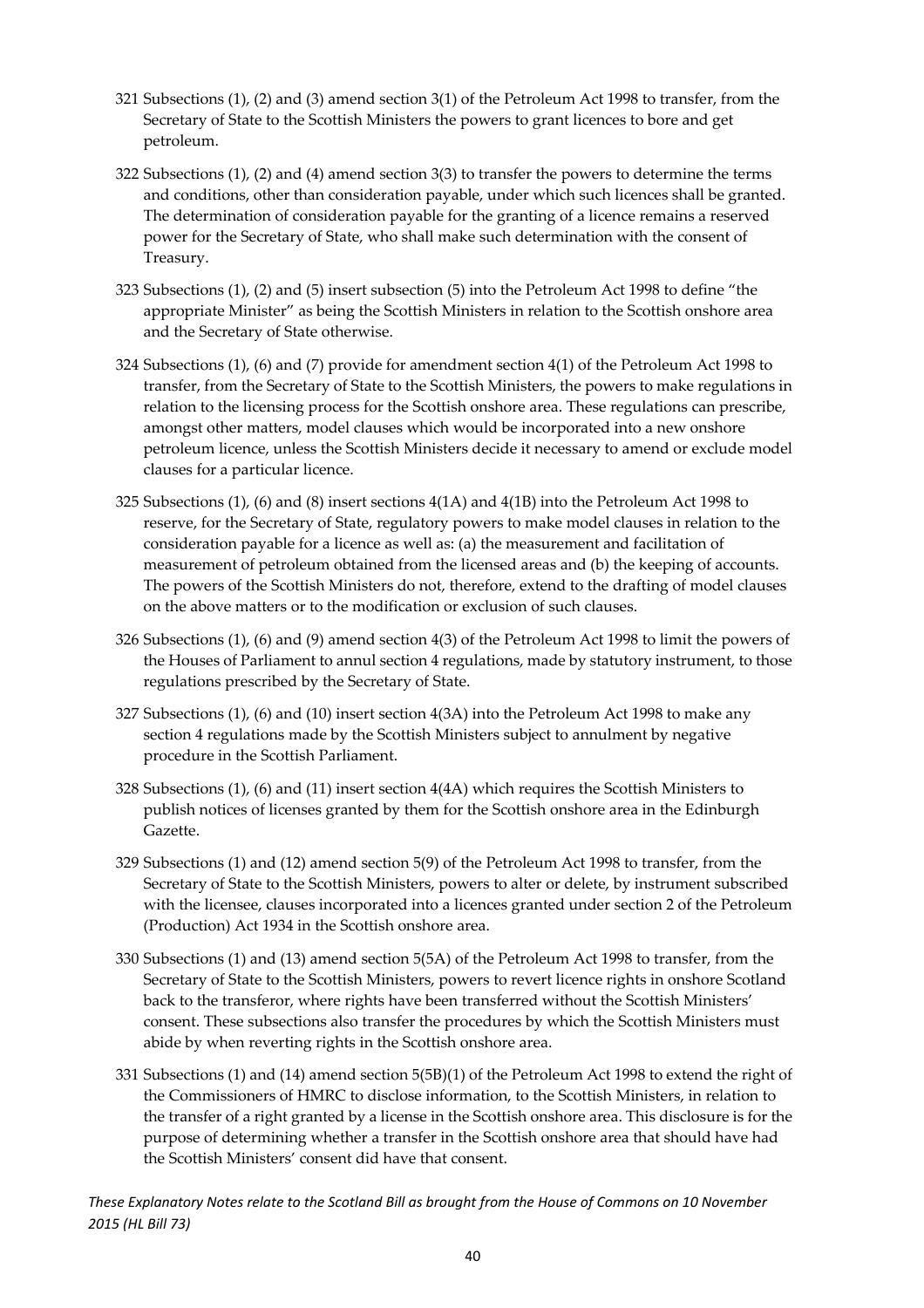321 Subsections (1), (2) and (3) amend section 3(1) of the Petroleum Act 1998 to transfer, from the Secretary of State to the Scottish Ministers the powers to grant licences to bore and get petroleum.

322 Subsections (1), (2) and (4) amend section 3(3) to transfer the powers to determine the terms and conditions, other than consideration payable, under which such licences shall be granted. The determination of consideration payable for the granting of a licence remains a reserved power for the Secretary of State, who shall make such determination with the consent of Treasury.

323 Subsections (1), (2) and (5) insert subsection (5) into the Petroleum Act 1998 to define "the appropriate Minister" as being the Scottish Ministers in relation to the Scottish onshore area and the Secretary of State otherwise.

324 Subsections (1), (6) and (7) provide for amendment section 4(1) of the Petroleum Act 1998 to transfer, from the Secretary of State to the Scottish Ministers, the powers to make regulations in relation to the licensing process for the Scottish onshore area. These regulations can prescribe, amongst other matters, model clauses which would be incorporated into a new onshore petroleum licence, unless the Scottish Ministers decide it necessary to amend or exclude model clauses for a particular licence.

325 Subsections (1), (6) and (8) insert sections 4(1A) and 4(1B) into the Petroleum Act 1998 to reserve, for the Secretary of State, regulatory powers to make model clauses in relation to the consideration payable for a licence as well as: (a) the measurement and facilitation of measurement of petroleum obtained from the licensed areas and (b) the keeping of accounts. The powers of the Scottish Ministers do not, therefore, extend to the drafting of model clauses on the above matters or to the modification or exclusion of such clauses.

326 Subsections (1), (6) and (9) amend section 4(3) of the Petroleum Act 1998 to limit the powers of the Houses of Parliament to annul section 4 regulations, made by statutory instrument, to those regulations prescribed by the Secretary of State.

327 Subsections (1), (6) and (10) insert section 4(3A) into the Petroleum Act 1998 to make any section 4 regulations made by the Scottish Ministers subject to annulment by negative procedure in the Scottish Parliament.

328 Subsections (1), (6) and (11) insert section 4(4A) which requires the Scottish Ministers to publish notices of licenses granted by them for the Scottish onshore area in the Edinburgh Gazette.

329 Subsections (1) and (12) amend section 5(9) of the Petroleum Act 1998 to transfer, from the Secretary of State to the Scottish Ministers, powers to alter or delete, by instrument subscribed with the licensee, clauses incorporated into a licences granted under section 2 of the Petroleum (Production) Act 1934 in the Scottish onshore area.

330 Subsections (1) and (13) amend section 5(5A) of the Petroleum Act 1998 to transfer, from the Secretary of State to the Scottish Ministers, powers to revert licence rights in onshore Scotland back to the transferor, where rights have been transferred without the Scottish Ministers' consent. These subsections also transfer the procedures by which the Scottish Ministers must abide by when reverting rights in the Scottish onshore area.

331 Subsections (1) and (14) amend section 5(5B)(1) of the Petroleum Act 1998 to extend the right of the Commissioners of HMRC to disclose information, to the Scottish Ministers, in relation to the transfer of a right granted by a license in the Scottish onshore area. This disclosure is for the purpose of determining whether a transfer in the Scottish onshore area that should have had the Scottish Ministers' consent did have that consent.

*These Explanatory Notes relate to the Scotland Bill as brought from the House of Commons on 10 November 2015 (HL Bill 73)*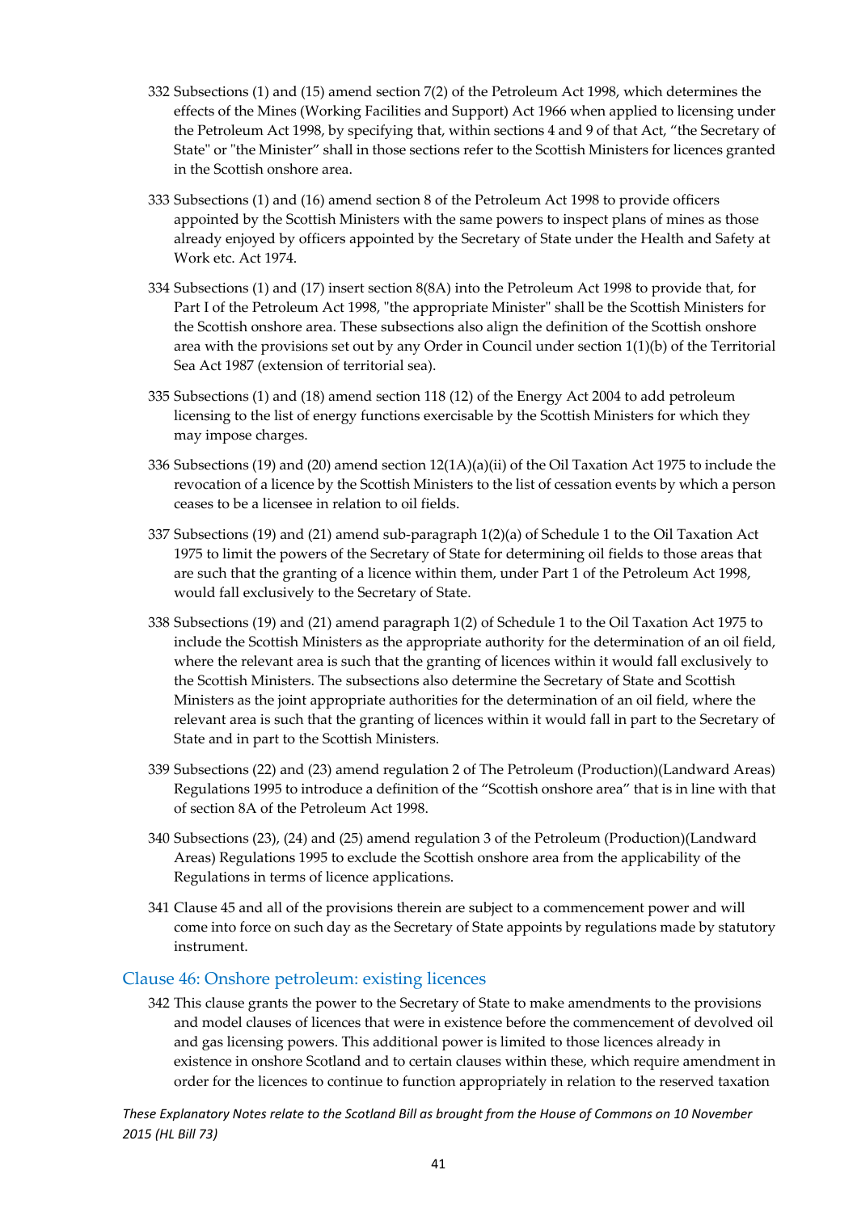332 Subsections (1) and (15) amend section 7(2) of the Petroleum Act 1998, which determines the effects of the Mines (Working Facilities and Support) Act 1966 when applied to licensing under the Petroleum Act 1998, by specifying that, within sections 4 and 9 of that Act, "the Secretary of State" or "the Minister" shall in those sections refer to the Scottish Ministers for licences granted in the Scottish onshore area.

333 Subsections (1) and (16) amend section 8 of the Petroleum Act 1998 to provide officers appointed by the Scottish Ministers with the same powers to inspect plans of mines as those already enjoyed by officers appointed by the Secretary of State under the Health and Safety at Work etc. Act 1974.

334 Subsections (1) and (17) insert section 8(8A) into the Petroleum Act 1998 to provide that, for Part I of the Petroleum Act 1998, "the appropriate Minister" shall be the Scottish Ministers for the Scottish onshore area. These subsections also align the definition of the Scottish onshore area with the provisions set out by any Order in Council under section 1(1)(b) of the Territorial Sea Act 1987 (extension of territorial sea).

335 Subsections (1) and (18) amend section 118 (12) of the Energy Act 2004 to add petroleum licensing to the list of energy functions exercisable by the Scottish Ministers for which they may impose charges.

336 Subsections (19) and (20) amend section 12(1A)(a)(ii) of the Oil Taxation Act 1975 to include the revocation of a licence by the Scottish Ministers to the list of cessation events by which a person ceases to be a licensee in relation to oil fields.

337 Subsections (19) and (21) amend sub-paragraph 1(2)(a) of Schedule 1 to the Oil Taxation Act 1975 to limit the powers of the Secretary of State for determining oil fields to those areas that are such that the granting of a licence within them, under Part 1 of the Petroleum Act 1998, would fall exclusively to the Secretary of State.

338 Subsections (19) and (21) amend paragraph 1(2) of Schedule 1 to the Oil Taxation Act 1975 to include the Scottish Ministers as the appropriate authority for the determination of an oil field, where the relevant area is such that the granting of licences within it would fall exclusively to the Scottish Ministers. The subsections also determine the Secretary of State and Scottish Ministers as the joint appropriate authorities for the determination of an oil field, where the relevant area is such that the granting of licences within it would fall in part to the Secretary of State and in part to the Scottish Ministers.

339 Subsections (22) and (23) amend regulation 2 of The Petroleum (Production)(Landward Areas) Regulations 1995 to introduce a definition of the "Scottish onshore area" that is in line with that of section 8A of the Petroleum Act 1998.

340 Subsections (23), (24) and (25) amend regulation 3 of the Petroleum (Production)(Landward Areas) Regulations 1995 to exclude the Scottish onshore area from the applicability of the Regulations in terms of licence applications.

341 Clause 45 and all of the provisions therein are subject to a commencement power and will come into force on such day as the Secretary of State appoints by regulations made by statutory instrument.

## Clause 46: Onshore petroleum: existing licences

342 This clause grants the power to the Secretary of State to make amendments to the provisions and model clauses of licences that were in existence before the commencement of devolved oil and gas licensing powers. This additional power is limited to those licences already in existence in onshore Scotland and to certain clauses within these, which require amendment in order for the licences to continue to function appropriately in relation to the reserved taxation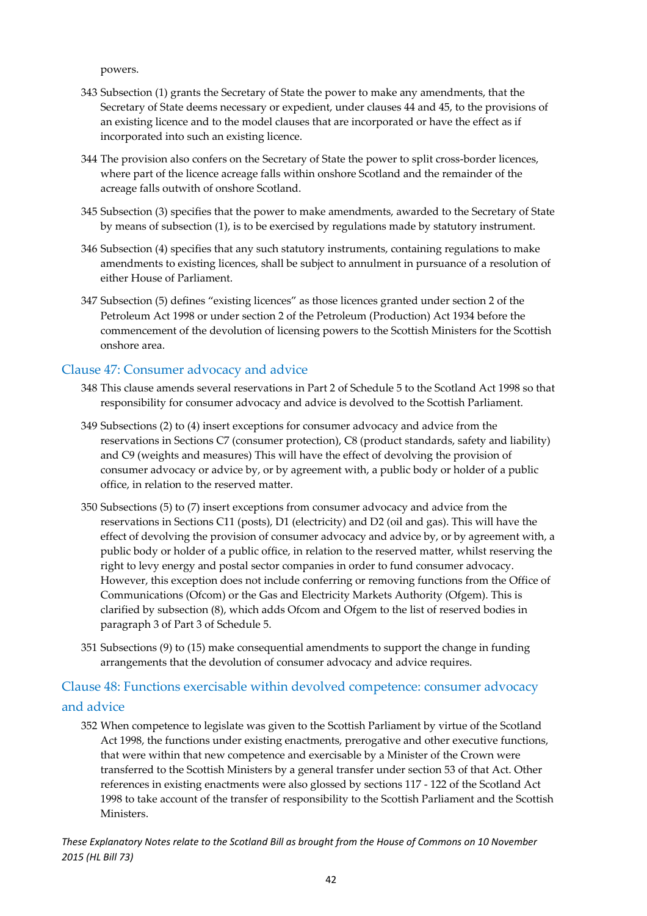powers.

343 Subsection (1) grants the Secretary of State the power to make any amendments, that the Secretary of State deems necessary or expedient, under clauses 44 and 45, to the provisions of an existing licence and to the model clauses that are incorporated or have the effect as if incorporated into such an existing licence.

344 The provision also confers on the Secretary of State the power to split cross-border licences, where part of the licence acreage falls within onshore Scotland and the remainder of the acreage falls outwith of onshore Scotland.

345 Subsection (3) specifies that the power to make amendments, awarded to the Secretary of State by means of subsection (1), is to be exercised by regulations made by statutory instrument.

346 Subsection (4) specifies that any such statutory instruments, containing regulations to make amendments to existing licences, shall be subject to annulment in pursuance of a resolution of either House of Parliament.

347 Subsection (5) defines "existing licences" as those licences granted under section 2 of the Petroleum Act 1998 or under section 2 of the Petroleum (Production) Act 1934 before the commencement of the devolution of licensing powers to the Scottish Ministers for the Scottish onshore area.

## Clause 47: Consumer advocacy and advice

348 This clause amends several reservations in Part 2 of Schedule 5 to the Scotland Act 1998 so that responsibility for consumer advocacy and advice is devolved to the Scottish Parliament.

349 Subsections (2) to (4) insert exceptions for consumer advocacy and advice from the reservations in Sections C7 (consumer protection), C8 (product standards, safety and liability) and C9 (weights and measures) This will have the effect of devolving the provision of consumer advocacy or advice by, or by agreement with, a public body or holder of a public office, in relation to the reserved matter.

350 Subsections (5) to (7) insert exceptions from consumer advocacy and advice from the reservations in Sections C11 (posts), D1 (electricity) and D2 (oil and gas). This will have the effect of devolving the provision of consumer advocacy and advice by, or by agreement with, a public body or holder of a public office, in relation to the reserved matter, whilst reserving the right to levy energy and postal sector companies in order to fund consumer advocacy. However, this exception does not include conferring or removing functions from the Office of Communications (Ofcom) or the Gas and Electricity Markets Authority (Ofgem). This is clarified by subsection (8), which adds Ofcom and Ofgem to the list of reserved bodies in paragraph 3 of Part 3 of Schedule 5.

351 Subsections (9) to (15) make consequential amendments to support the change in funding arrangements that the devolution of consumer advocacy and advice requires.

## Clause 48: Functions exercisable within devolved competence: consumer advocacy and advice

352 When competence to legislate was given to the Scottish Parliament by virtue of the Scotland Act 1998, the functions under existing enactments, prerogative and other executive functions, that were within that new competence and exercisable by a Minister of the Crown were transferred to the Scottish Ministers by a general transfer under section 53 of that Act. Other references in existing enactments were also glossed by sections 117 - 122 of the Scotland Act 1998 to take account of the transfer of responsibility to the Scottish Parliament and the Scottish Ministers.

*These Explanatory Notes relate to the Scotland Bill as brought from the House of Commons on 10 November 2015 (HL Bill 73)*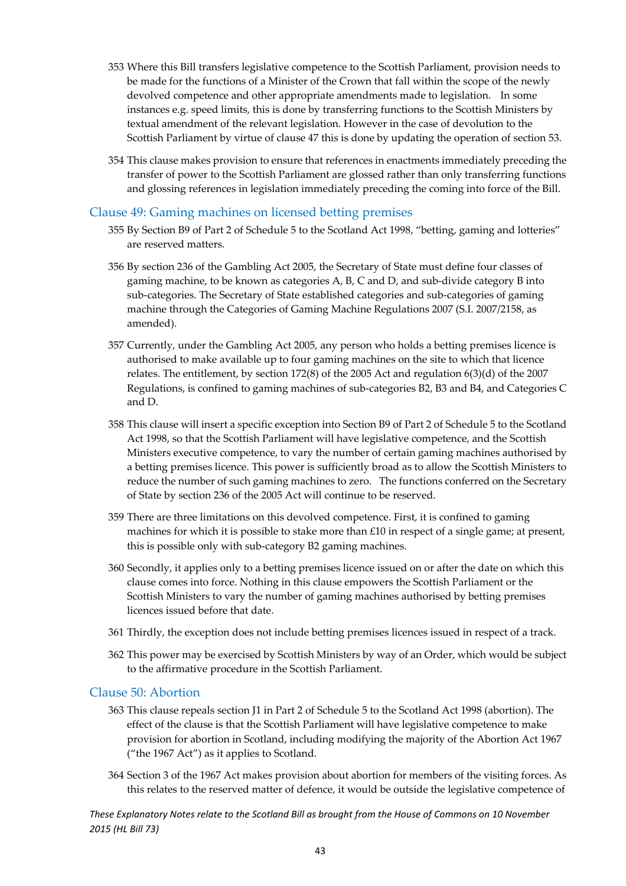353 Where this Bill transfers legislative competence to the Scottish Parliament, provision needs to be made for the functions of a Minister of the Crown that fall within the scope of the newly devolved competence and other appropriate amendments made to legislation. In some instances e.g. speed limits, this is done by transferring functions to the Scottish Ministers by textual amendment of the relevant legislation. However in the case of devolution to the Scottish Parliament by virtue of clause 47 this is done by updating the operation of section 53.

354 This clause makes provision to ensure that references in enactments immediately preceding the transfer of power to the Scottish Parliament are glossed rather than only transferring functions and glossing references in legislation immediately preceding the coming into force of the Bill.

## Clause 49: Gaming machines on licensed betting premises

355 By Section B9 of Part 2 of Schedule 5 to the Scotland Act 1998, "betting, gaming and lotteries" are reserved matters.

356 By section 236 of the Gambling Act 2005, the Secretary of State must define four classes of gaming machine, to be known as categories A, B, C and D, and sub-divide category B into sub-categories. The Secretary of State established categories and sub-categories of gaming machine through the Categories of Gaming Machine Regulations 2007 (S.I. 2007/2158, as amended).

357 Currently, under the Gambling Act 2005, any person who holds a betting premises licence is authorised to make available up to four gaming machines on the site to which that licence relates. The entitlement, by section 172(8) of the 2005 Act and regulation 6(3)(d) of the 2007 Regulations, is confined to gaming machines of sub-categories B2, B3 and B4, and Categories C and D.

358 This clause will insert a specific exception into Section B9 of Part 2 of Schedule 5 to the Scotland Act 1998, so that the Scottish Parliament will have legislative competence, and the Scottish Ministers executive competence, to vary the number of certain gaming machines authorised by a betting premises licence. This power is sufficiently broad as to allow the Scottish Ministers to reduce the number of such gaming machines to zero. The functions conferred on the Secretary of State by section 236 of the 2005 Act will continue to be reserved.

359 There are three limitations on this devolved competence. First, it is confined to gaming machines for which it is possible to stake more than £10 in respect of a single game; at present, this is possible only with sub-category B2 gaming machines.

360 Secondly, it applies only to a betting premises licence issued on or after the date on which this clause comes into force. Nothing in this clause empowers the Scottish Parliament or the Scottish Ministers to vary the number of gaming machines authorised by betting premises licences issued before that date.

361 Thirdly, the exception does not include betting premises licences issued in respect of a track.

362 This power may be exercised by Scottish Ministers by way of an Order, which would be subject to the affirmative procedure in the Scottish Parliament.

## Clause 50: Abortion

363 This clause repeals section J1 in Part 2 of Schedule 5 to the Scotland Act 1998 (abortion). The effect of the clause is that the Scottish Parliament will have legislative competence to make provision for abortion in Scotland, including modifying the majority of the Abortion Act 1967 ("the 1967 Act") as it applies to Scotland.

364 Section 3 of the 1967 Act makes provision about abortion for members of the visiting forces. As this relates to the reserved matter of defence, it would be outside the legislative competence of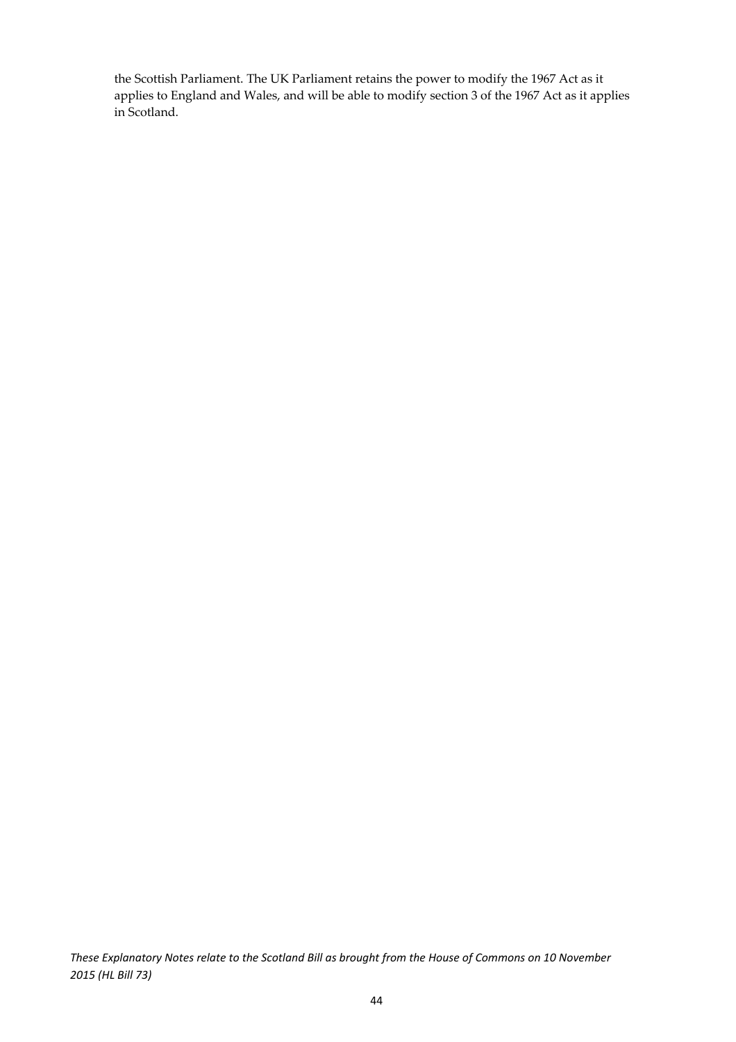the Scottish Parliament. The UK Parliament retains the power to modify the 1967 Act as it applies to England and Wales, and will be able to modify section 3 of the 1967 Act as it applies in Scotland.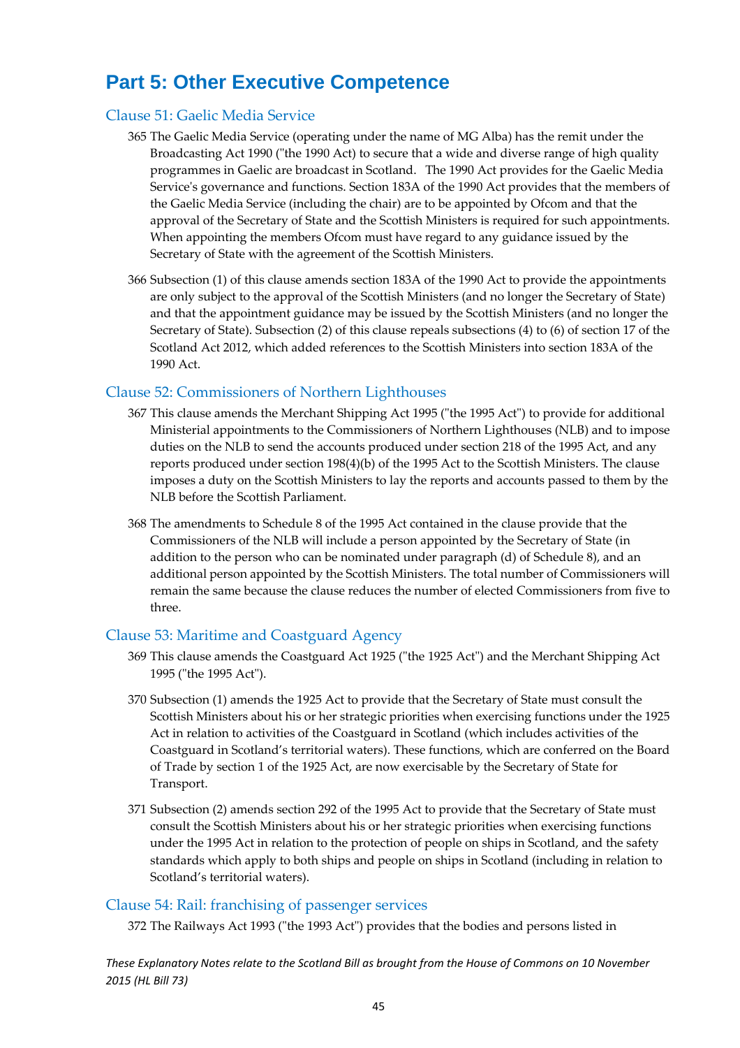# Part 5: Other Executive Competence

## Clause 51: Gaelic Media Service

365 The Gaelic Media Service (operating under the name of MG Alba) has the remit under the Broadcasting Act 1990 ("the 1990 Act") to secure that a wide and diverse range of high quality programmes in Gaelic are broadcast in Scotland. The 1990 Act provides for the Gaelic Media Service's governance and functions. Section 183A of the 1990 Act provides that the members of the Gaelic Media Service (including the chair) are to be appointed by Ofcom and that the approval of the Secretary of State and the Scottish Ministers is required for such appointments. When appointing the members Ofcom must have regard to any guidance issued by the Secretary of State with the agreement of the Scottish Ministers.

366 Subsection (1) of this clause amends section 183A of the 1990 Act to provide the appointments are only subject to the approval of the Scottish Ministers (and no longer the Secretary of State) and that the appointment guidance may be issued by the Scottish Ministers (and no longer the Secretary of State). Subsection (2) of this clause repeals subsections (4) to (6) of section 17 of the Scotland Act 2012, which added references to the Scottish Ministers into section 183A of the 1990 Act.

## Clause 52: Commissioners of Northern Lighthouses

367 This clause amends the Merchant Shipping Act 1995 ("the 1995 Act") to provide for additional Ministerial appointments to the Commissioners of Northern Lighthouses (NLB) and to impose duties on the NLB to send the accounts produced under section 218 of the 1995 Act, and any reports produced under section 198(4)(b) of the 1995 Act to the Scottish Ministers. The clause imposes a duty on the Scottish Ministers to lay the reports and accounts passed to them by the NLB before the Scottish Parliament.

368 The amendments to Schedule 8 of the 1995 Act contained in the clause provide that the Commissioners of the NLB will include a person appointed by the Secretary of State (in addition to the person who can be nominated under paragraph (d) of Schedule 8), and an additional person appointed by the Scottish Ministers. The total number of Commissioners will remain the same because the clause reduces the number of elected Commissioners from five to three.

## Clause 53: Maritime and Coastguard Agency

369 This clause amends the Coastguard Act 1925 ("the 1925 Act") and the Merchant Shipping Act 1995 ("the 1995 Act").

370 Subsection (1) amends the 1925 Act to provide that the Secretary of State must consult the Scottish Ministers about his or her strategic priorities when exercising functions under the 1925 Act in relation to activities of the Coastguard in Scotland (which includes activities of the Coastguard in Scotland's territorial waters). These functions, which are conferred on the Board of Trade by section 1 of the 1925 Act, are now exercisable by the Secretary of State for Transport.

371 Subsection (2) amends section 292 of the 1995 Act to provide that the Secretary of State must consult the Scottish Ministers about his or her strategic priorities when exercising functions under the 1995 Act in relation to the protection of people on ships in Scotland, and the safety standards which apply to both ships and people on ships in Scotland (including in relation to Scotland's territorial waters).

## Clause 54: Rail: franchising of passenger services

372 The Railways Act 1993 ("the 1993 Act") provides that the bodies and persons listed in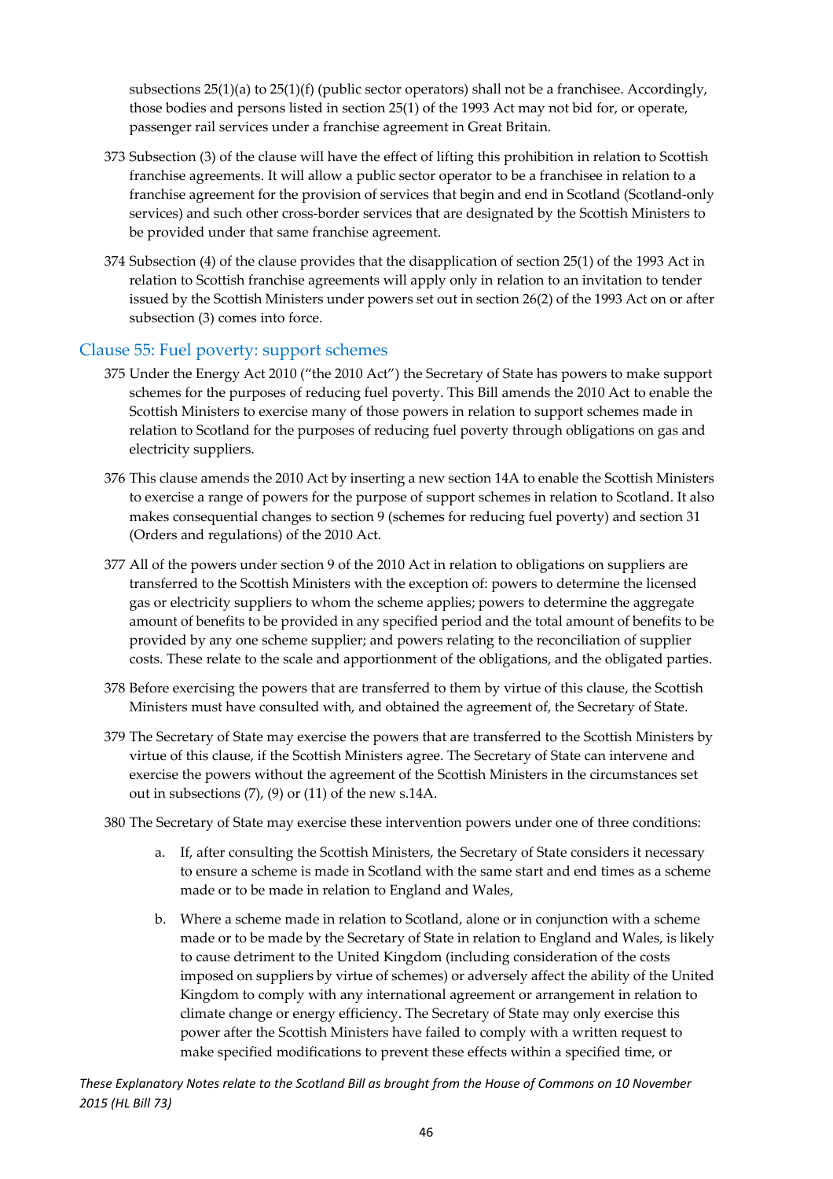subsections 25(1)(a) to 25(1)(f) (public sector operators) shall not be a franchisee. Accordingly, those bodies and persons listed in section 25(1) of the 1993 Act may not bid for, or operate, passenger rail services under a franchise agreement in Great Britain.

373 Subsection (3) of the clause will have the effect of lifting this prohibition in relation to Scottish franchise agreements. It will allow a public sector operator to be a franchisee in relation to a franchise agreement for the provision of services that begin and end in Scotland (Scotland-only services) and such other cross-border services that are designated by the Scottish Ministers to be provided under that same franchise agreement.

374 Subsection (4) of the clause provides that the disapplication of section 25(1) of the 1993 Act in relation to Scottish franchise agreements will apply only in relation to an invitation to tender issued by the Scottish Ministers under powers set out in section 26(2) of the 1993 Act on or after subsection (3) comes into force.

## Clause 55: Fuel poverty: support schemes

375 Under the Energy Act 2010 ("the 2010 Act") the Secretary of State has powers to make support schemes for the purposes of reducing fuel poverty. This Bill amends the 2010 Act to enable the Scottish Ministers to exercise many of those powers in relation to support schemes made in relation to Scotland for the purposes of reducing fuel poverty through obligations on gas and electricity suppliers.

376 This clause amends the 2010 Act by inserting a new section 14A to enable the Scottish Ministers to exercise a range of powers for the purpose of support schemes in relation to Scotland. It also makes consequential changes to section 9 (schemes for reducing fuel poverty) and section 31 (Orders and regulations) of the 2010 Act.

377 All of the powers under section 9 of the 2010 Act in relation to obligations on suppliers are transferred to the Scottish Ministers with the exception of: powers to determine the licensed gas or electricity suppliers to whom the scheme applies; powers to determine the aggregate amount of benefits to be provided in any specified period and the total amount of benefits to be provided by any one scheme supplier; and powers relating to the reconciliation of supplier costs. These relate to the scale and apportionment of the obligations, and the obligated parties.

378 Before exercising the powers that are transferred to them by virtue of this clause, the Scottish Ministers must have consulted with, and obtained the agreement of, the Secretary of State.

379 The Secretary of State may exercise the powers that are transferred to the Scottish Ministers by virtue of this clause, if the Scottish Ministers agree. The Secretary of State can intervene and exercise the powers without the agreement of the Scottish Ministers in the circumstances set out in subsections (7), (9) or (11) of the new s.14A.

380 The Secretary of State may exercise these intervention powers under one of three conditions:

a. If, after consulting the Scottish Ministers, the Secretary of State considers it necessary to ensure a scheme is made in Scotland with the same start and end times as a scheme made or to be made in relation to England and Wales,

b. Where a scheme made in relation to Scotland, alone or in conjunction with a scheme made or to be made by the Secretary of State in relation to England and Wales, is likely to cause detriment to the United Kingdom (including consideration of the costs imposed on suppliers by virtue of schemes) or adversely affect the ability of the United Kingdom to comply with any international agreement or arrangement in relation to climate change or energy efficiency. The Secretary of State may only exercise this power after the Scottish Ministers have failed to comply with a written request to make specified modifications to prevent these effects within a specified time, or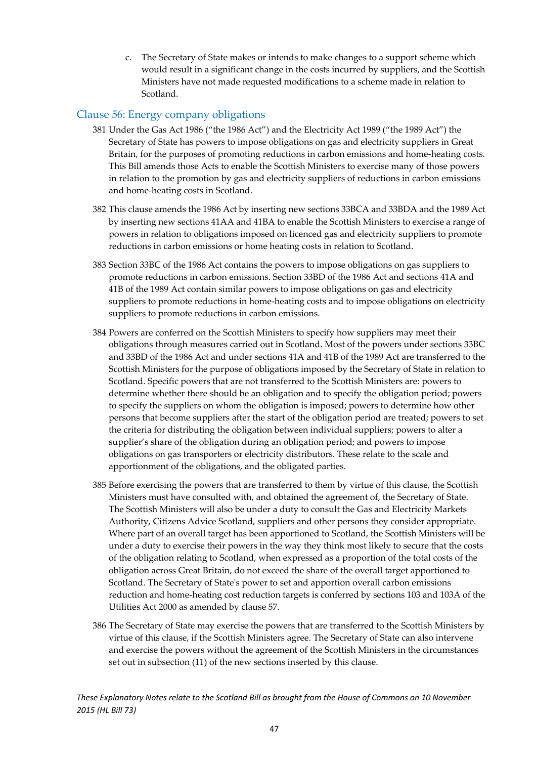c. The Secretary of State makes or intends to make changes to a support scheme which would result in a significant change in the costs incurred by suppliers, and the Scottish Ministers have not made requested modifications to a scheme made in relation to Scotland.

## Clause 56: Energy company obligations

381 Under the Gas Act 1986 ("the 1986 Act") and the Electricity Act 1989 ("the 1989 Act") the Secretary of State has powers to impose obligations on gas and electricity suppliers in Great Britain, for the purposes of promoting reductions in carbon emissions and home-heating costs. This Bill amends those Acts to enable the Scottish Ministers to exercise many of those powers in relation to the promotion by gas and electricity suppliers of reductions in carbon emissions and home-heating costs in Scotland.

382 This clause amends the 1986 Act by inserting new sections 33BCA and 33BDA and the 1989 Act by inserting new sections 41AA and 41BA to enable the Scottish Ministers to exercise a range of powers in relation to obligations imposed on licenced gas and electricity suppliers to promote reductions in carbon emissions or home heating costs in relation to Scotland.

383 Section 33BC of the 1986 Act contains the powers to impose obligations on gas suppliers to promote reductions in carbon emissions. Section 33BD of the 1986 Act and sections 41A and 41B of the 1989 Act contain similar powers to impose obligations on gas and electricity suppliers to promote reductions in home-heating costs and to impose obligations on electricity suppliers to promote reductions in carbon emissions.

384 Powers are conferred on the Scottish Ministers to specify how suppliers may meet their obligations through measures carried out in Scotland. Most of the powers under sections 33BC and 33BD of the 1986 Act and under sections 41A and 41B of the 1989 Act are transferred to the Scottish Ministers for the purpose of obligations imposed by the Secretary of State in relation to Scotland. Specific powers that are not transferred to the Scottish Ministers are: powers to determine whether there should be an obligation and to specify the obligation period; powers to specify the suppliers on whom the obligation is imposed; powers to determine how other persons that become suppliers after the start of the obligation period are treated; powers to set the criteria for distributing the obligation between individual suppliers; powers to alter a supplier's share of the obligation during an obligation period; and powers to impose obligations on gas transporters or electricity distributors. These relate to the scale and apportionment of the obligations, and the obligated parties.

385 Before exercising the powers that are transferred to them by virtue of this clause, the Scottish Ministers must have consulted with, and obtained the agreement of, the Secretary of State. The Scottish Ministers will also be under a duty to consult the Gas and Electricity Markets Authority, Citizens Advice Scotland, suppliers and other persons they consider appropriate. Where part of an overall target has been apportioned to Scotland, the Scottish Ministers will be under a duty to exercise their powers in the way they think most likely to secure that the costs of the obligation relating to Scotland, when expressed as a proportion of the total costs of the obligation across Great Britain, do not exceed the share of the overall target apportioned to Scotland. The Secretary of State's power to set and apportion overall carbon emissions reduction and home-heating cost reduction targets is conferred by sections 103 and 103A of the Utilities Act 2000 as amended by clause 57.

386 The Secretary of State may exercise the powers that are transferred to the Scottish Ministers by virtue of this clause, if the Scottish Ministers agree. The Secretary of State can also intervene and exercise the powers without the agreement of the Scottish Ministers in the circumstances set out in subsection (11) of the new sections inserted by this clause.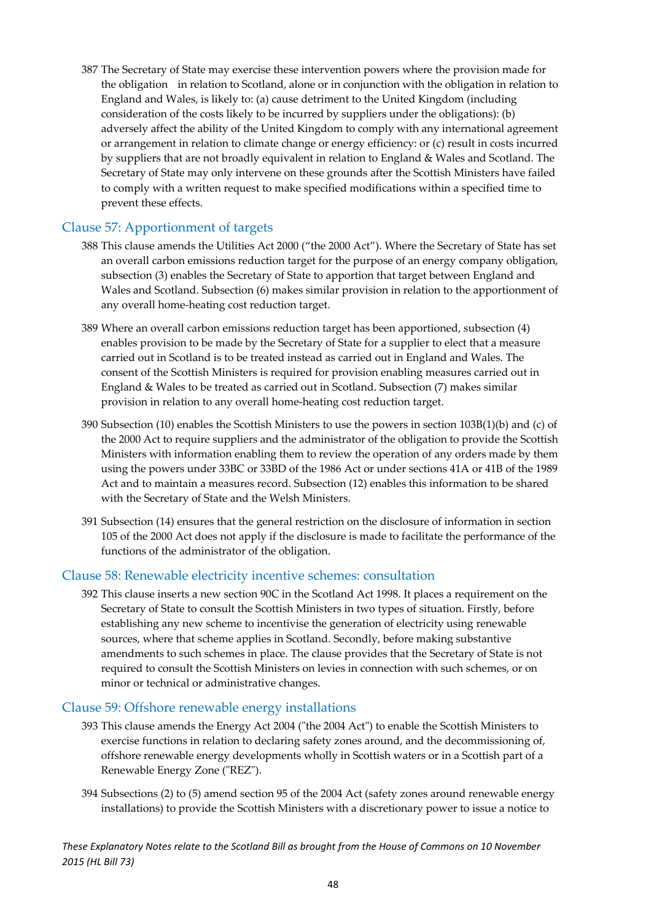387 The Secretary of State may exercise these intervention powers where the provision made for the obligation in relation to Scotland, alone or in conjunction with the obligation in relation to England and Wales, is likely to: (a) cause detriment to the United Kingdom (including consideration of the costs likely to be incurred by suppliers under the obligations): (b) adversely affect the ability of the United Kingdom to comply with any international agreement or arrangement in relation to climate change or energy efficiency: or (c) result in costs incurred by suppliers that are not broadly equivalent in relation to England & Wales and Scotland. The Secretary of State may only intervene on these grounds after the Scottish Ministers have failed to comply with a written request to make specified modifications within a specified time to prevent these effects.

## Clause 57: Apportionment of targets

388 This clause amends the Utilities Act 2000 ("the 2000 Act"). Where the Secretary of State has set an overall carbon emissions reduction target for the purpose of an energy company obligation, subsection (3) enables the Secretary of State to apportion that target between England and Wales and Scotland. Subsection (6) makes similar provision in relation to the apportionment of any overall home-heating cost reduction target.

389 Where an overall carbon emissions reduction target has been apportioned, subsection (4) enables provision to be made by the Secretary of State for a supplier to elect that a measure carried out in Scotland is to be treated instead as carried out in England and Wales. The consent of the Scottish Ministers is required for provision enabling measures carried out in England & Wales to be treated as carried out in Scotland. Subsection (7) makes similar provision in relation to any overall home-heating cost reduction target.

390 Subsection (10) enables the Scottish Ministers to use the powers in section 103B(1)(b) and (c) of the 2000 Act to require suppliers and the administrator of the obligation to provide the Scottish Ministers with information enabling them to review the operation of any orders made by them using the powers under 33BC or 33BD of the 1986 Act or under sections 41A or 41B of the 1989 Act and to maintain a measures record. Subsection (12) enables this information to be shared with the Secretary of State and the Welsh Ministers.

391 Subsection (14) ensures that the general restriction on the disclosure of information in section 105 of the 2000 Act does not apply if the disclosure is made to facilitate the performance of the functions of the administrator of the obligation.

## Clause 58: Renewable electricity incentive schemes: consultation

392 This clause inserts a new section 90C in the Scotland Act 1998. It places a requirement on the Secretary of State to consult the Scottish Ministers in two types of situation. Firstly, before establishing any new scheme to incentivise the generation of electricity using renewable sources, where that scheme applies in Scotland. Secondly, before making substantive amendments to such schemes in place. The clause provides that the Secretary of State is not required to consult the Scottish Ministers on levies in connection with such schemes, or on minor or technical or administrative changes.

## Clause 59: Offshore renewable energy installations

393 This clause amends the Energy Act 2004 ("the 2004 Act") to enable the Scottish Ministers to exercise functions in relation to declaring safety zones around, and the decommissioning of, offshore renewable energy developments wholly in Scottish waters or in a Scottish part of a Renewable Energy Zone ("REZ").

394 Subsections (2) to (5) amend section 95 of the 2004 Act (safety zones around renewable energy installations) to provide the Scottish Ministers with a discretionary power to issue a notice to

*These Explanatory Notes relate to the Scotland Bill as brought from the House of Commons on 10 November 2015 (HL Bill 73)*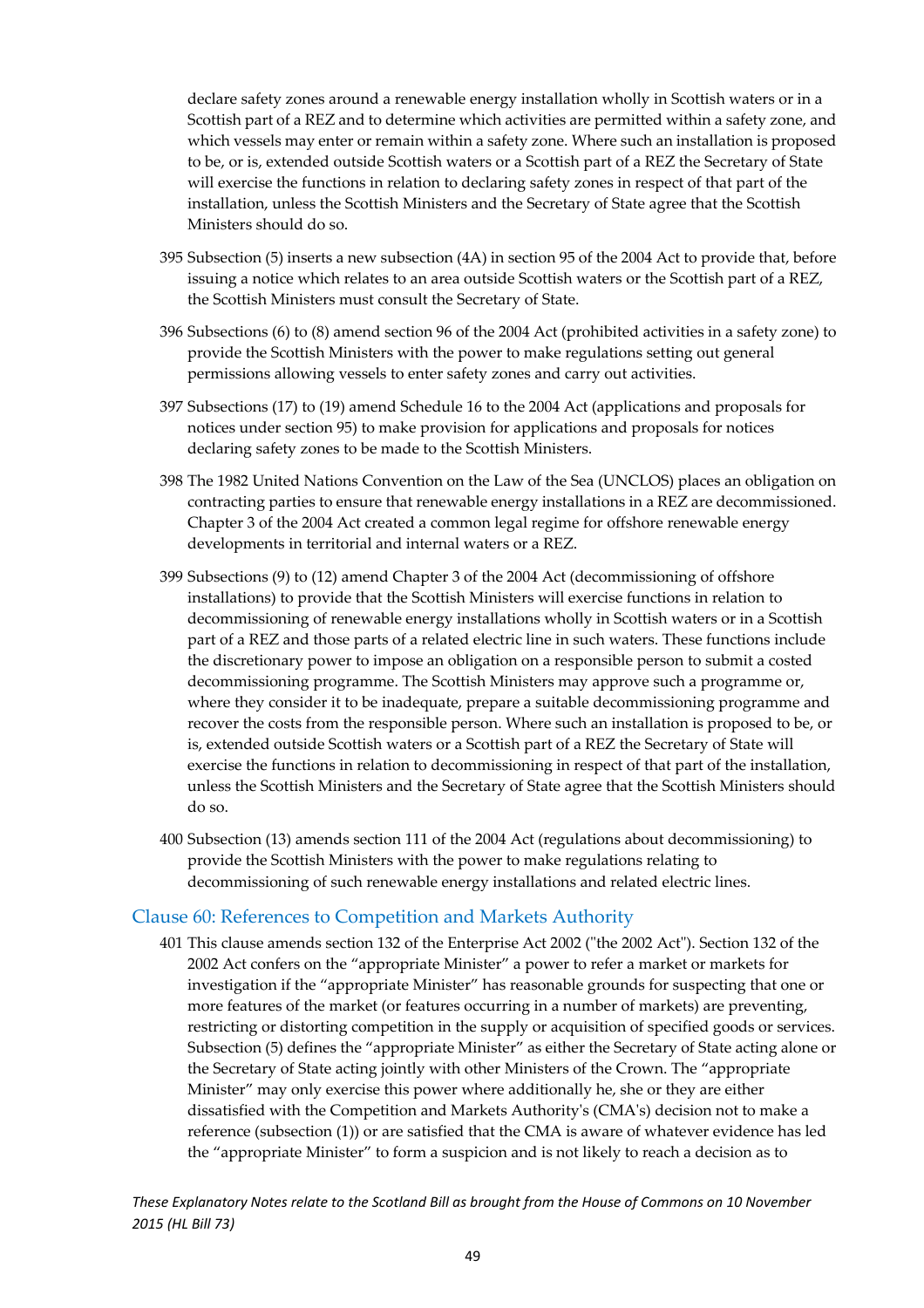declare safety zones around a renewable energy installation wholly in Scottish waters or in a Scottish part of a REZ and to determine which activities are permitted within a safety zone, and which vessels may enter or remain within a safety zone. Where such an installation is proposed to be, or is, extended outside Scottish waters or a Scottish part of a REZ the Secretary of State will exercise the functions in relation to declaring safety zones in respect of that part of the installation, unless the Scottish Ministers and the Secretary of State agree that the Scottish Ministers should do so.

395 Subsection (5) inserts a new subsection (4A) in section 95 of the 2004 Act to provide that, before issuing a notice which relates to an area outside Scottish waters or the Scottish part of a REZ, the Scottish Ministers must consult the Secretary of State.

396 Subsections (6) to (8) amend section 96 of the 2004 Act (prohibited activities in a safety zone) to provide the Scottish Ministers with the power to make regulations setting out general permissions allowing vessels to enter safety zones and carry out activities.

397 Subsections (17) to (19) amend Schedule 16 to the 2004 Act (applications and proposals for notices under section 95) to make provision for applications and proposals for notices declaring safety zones to be made to the Scottish Ministers.

398 The 1982 United Nations Convention on the Law of the Sea (UNCLOS) places an obligation on contracting parties to ensure that renewable energy installations in a REZ are decommissioned. Chapter 3 of the 2004 Act created a common legal regime for offshore renewable energy developments in territorial and internal waters or a REZ.

399 Subsections (9) to (12) amend Chapter 3 of the 2004 Act (decommissioning of offshore installations) to provide that the Scottish Ministers will exercise functions in relation to decommissioning of renewable energy installations wholly in Scottish waters or in a Scottish part of a REZ and those parts of a related electric line in such waters. These functions include the discretionary power to impose an obligation on a responsible person to submit a costed decommissioning programme. The Scottish Ministers may approve such a programme or, where they consider it to be inadequate, prepare a suitable decommissioning programme and recover the costs from the responsible person. Where such an installation is proposed to be, or is, extended outside Scottish waters or a Scottish part of a REZ the Secretary of State will exercise the functions in relation to decommissioning in respect of that part of the installation, unless the Scottish Ministers and the Secretary of State agree that the Scottish Ministers should do so.

400 Subsection (13) amends section 111 of the 2004 Act (regulations about decommissioning) to provide the Scottish Ministers with the power to make regulations relating to decommissioning of such renewable energy installations and related electric lines.

## Clause 60: References to Competition and Markets Authority

401 This clause amends section 132 of the Enterprise Act 2002 ("the 2002 Act"). Section 132 of the 2002 Act confers on the "appropriate Minister" a power to refer a market or markets for investigation if the "appropriate Minister" has reasonable grounds for suspecting that one or more features of the market (or features occurring in a number of markets) are preventing, restricting or distorting competition in the supply or acquisition of specified goods or services. Subsection (5) defines the "appropriate Minister" as either the Secretary of State acting alone or the Secretary of State acting jointly with other Ministers of the Crown. The "appropriate Minister" may only exercise this power where additionally he, she or they are either dissatisfied with the Competition and Markets Authority's (CMA's) decision not to make a reference (subsection (1)) or are satisfied that the CMA is aware of whatever evidence has led the "appropriate Minister" to form a suspicion and is not likely to reach a decision as to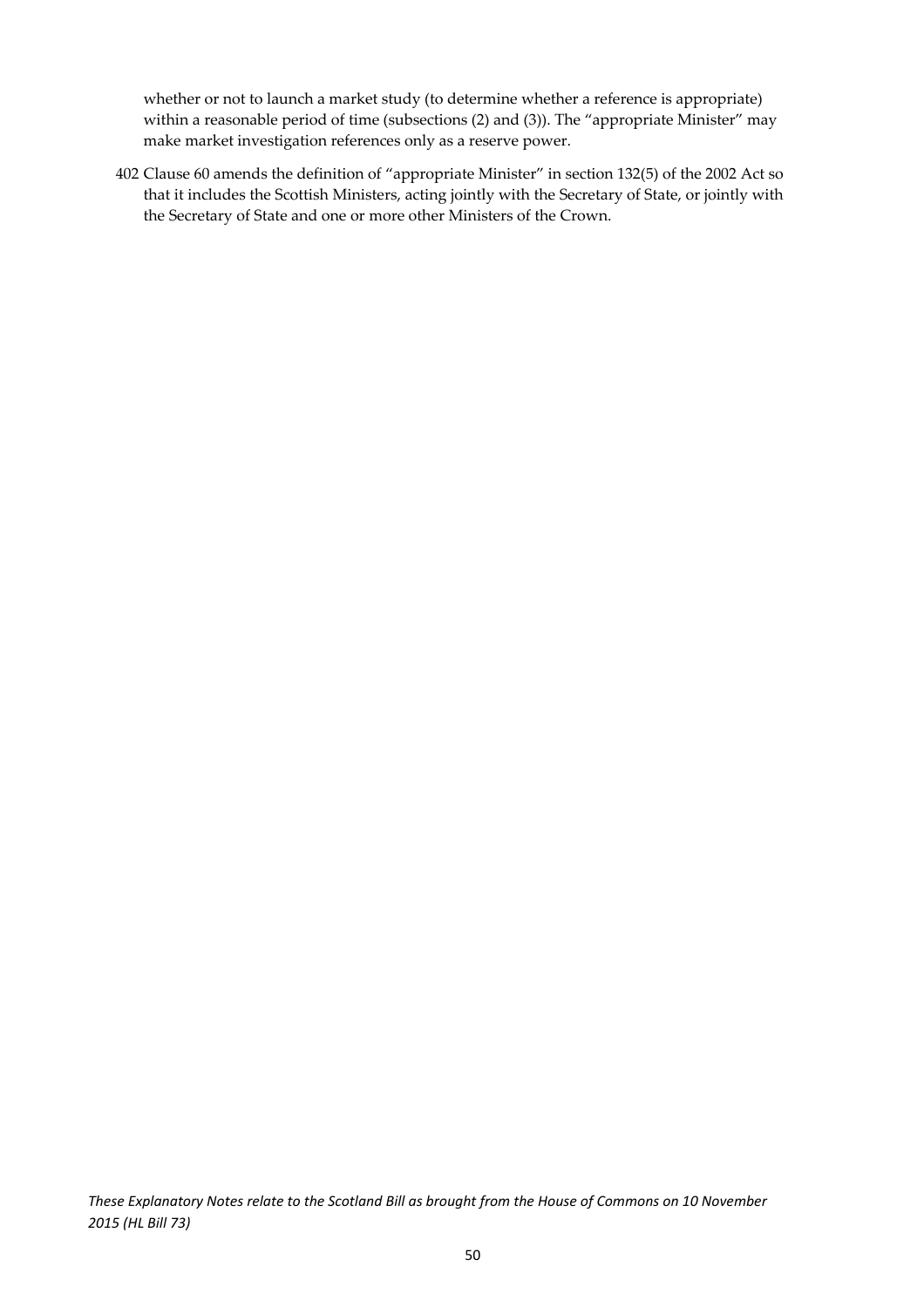whether or not to launch a market study (to determine whether a reference is appropriate) within a reasonable period of time (subsections (2) and (3)). The "appropriate Minister" may make market investigation references only as a reserve power.

402 Clause 60 amends the definition of "appropriate Minister" in section 132(5) of the 2002 Act so that it includes the Scottish Ministers, acting jointly with the Secretary of State, or jointly with the Secretary of State and one or more other Ministers of the Crown.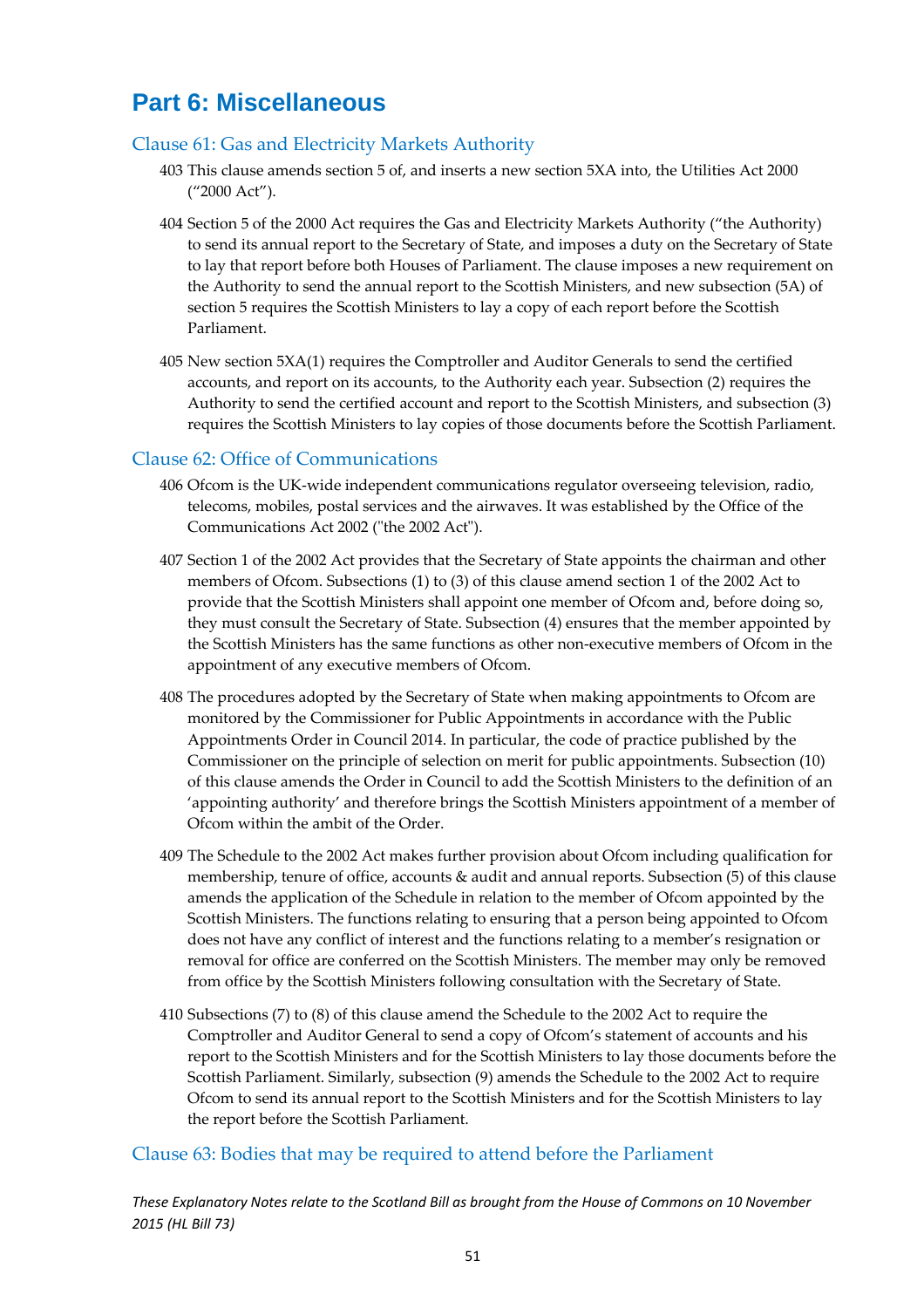# Part 6: Miscellaneous

## Clause 61: Gas and Electricity Markets Authority

403 This clause amends section 5 of, and inserts a new section 5XA into, the Utilities Act 2000 ("2000 Act").

404 Section 5 of the 2000 Act requires the Gas and Electricity Markets Authority ("the Authority) to send its annual report to the Secretary of State, and imposes a duty on the Secretary of State to lay that report before both Houses of Parliament. The clause imposes a new requirement on the Authority to send the annual report to the Scottish Ministers, and new subsection (5A) of section 5 requires the Scottish Ministers to lay a copy of each report before the Scottish Parliament.

405 New section 5XA(1) requires the Comptroller and Auditor Generals to send the certified accounts, and report on its accounts, to the Authority each year. Subsection (2) requires the Authority to send the certified account and report to the Scottish Ministers, and subsection (3) requires the Scottish Ministers to lay copies of those documents before the Scottish Parliament.

## Clause 62: Office of Communications

406 Ofcom is the UK-wide independent communications regulator overseeing television, radio, telecoms, mobiles, postal services and the airwaves. It was established by the Office of the Communications Act 2002 ("the 2002 Act").

407 Section 1 of the 2002 Act provides that the Secretary of State appoints the chairman and other members of Ofcom. Subsections (1) to (3) of this clause amend section 1 of the 2002 Act to provide that the Scottish Ministers shall appoint one member of Ofcom and, before doing so, they must consult the Secretary of State. Subsection (4) ensures that the member appointed by the Scottish Ministers has the same functions as other non-executive members of Ofcom in the appointment of any executive members of Ofcom.

408 The procedures adopted by the Secretary of State when making appointments to Ofcom are monitored by the Commissioner for Public Appointments in accordance with the Public Appointments Order in Council 2014. In particular, the code of practice published by the Commissioner on the principle of selection on merit for public appointments. Subsection (10) of this clause amends the Order in Council to add the Scottish Ministers to the definition of an 'appointing authority' and therefore brings the Scottish Ministers appointment of a member of Ofcom within the ambit of the Order.

409 The Schedule to the 2002 Act makes further provision about Ofcom including qualification for membership, tenure of office, accounts & audit and annual reports. Subsection (5) of this clause amends the application of the Schedule in relation to the member of Ofcom appointed by the Scottish Ministers. The functions relating to ensuring that a person being appointed to Ofcom does not have any conflict of interest and the functions relating to a member's resignation or removal for office are conferred on the Scottish Ministers. The member may only be removed from office by the Scottish Ministers following consultation with the Secretary of State.

410 Subsections (7) to (8) of this clause amend the Schedule to the 2002 Act to require the Comptroller and Auditor General to send a copy of Ofcom's statement of accounts and his report to the Scottish Ministers and for the Scottish Ministers to lay those documents before the Scottish Parliament. Similarly, subsection (9) amends the Schedule to the 2002 Act to require Ofcom to send its annual report to the Scottish Ministers and for the Scottish Ministers to lay the report before the Scottish Parliament.

## Clause 63: Bodies that may be required to attend before the Parliament

*These Explanatory Notes relate to the Scotland Bill as brought from the House of Commons on 10 November 2015 (HL Bill 73)*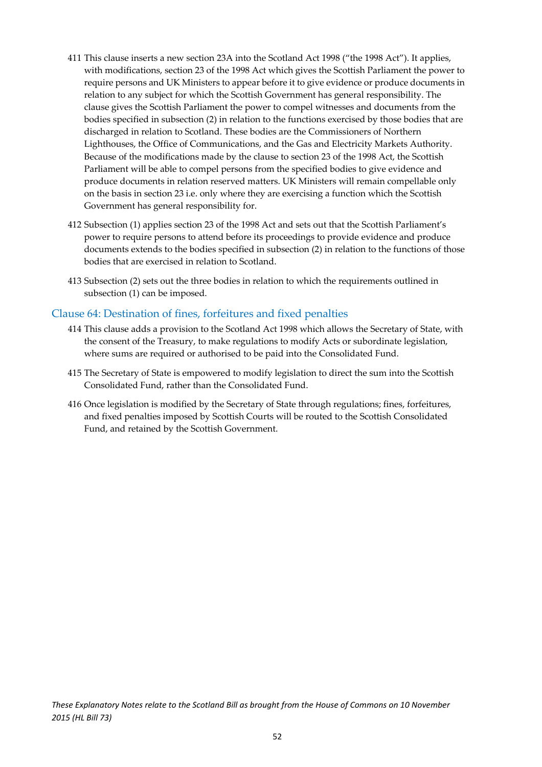411 This clause inserts a new section 23A into the Scotland Act 1998 ("the 1998 Act"). It applies, with modifications, section 23 of the 1998 Act which gives the Scottish Parliament the power to require persons and UK Ministers to appear before it to give evidence or produce documents in relation to any subject for which the Scottish Government has general responsibility. The clause gives the Scottish Parliament the power to compel witnesses and documents from the bodies specified in subsection (2) in relation to the functions exercised by those bodies that are discharged in relation to Scotland. These bodies are the Commissioners of Northern Lighthouses, the Office of Communications, and the Gas and Electricity Markets Authority. Because of the modifications made by the clause to section 23 of the 1998 Act, the Scottish Parliament will be able to compel persons from the specified bodies to give evidence and produce documents in relation reserved matters. UK Ministers will remain compellable only on the basis in section 23 i.e. only where they are exercising a function which the Scottish Government has general responsibility for.

412 Subsection (1) applies section 23 of the 1998 Act and sets out that the Scottish Parliament's power to require persons to attend before its proceedings to provide evidence and produce documents extends to the bodies specified in subsection (2) in relation to the functions of those bodies that are exercised in relation to Scotland.

413 Subsection (2) sets out the three bodies in relation to which the requirements outlined in subsection (1) can be imposed.

### Clause 64: Destination of fines, forfeitures and fixed penalties

414 This clause adds a provision to the Scotland Act 1998 which allows the Secretary of State, with the consent of the Treasury, to make regulations to modify Acts or subordinate legislation, where sums are required or authorised to be paid into the Consolidated Fund.

415 The Secretary of State is empowered to modify legislation to direct the sum into the Scottish Consolidated Fund, rather than the Consolidated Fund.

416 Once legislation is modified by the Secretary of State through regulations; fines, forfeitures, and fixed penalties imposed by Scottish Courts will be routed to the Scottish Consolidated Fund, and retained by the Scottish Government.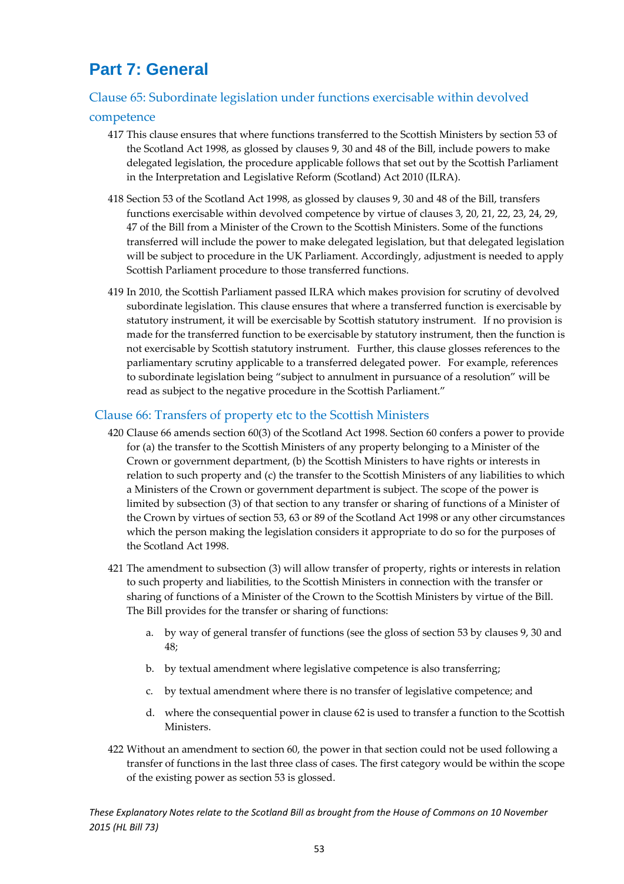# Part 7: General

## Clause 65: Subordinate legislation under functions exercisable within devolved competence

417 This clause ensures that where functions transferred to the Scottish Ministers by section 53 of the Scotland Act 1998, as glossed by clauses 9, 30 and 48 of the Bill, include powers to make delegated legislation, the procedure applicable follows that set out by the Scottish Parliament in the Interpretation and Legislative Reform (Scotland) Act 2010 (ILRA).

418 Section 53 of the Scotland Act 1998, as glossed by clauses 9, 30 and 48 of the Bill, transfers functions exercisable within devolved competence by virtue of clauses 3, 20, 21, 22, 23, 24, 29, 47 of the Bill from a Minister of the Crown to the Scottish Ministers. Some of the functions transferred will include the power to make delegated legislation, but that delegated legislation will be subject to procedure in the UK Parliament. Accordingly, adjustment is needed to apply Scottish Parliament procedure to those transferred functions.

419 In 2010, the Scottish Parliament passed ILRA which makes provision for scrutiny of devolved subordinate legislation. This clause ensures that where a transferred function is exercisable by statutory instrument, it will be exercisable by Scottish statutory instrument. If no provision is made for the transferred function to be exercisable by statutory instrument, then the function is not exercisable by Scottish statutory instrument. Further, this clause glosses references to the parliamentary scrutiny applicable to a transferred delegated power. For example, references to subordinate legislation being "subject to annulment in pursuance of a resolution" will be read as subject to the negative procedure in the Scottish Parliament."

## Clause 66: Transfers of property etc to the Scottish Ministers

420 Clause 66 amends section 60(3) of the Scotland Act 1998. Section 60 confers a power to provide for (a) the transfer to the Scottish Ministers of any property belonging to a Minister of the Crown or government department, (b) the Scottish Ministers to have rights or interests in relation to such property and (c) the transfer to the Scottish Ministers of any liabilities to which a Ministers of the Crown or government department is subject. The scope of the power is limited by subsection (3) of that section to any transfer or sharing of functions of a Minister of the Crown by virtues of section 53, 63 or 89 of the Scotland Act 1998 or any other circumstances which the person making the legislation considers it appropriate to do so for the purposes of the Scotland Act 1998.

421 The amendment to subsection (3) will allow transfer of property, rights or interests in relation to such property and liabilities, to the Scottish Ministers in connection with the transfer or sharing of functions of a Minister of the Crown to the Scottish Ministers by virtue of the Bill. The Bill provides for the transfer or sharing of functions:

a. by way of general transfer of functions (see the gloss of section 53 by clauses 9, 30 and 48;

b. by textual amendment where legislative competence is also transferring;

c. by textual amendment where there is no transfer of legislative competence; and

d. where the consequential power in clause 62 is used to transfer a function to the Scottish Ministers.

422 Without an amendment to section 60, the power in that section could not be used following a transfer of functions in the last three class of cases. The first category would be within the scope of the existing power as section 53 is glossed.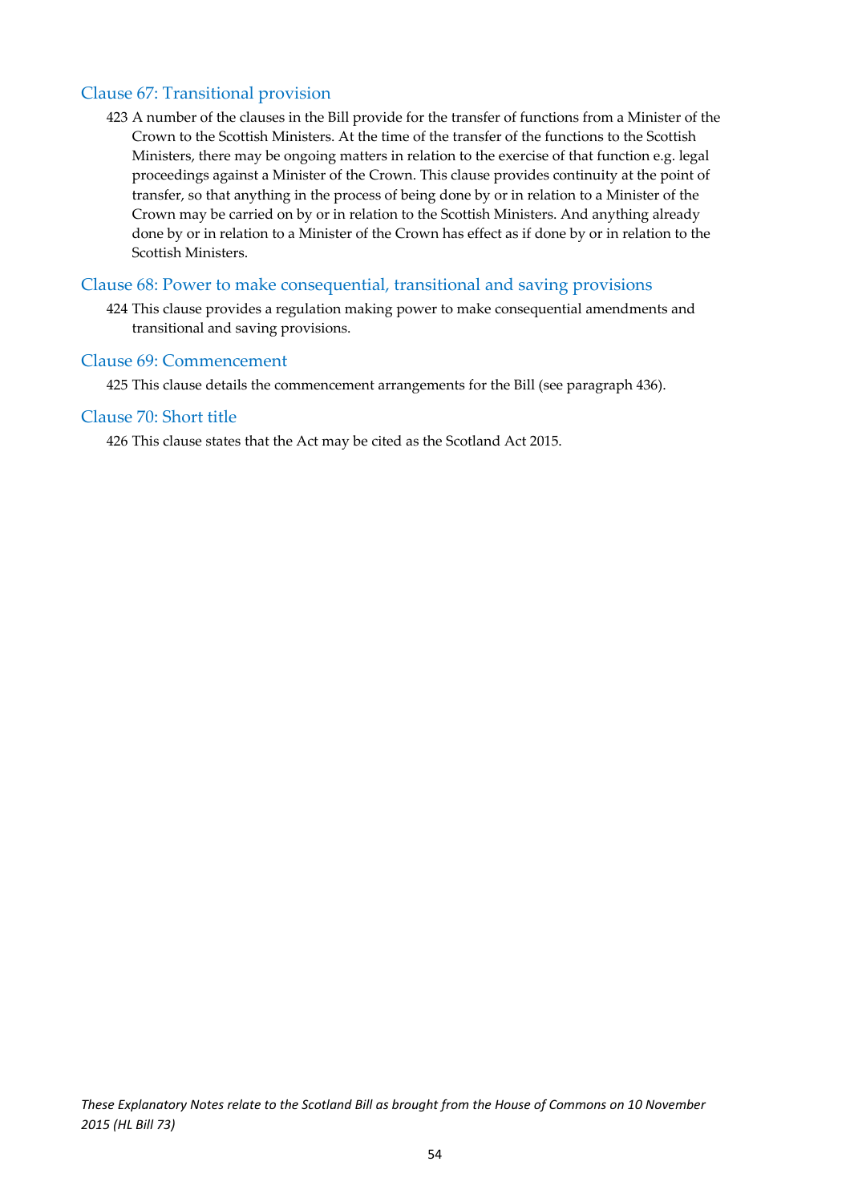### Clause 67: Transitional provision

423 A number of the clauses in the Bill provide for the transfer of functions from a Minister of the Crown to the Scottish Ministers. At the time of the transfer of the functions to the Scottish Ministers, there may be ongoing matters in relation to the exercise of that function e.g. legal proceedings against a Minister of the Crown. This clause provides continuity at the point of transfer, so that anything in the process of being done by or in relation to a Minister of the Crown may be carried on by or in relation to the Scottish Ministers. And anything already done by or in relation to a Minister of the Crown has effect as if done by or in relation to the Scottish Ministers.

### Clause 68: Power to make consequential, transitional and saving provisions

424 This clause provides a regulation making power to make consequential amendments and transitional and saving provisions.

### Clause 69: Commencement

425 This clause details the commencement arrangements for the Bill (see paragraph 436).

### Clause 70: Short title

426 This clause states that the Act may be cited as the Scotland Act 2015.

*These Explanatory Notes relate to the Scotland Bill as brought from the House of Commons on 10 November 2015 (HL Bill 73)*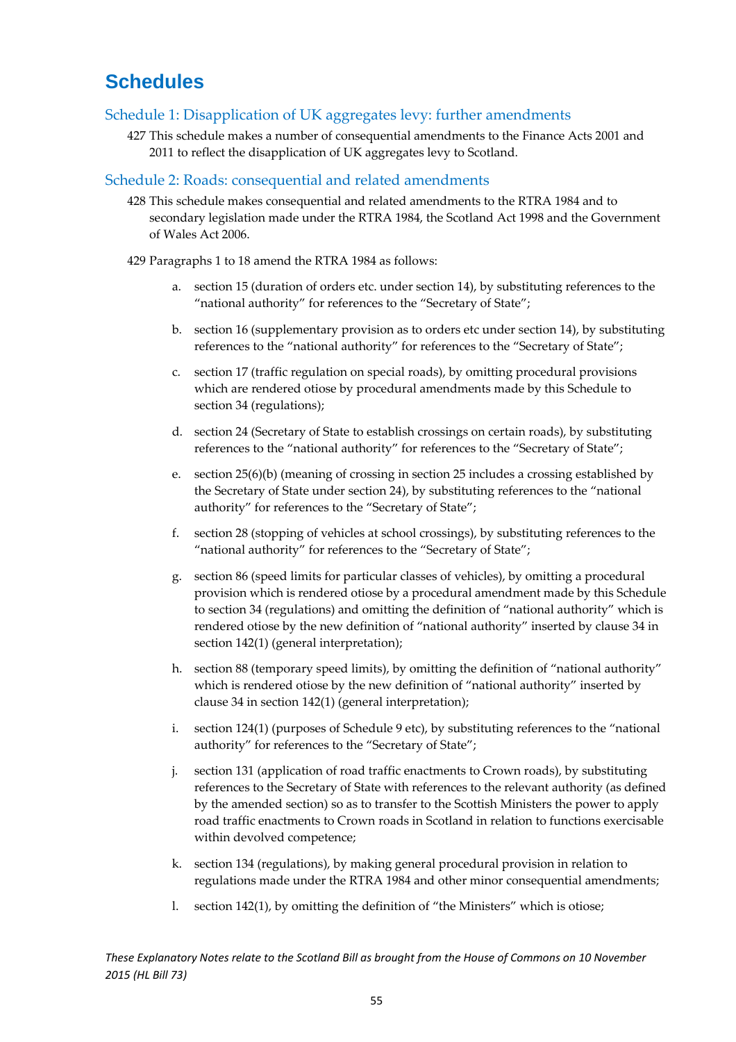# Schedules

## Schedule 1: Disapplication of UK aggregates levy: further amendments

427 This schedule makes a number of consequential amendments to the Finance Acts 2001 and 2011 to reflect the disapplication of UK aggregates levy to Scotland.

## Schedule 2: Roads: consequential and related amendments

428 This schedule makes consequential and related amendments to the RTRA 1984 and to secondary legislation made under the RTRA 1984, the Scotland Act 1998 and the Government of Wales Act 2006.

429 Paragraphs 1 to 18 amend the RTRA 1984 as follows:

a. section 15 (duration of orders etc. under section 14), by substituting references to the "national authority" for references to the "Secretary of State";

b. section 16 (supplementary provision as to orders etc under section 14), by substituting references to the "national authority" for references to the "Secretary of State";

c. section 17 (traffic regulation on special roads), by omitting procedural provisions which are rendered otiose by procedural amendments made by this Schedule to section 34 (regulations);

d. section 24 (Secretary of State to establish crossings on certain roads), by substituting references to the "national authority" for references to the "Secretary of State";

e. section 25(6)(b) (meaning of crossing in section 25 includes a crossing established by the Secretary of State under section 24), by substituting references to the "national authority" for references to the "Secretary of State";

f. section 28 (stopping of vehicles at school crossings), by substituting references to the "national authority" for references to the "Secretary of State";

g. section 86 (speed limits for particular classes of vehicles), by omitting a procedural provision which is rendered otiose by a procedural amendment made by this Schedule to section 34 (regulations) and omitting the definition of "national authority" which is rendered otiose by the new definition of "national authority" inserted by clause 34 in section 142(1) (general interpretation);

h. section 88 (temporary speed limits), by omitting the definition of "national authority" which is rendered otiose by the new definition of "national authority" inserted by clause 34 in section 142(1) (general interpretation);

i. section 124(1) (purposes of Schedule 9 etc), by substituting references to the "national authority" for references to the "Secretary of State";

j. section 131 (application of road traffic enactments to Crown roads), by substituting references to the Secretary of State with references to the relevant authority (as defined by the amended section) so as to transfer to the Scottish Ministers the power to apply road traffic enactments to Crown roads in Scotland in relation to functions exercisable within devolved competence;

k. section 134 (regulations), by making general procedural provision in relation to regulations made under the RTRA 1984 and other minor consequential amendments;

l. section 142(1), by omitting the definition of "the Ministers" which is otiose;

*These Explanatory Notes relate to the Scotland Bill as brought from the House of Commons on 10 November 2015 (HL Bill 73)*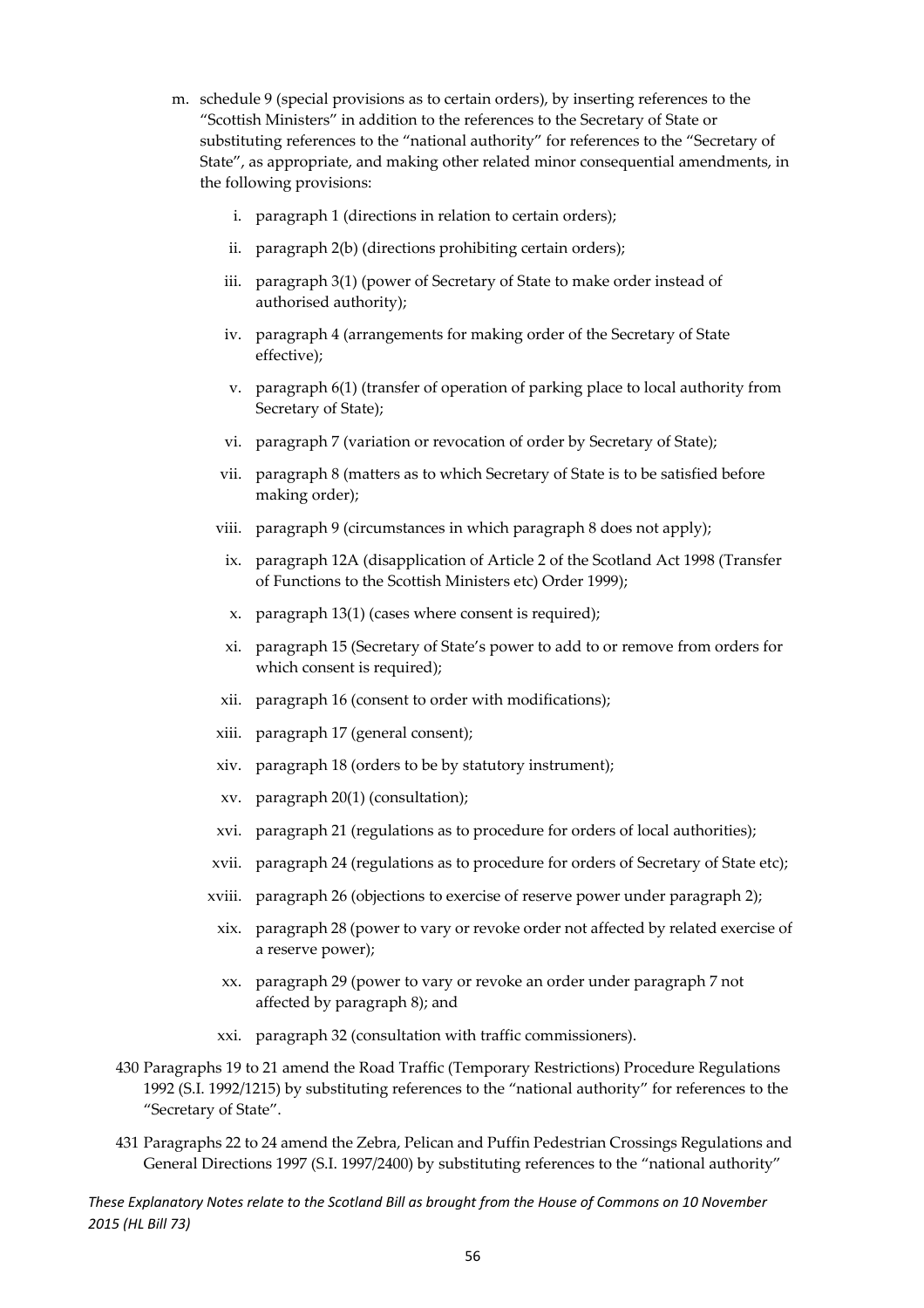m. schedule 9 (special provisions as to certain orders), by inserting references to the "Scottish Ministers" in addition to the references to the Secretary of State or substituting references to the "national authority" for references to the "Secretary of State", as appropriate, and making other related minor consequential amendments, in the following provisions:

   i. paragraph 1 (directions in relation to certain orders);

   ii. paragraph 2(b) (directions prohibiting certain orders);

   iii. paragraph 3(1) (power of Secretary of State to make order instead of authorised authority);

   iv. paragraph 4 (arrangements for making order of the Secretary of State effective);

   v. paragraph 6(1) (transfer of operation of parking place to local authority from Secretary of State);

   vi. paragraph 7 (variation or revocation of order by Secretary of State);

   vii. paragraph 8 (matters as to which Secretary of State is to be satisfied before making order);

   viii. paragraph 9 (circumstances in which paragraph 8 does not apply);

   ix. paragraph 12A (disapplication of Article 2 of the Scotland Act 1998 (Transfer of Functions to the Scottish Ministers etc) Order 1999);

   x. paragraph 13(1) (cases where consent is required);

   xi. paragraph 15 (Secretary of State's power to add to or remove from orders for which consent is required);

   xii. paragraph 16 (consent to order with modifications);

   xiii. paragraph 17 (general consent);

   xiv. paragraph 18 (orders to be by statutory instrument);

   xv. paragraph 20(1) (consultation);

   xvi. paragraph 21 (regulations as to procedure for orders of local authorities);

   xvii. paragraph 24 (regulations as to procedure for orders of Secretary of State etc);

   xviii. paragraph 26 (objections to exercise of reserve power under paragraph 2);

   xix. paragraph 28 (power to vary or revoke order not affected by related exercise of a reserve power);

   xx. paragraph 29 (power to vary or revoke an order under paragraph 7 not affected by paragraph 8); and

   xxi. paragraph 32 (consultation with traffic commissioners).

430 Paragraphs 19 to 21 amend the Road Traffic (Temporary Restrictions) Procedure Regulations 1992 (S.I. 1992/1215) by substituting references to the "national authority" for references to the "Secretary of State".

431 Paragraphs 22 to 24 amend the Zebra, Pelican and Puffin Pedestrian Crossings Regulations and General Directions 1997 (S.I. 1997/2400) by substituting references to the "national authority"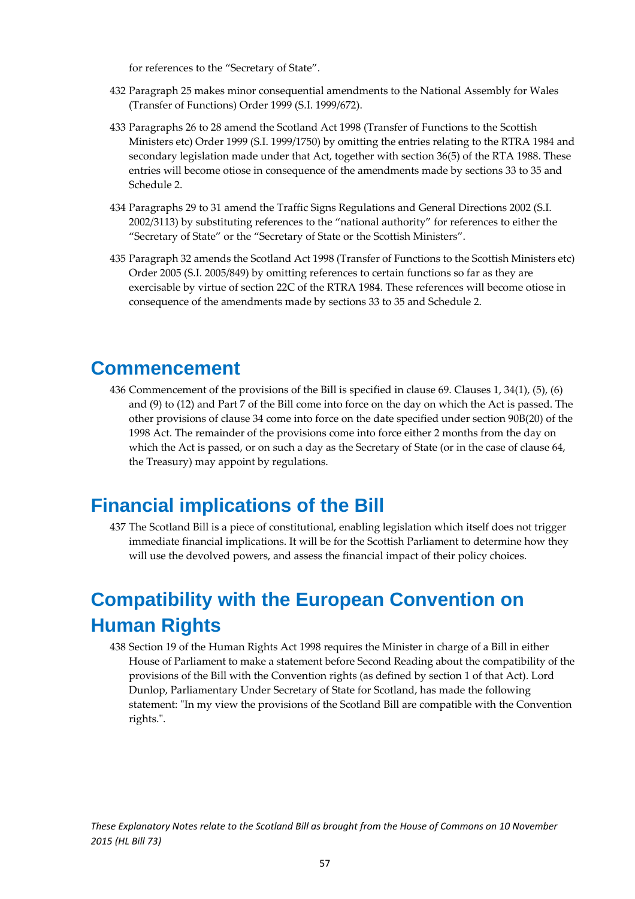for references to the "Secretary of State".

432 Paragraph 25 makes minor consequential amendments to the National Assembly for Wales (Transfer of Functions) Order 1999 (S.I. 1999/672).

433 Paragraphs 26 to 28 amend the Scotland Act 1998 (Transfer of Functions to the Scottish Ministers etc) Order 1999 (S.I. 1999/1750) by omitting the entries relating to the RTRA 1984 and secondary legislation made under that Act, together with section 36(5) of the RTA 1988. These entries will become otiose in consequence of the amendments made by sections 33 to 35 and Schedule 2.

434 Paragraphs 29 to 31 amend the Traffic Signs Regulations and General Directions 2002 (S.I. 2002/3113) by substituting references to the "national authority" for references to either the "Secretary of State" or the "Secretary of State or the Scottish Ministers".

435 Paragraph 32 amends the Scotland Act 1998 (Transfer of Functions to the Scottish Ministers etc) Order 2005 (S.I. 2005/849) by omitting references to certain functions so far as they are exercisable by virtue of section 22C of the RTRA 1984. These references will become otiose in consequence of the amendments made by sections 33 to 35 and Schedule 2.

## Commencement

436 Commencement of the provisions of the Bill is specified in clause 69. Clauses 1, 34(1), (5), (6) and (9) to (12) and Part 7 of the Bill come into force on the day on which the Act is passed. The other provisions of clause 34 come into force on the date specified under section 90B(20) of the 1998 Act. The remainder of the provisions come into force either 2 months from the day on which the Act is passed, or on such a day as the Secretary of State (or in the case of clause 64, the Treasury) may appoint by regulations.

## Financial implications of the Bill

437 The Scotland Bill is a piece of constitutional, enabling legislation which itself does not trigger immediate financial implications. It will be for the Scottish Parliament to determine how they will use the devolved powers, and assess the financial impact of their policy choices.

## Compatibility with the European Convention on Human Rights

438 Section 19 of the Human Rights Act 1998 requires the Minister in charge of a Bill in either House of Parliament to make a statement before Second Reading about the compatibility of the provisions of the Bill with the Convention rights (as defined by section 1 of that Act). Lord Dunlop, Parliamentary Under Secretary of State for Scotland, has made the following statement: "In my view the provisions of the Scotland Bill are compatible with the Convention rights.".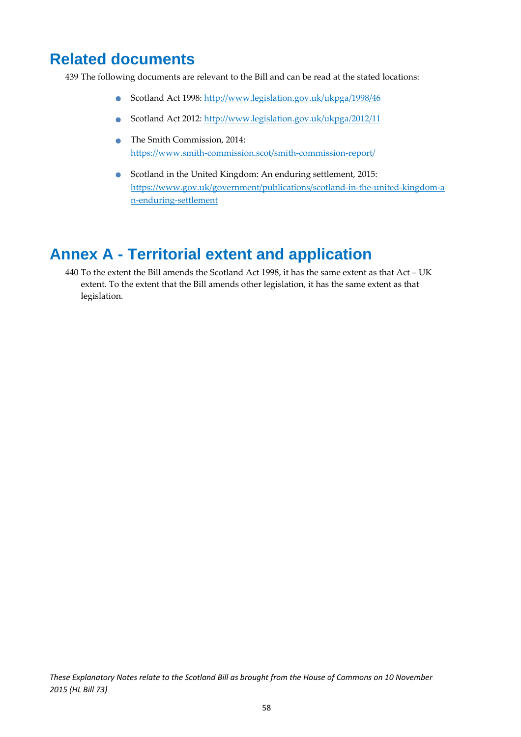# Related documents

439 The following documents are relevant to the Bill and can be read at the stated locations:

- Scotland Act 1998: http://www.legislation.gov.uk/ukpga/1998/46
- Scotland Act 2012: http://www.legislation.gov.uk/ukpga/2012/11
- The Smith Commission, 2014: https://www.smith-commission.scot/smith-commission-report/
- Scotland in the United Kingdom: An enduring settlement, 2015: https://www.gov.uk/government/publications/scotland-in-the-united-kingdom-an-enduring-settlement

# Annex A - Territorial extent and application

440 To the extent the Bill amends the Scotland Act 1998, it has the same extent as that Act – UK extent. To the extent that the Bill amends other legislation, it has the same extent as that legislation.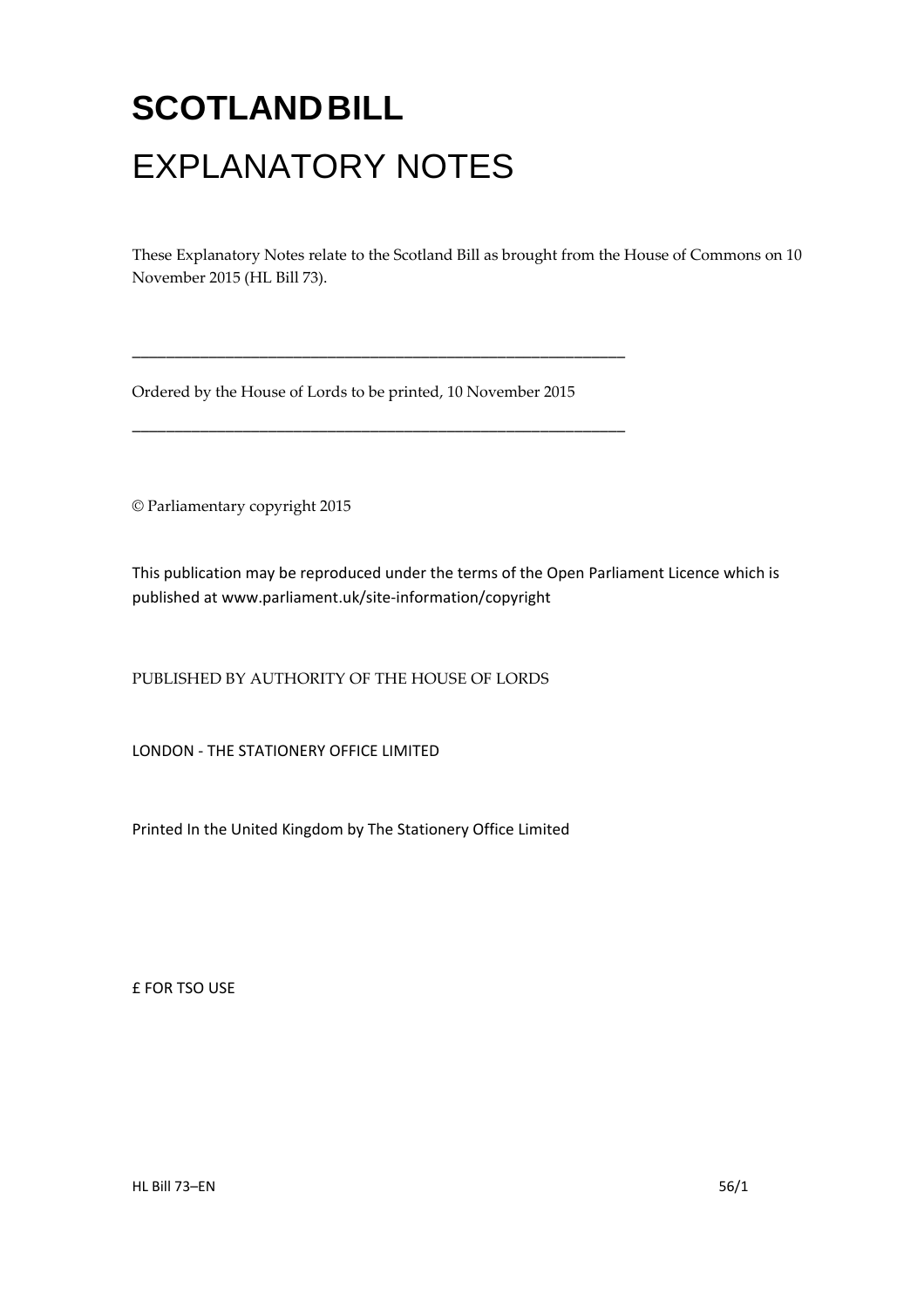# SCOTLAND BILL

# EXPLANATORY NOTES

These Explanatory Notes relate to the Scotland Bill as brought from the House of Commons on 10 November 2015 (HL Bill 73).

---

Ordered by the House of Lords to be printed, 10 November 2015

---

© Parliamentary copyright 2015

This publication may be reproduced under the terms of the Open Parliament Licence which is published at www.parliament.uk/site-information/copyright

PUBLISHED BY AUTHORITY OF THE HOUSE OF LORDS

LONDON - THE STATIONERY OFFICE LIMITED

Printed In the United Kingdom by The Stationery Office Limited

£ FOR TSO USE

HL Bill 73–EN 56/1